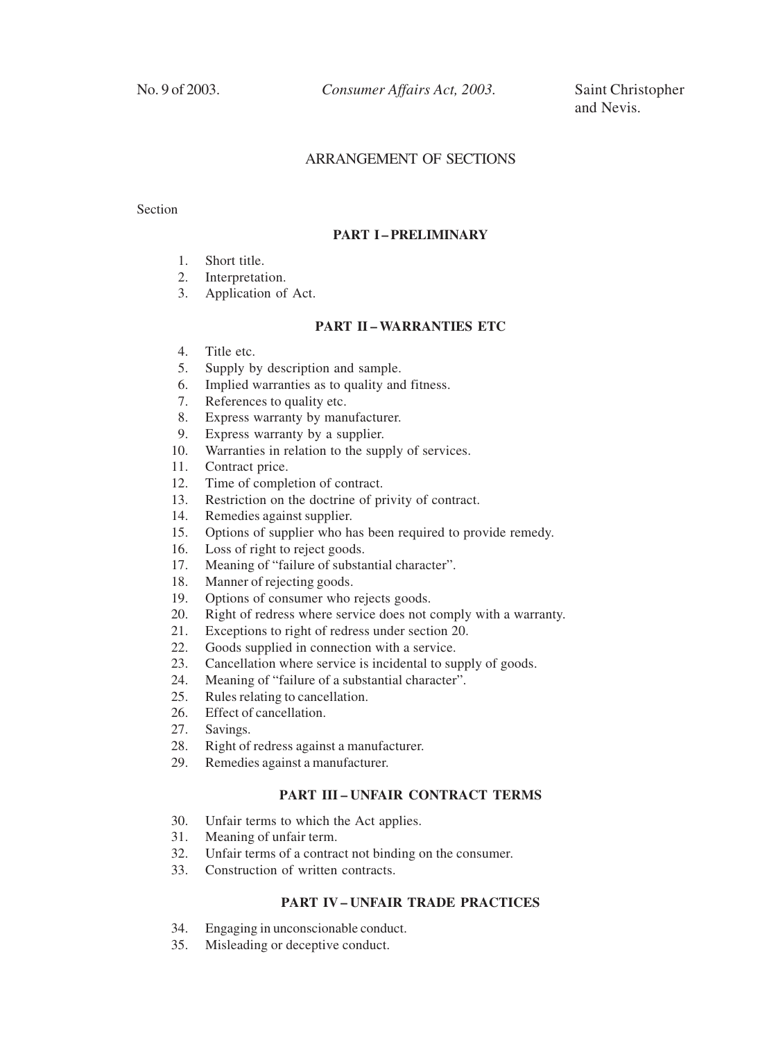No. 9 of 2003. *Consumer Affairs Act, 2003.* Saint Christopher and Nevis.

# ARRANGEMENT OF SECTIONS

Section

## PART I – PRELIMINARY

1. Short title.
2. Interpretation.
3. Application of Act.

## PART II – WARRANTIES ETC

4. Title etc.
5. Supply by description and sample.
6. Implied warranties as to quality and fitness.
7. References to quality etc.
8. Express warranty by manufacturer.
9. Express warranty by a supplier.
10. Warranties in relation to the supply of services.
11. Contract price.
12. Time of completion of contract.
13. Restriction on the doctrine of privity of contract.
14. Remedies against supplier.
15. Options of supplier who has been required to provide remedy.
16. Loss of right to reject goods.
17. Meaning of "failure of substantial character".
18. Manner of rejecting goods.
19. Options of consumer who rejects goods.
20. Right of redress where service does not comply with a warranty.
21. Exceptions to right of redress under section 20.
22. Goods supplied in connection with a service.
23. Cancellation where service is incidental to supply of goods.
24. Meaning of "failure of a substantial character".
25. Rules relating to cancellation.
26. Effect of cancellation.
27. Savings.
28. Right of redress against a manufacturer.
29. Remedies against a manufacturer.

## PART III – UNFAIR CONTRACT TERMS

30. Unfair terms to which the Act applies.
31. Meaning of unfair term.
32. Unfair terms of a contract not binding on the consumer.
33. Construction of written contracts.

## PART IV – UNFAIR TRADE PRACTICES

34. Engaging in unconscionable conduct.
35. Misleading or deceptive conduct.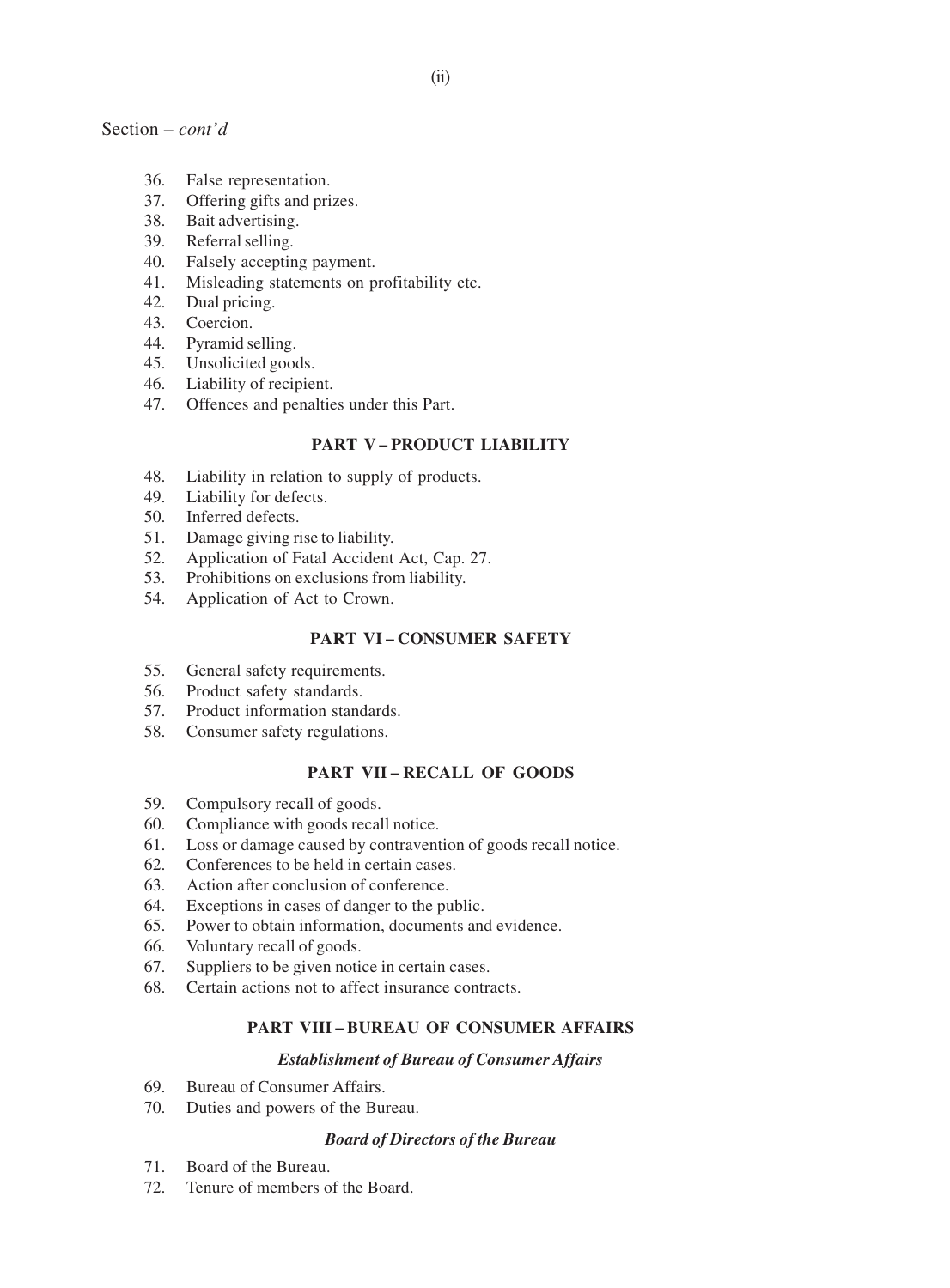Section – *cont'd*

36. False representation.
37. Offering gifts and prizes.
38. Bait advertising.
39. Referral selling.
40. Falsely accepting payment.
41. Misleading statements on profitability etc.
42. Dual pricing.
43. Coercion.
44. Pyramid selling.
45. Unsolicited goods.
46. Liability of recipient.
47. Offences and penalties under this Part.

**PART V – PRODUCT LIABILITY**

48. Liability in relation to supply of products.
49. Liability for defects.
50. Inferred defects.
51. Damage giving rise to liability.
52. Application of Fatal Accident Act, Cap. 27.
53. Prohibitions on exclusions from liability.
54. Application of Act to Crown.

**PART VI – CONSUMER SAFETY**

55. General safety requirements.
56. Product safety standards.
57. Product information standards.
58. Consumer safety regulations.

**PART VII – RECALL OF GOODS**

59. Compulsory recall of goods.
60. Compliance with goods recall notice.
61. Loss or damage caused by contravention of goods recall notice.
62. Conferences to be held in certain cases.
63. Action after conclusion of conference.
64. Exceptions in cases of danger to the public.
65. Power to obtain information, documents and evidence.
66. Voluntary recall of goods.
67. Suppliers to be given notice in certain cases.
68. Certain actions not to affect insurance contracts.

**PART VIII – BUREAU OF CONSUMER AFFAIRS**

***Establishment of Bureau of Consumer Affairs***

69. Bureau of Consumer Affairs.
70. Duties and powers of the Bureau.

***Board of Directors of the Bureau***

71. Board of the Bureau.
72. Tenure of members of the Board.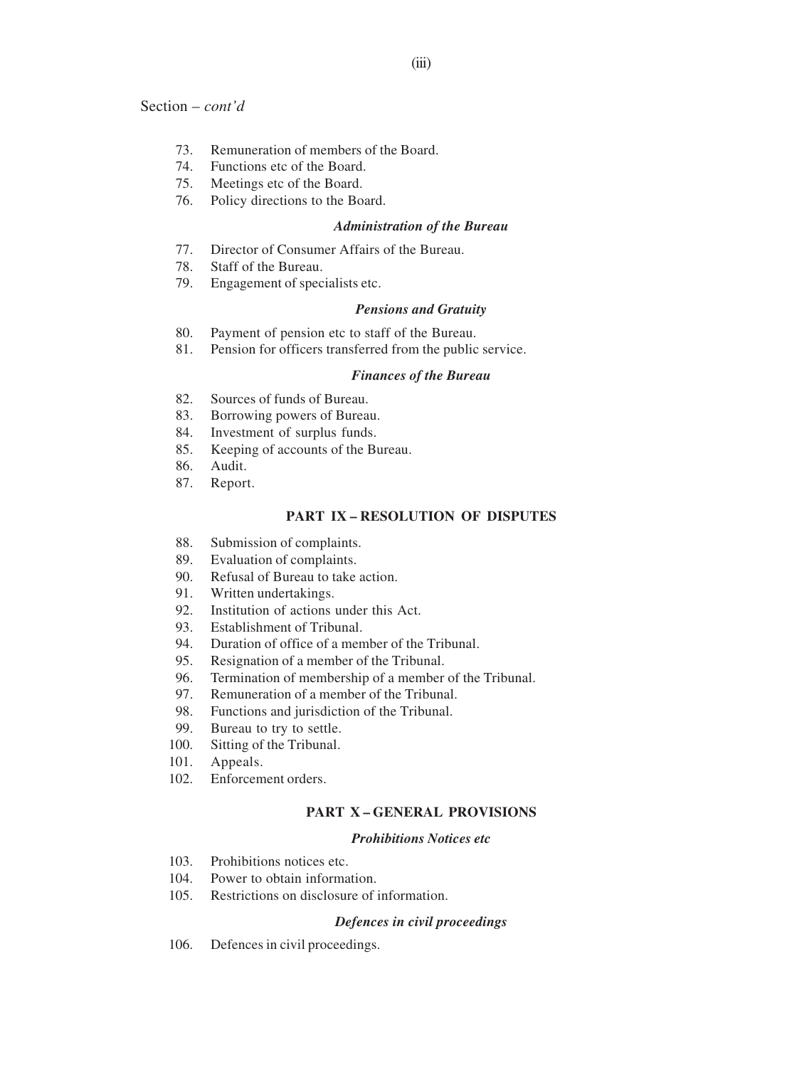Section – *cont'd*

73. Remuneration of members of the Board.
74. Functions etc of the Board.
75. Meetings etc of the Board.
76. Policy directions to the Board.

***Administration of the Bureau***

77. Director of Consumer Affairs of the Bureau.
78. Staff of the Bureau.
79. Engagement of specialists etc.

***Pensions and Gratuity***

80. Payment of pension etc to staff of the Bureau.
81. Pension for officers transferred from the public service.

***Finances of the Bureau***

82. Sources of funds of Bureau.
83. Borrowing powers of Bureau.
84. Investment of surplus funds.
85. Keeping of accounts of the Bureau.
86. Audit.
87. Report.

**PART IX – RESOLUTION OF DISPUTES**

88. Submission of complaints.
89. Evaluation of complaints.
90. Refusal of Bureau to take action.
91. Written undertakings.
92. Institution of actions under this Act.
93. Establishment of Tribunal.
94. Duration of office of a member of the Tribunal.
95. Resignation of a member of the Tribunal.
96. Termination of membership of a member of the Tribunal.
97. Remuneration of a member of the Tribunal.
98. Functions and jurisdiction of the Tribunal.
99. Bureau to try to settle.
100. Sitting of the Tribunal.
101. Appeals.
102. Enforcement orders.

**PART X – GENERAL PROVISIONS**

***Prohibitions Notices etc***

103. Prohibitions notices etc.
104. Power to obtain information.
105. Restrictions on disclosure of information.

***Defences in civil proceedings***

106. Defences in civil proceedings.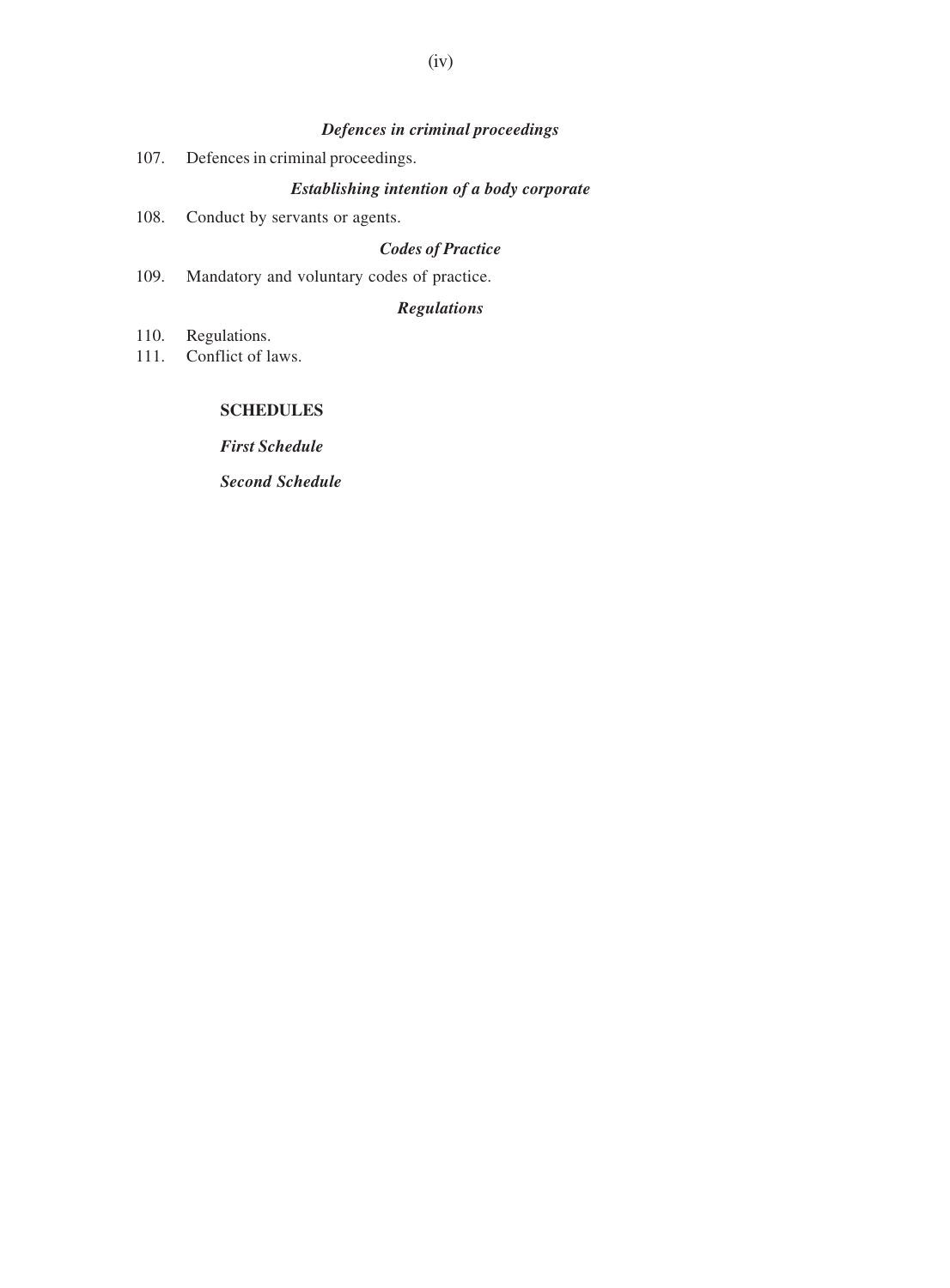*Defences in criminal proceedings*

107. Defences in criminal proceedings.

*Establishing intention of a body corporate*

108. Conduct by servants or agents.

*Codes of Practice*

109. Mandatory and voluntary codes of practice.

*Regulations*

110. Regulations.
111. Conflict of laws.

**SCHEDULES**

*First Schedule*

*Second Schedule*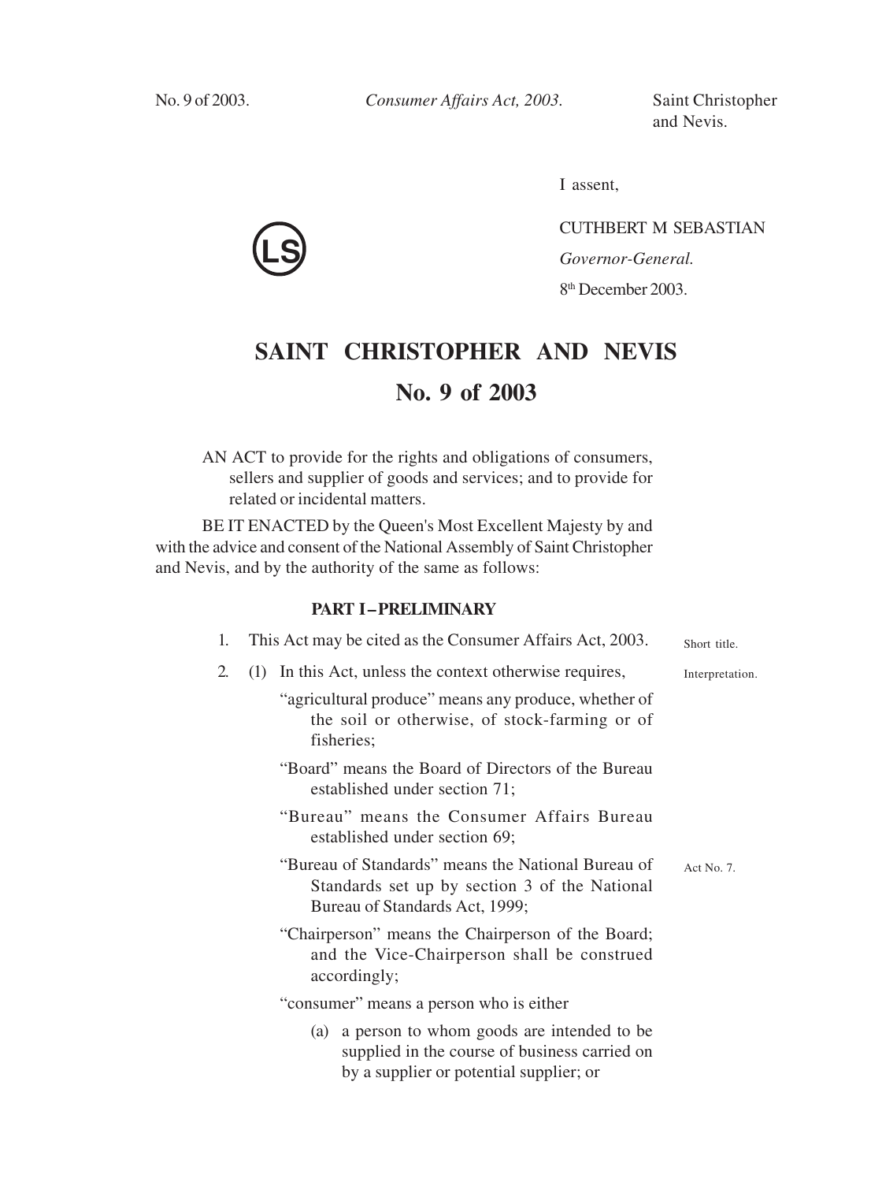I assent,

CUTHBERT M SEBASTIAN

*Governor-General.*

8th December 2003.

# SAINT CHRISTOPHER AND NEVIS

## No. 9 of 2003

AN ACT to provide for the rights and obligations of consumers, sellers and supplier of goods and services; and to provide for related or incidental matters.

BE IT ENACTED by the Queen's Most Excellent Majesty by and with the advice and consent of the National Assembly of Saint Christopher and Nevis, and by the authority of the same as follows:

### PART I – PRELIMINARY

Short title.

1. This Act may be cited as the Consumer Affairs Act, 2003.

Interpretation.

2. (1) In this Act, unless the context otherwise requires,

"agricultural produce" means any produce, whether of the soil or otherwise, of stock-farming or of fisheries;

"Board" means the Board of Directors of the Bureau established under section 71;

"Bureau" means the Consumer Affairs Bureau established under section 69;

Act No. 7.

"Bureau of Standards" means the National Bureau of Standards set up by section 3 of the National Bureau of Standards Act, 1999;

"Chairperson" means the Chairperson of the Board; and the Vice-Chairperson shall be construed accordingly;

"consumer" means a person who is either

(a) a person to whom goods are intended to be supplied in the course of business carried on by a supplier or potential supplier; or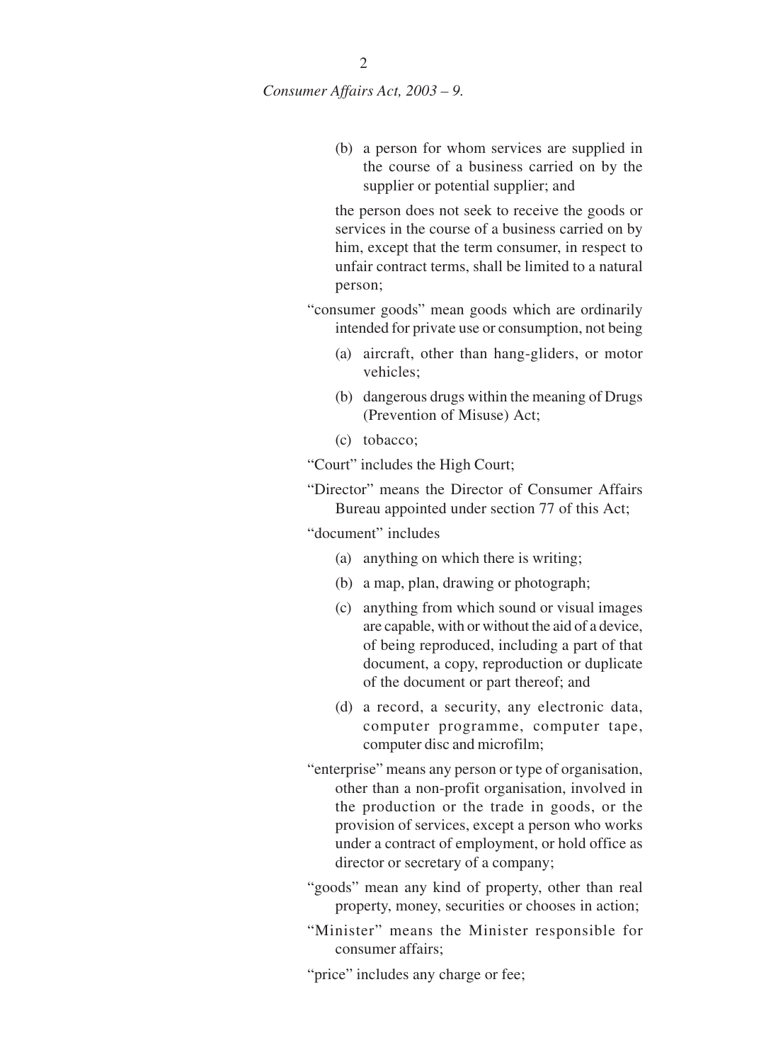(b) a person for whom services are supplied in the course of a business carried on by the supplier or potential supplier; and

the person does not seek to receive the goods or services in the course of a business carried on by him, except that the term consumer, in respect to unfair contract terms, shall be limited to a natural person;

"consumer goods" mean goods which are ordinarily intended for private use or consumption, not being

(a) aircraft, other than hang-gliders, or motor vehicles;

(b) dangerous drugs within the meaning of Drugs (Prevention of Misuse) Act;

(c) tobacco;

"Court" includes the High Court;

"Director" means the Director of Consumer Affairs Bureau appointed under section 77 of this Act;

"document" includes

(a) anything on which there is writing;

(b) a map, plan, drawing or photograph;

(c) anything from which sound or visual images are capable, with or without the aid of a device, of being reproduced, including a part of that document, a copy, reproduction or duplicate of the document or part thereof; and

(d) a record, a security, any electronic data, computer programme, computer tape, computer disc and microfilm;

"enterprise" means any person or type of organisation, other than a non-profit organisation, involved in the production or the trade in goods, or the provision of services, except a person who works under a contract of employment, or hold office as director or secretary of a company;

"goods" mean any kind of property, other than real property, money, securities or chooses in action;

"Minister" means the Minister responsible for consumer affairs;

"price" includes any charge or fee;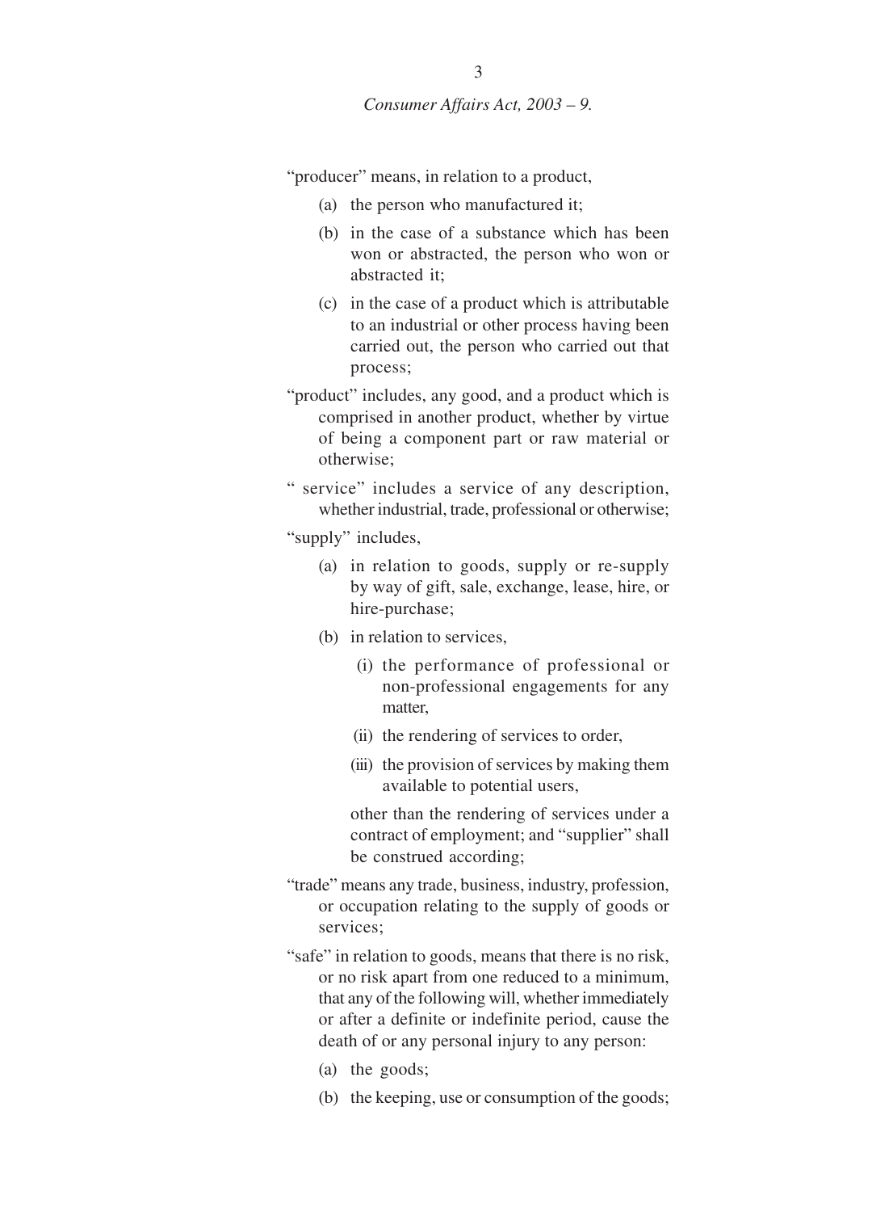"producer" means, in relation to a product,

(a) the person who manufactured it;

(b) in the case of a substance which has been won or abstracted, the person who won or abstracted it;

(c) in the case of a product which is attributable to an industrial or other process having been carried out, the person who carried out that process;

"product" includes, any good, and a product which is comprised in another product, whether by virtue of being a component part or raw material or otherwise;

" service" includes a service of any description, whether industrial, trade, professional or otherwise;

"supply" includes,

(a) in relation to goods, supply or re-supply by way of gift, sale, exchange, lease, hire, or hire-purchase;

(b) in relation to services,

(i) the performance of professional or non-professional engagements for any matter,

(ii) the rendering of services to order,

(iii) the provision of services by making them available to potential users,

other than the rendering of services under a contract of employment; and "supplier" shall be construed according;

"trade" means any trade, business, industry, profession, or occupation relating to the supply of goods or services;

"safe" in relation to goods, means that there is no risk, or no risk apart from one reduced to a minimum, that any of the following will, whether immediately or after a definite or indefinite period, cause the death of or any personal injury to any person:

(a) the goods;

(b) the keeping, use or consumption of the goods;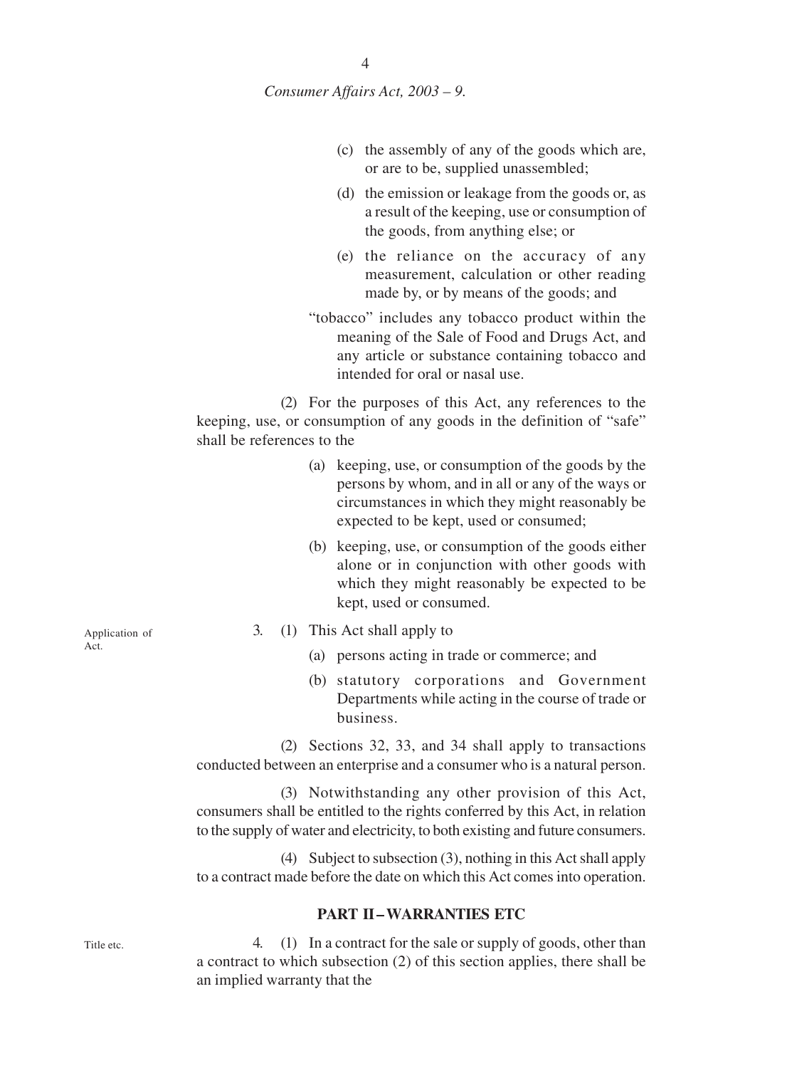(c) the assembly of any of the goods which are, or are to be, supplied unassembled;

(d) the emission or leakage from the goods or, as a result of the keeping, use or consumption of the goods, from anything else; or

(e) the reliance on the accuracy of any measurement, calculation or other reading made by, or by means of the goods; and

"tobacco" includes any tobacco product within the meaning of the Sale of Food and Drugs Act, and any article or substance containing tobacco and intended for oral or nasal use.

(2) For the purposes of this Act, any references to the keeping, use, or consumption of any goods in the definition of "safe" shall be references to the

(a) keeping, use, or consumption of the goods by the persons by whom, and in all or any of the ways or circumstances in which they might reasonably be expected to be kept, used or consumed;

(b) keeping, use, or consumption of the goods either alone or in conjunction with other goods with which they might reasonably be expected to be kept, used or consumed.

Application of Act.

3. (1) This Act shall apply to

(a) persons acting in trade or commerce; and

(b) statutory corporations and Government Departments while acting in the course of trade or business.

(2) Sections 32, 33, and 34 shall apply to transactions conducted between an enterprise and a consumer who is a natural person.

(3) Notwithstanding any other provision of this Act, consumers shall be entitled to the rights conferred by this Act, in relation to the supply of water and electricity, to both existing and future consumers.

(4) Subject to subsection (3), nothing in this Act shall apply to a contract made before the date on which this Act comes into operation.

## PART II – WARRANTIES ETC

Title etc.

4. (1) In a contract for the sale or supply of goods, other than a contract to which subsection (2) of this section applies, there shall be an implied warranty that the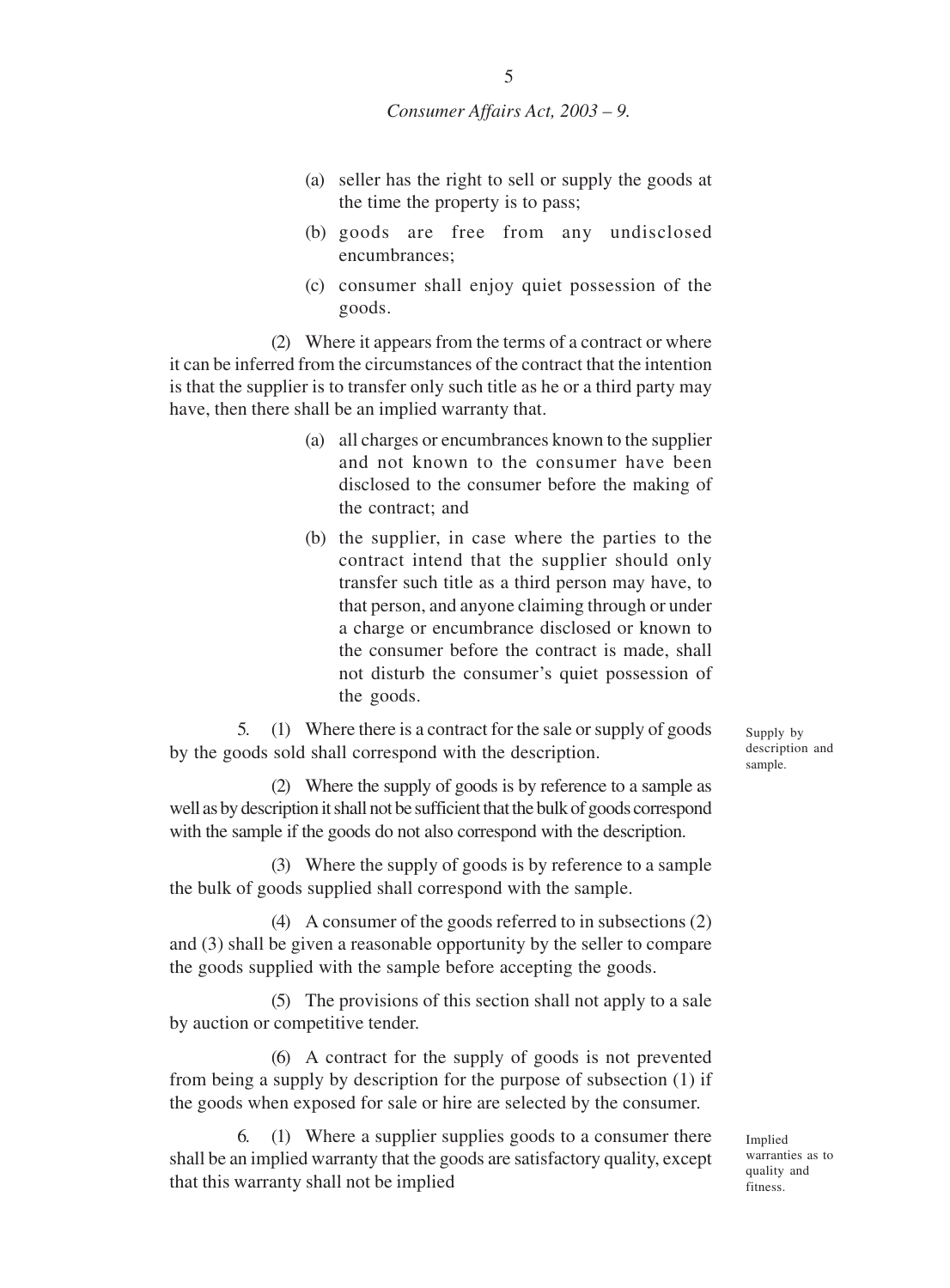(a) seller has the right to sell or supply the goods at the time the property is to pass;

(b) goods are free from any undisclosed encumbrances;

(c) consumer shall enjoy quiet possession of the goods.

(2) Where it appears from the terms of a contract or where it can be inferred from the circumstances of the contract that the intention is that the supplier is to transfer only such title as he or a third party may have, then there shall be an implied warranty that.

(a) all charges or encumbrances known to the supplier and not known to the consumer have been disclosed to the consumer before the making of the contract; and

(b) the supplier, in case where the parties to the contract intend that the supplier should only transfer such title as a third person may have, to that person, and anyone claiming through or under a charge or encumbrance disclosed or known to the consumer before the contract is made, shall not disturb the consumer's quiet possession of the goods.

Supply by description and sample.

5. (1) Where there is a contract for the sale or supply of goods by the goods sold shall correspond with the description.

(2) Where the supply of goods is by reference to a sample as well as by description it shall not be sufficient that the bulk of goods correspond with the sample if the goods do not also correspond with the description.

(3) Where the supply of goods is by reference to a sample the bulk of goods supplied shall correspond with the sample.

(4) A consumer of the goods referred to in subsections (2) and (3) shall be given a reasonable opportunity by the seller to compare the goods supplied with the sample before accepting the goods.

(5) The provisions of this section shall not apply to a sale by auction or competitive tender.

(6) A contract for the supply of goods is not prevented from being a supply by description for the purpose of subsection (1) if the goods when exposed for sale or hire are selected by the consumer.

Implied warranties as to quality and fitness.

6. (1) Where a supplier supplies goods to a consumer there shall be an implied warranty that the goods are satisfactory quality, except that this warranty shall not be implied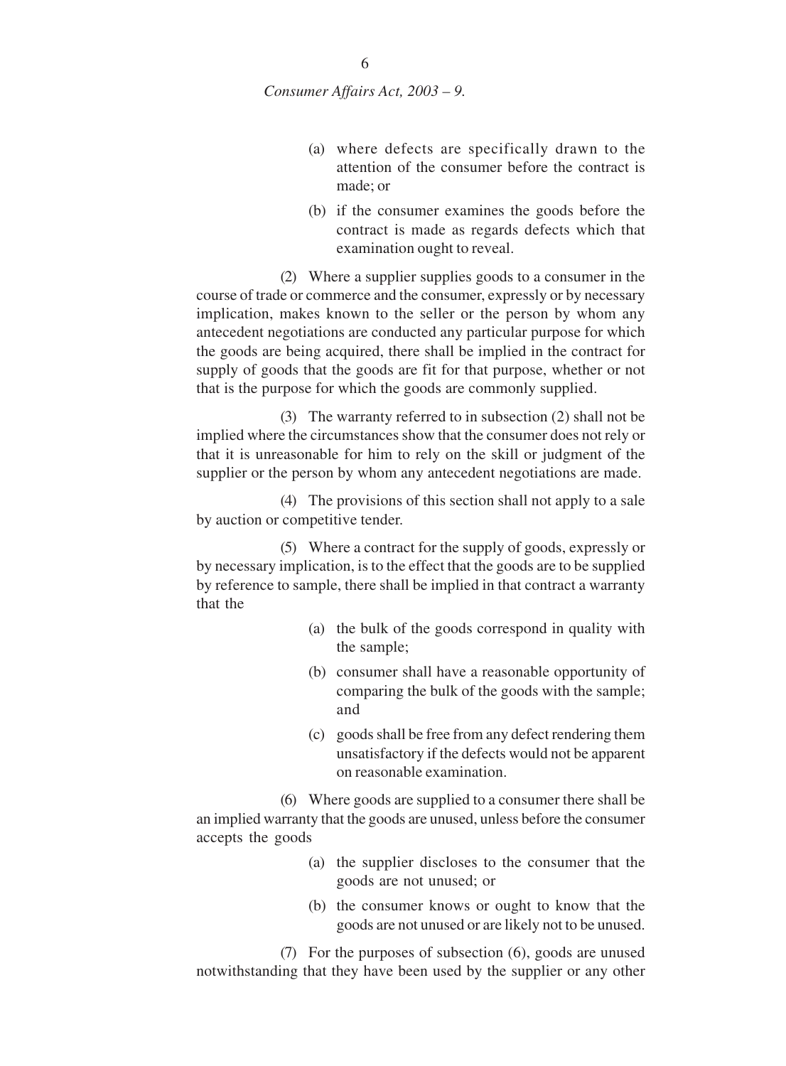(a) where defects are specifically drawn to the attention of the consumer before the contract is made; or

(b) if the consumer examines the goods before the contract is made as regards defects which that examination ought to reveal.

(2) Where a supplier supplies goods to a consumer in the course of trade or commerce and the consumer, expressly or by necessary implication, makes known to the seller or the person by whom any antecedent negotiations are conducted any particular purpose for which the goods are being acquired, there shall be implied in the contract for supply of goods that the goods are fit for that purpose, whether or not that is the purpose for which the goods are commonly supplied.

(3) The warranty referred to in subsection (2) shall not be implied where the circumstances show that the consumer does not rely or that it is unreasonable for him to rely on the skill or judgment of the supplier or the person by whom any antecedent negotiations are made.

(4) The provisions of this section shall not apply to a sale by auction or competitive tender.

(5) Where a contract for the supply of goods, expressly or by necessary implication, is to the effect that the goods are to be supplied by reference to sample, there shall be implied in that contract a warranty that the

(a) the bulk of the goods correspond in quality with the sample;

(b) consumer shall have a reasonable opportunity of comparing the bulk of the goods with the sample; and

(c) goods shall be free from any defect rendering them unsatisfactory if the defects would not be apparent on reasonable examination.

(6) Where goods are supplied to a consumer there shall be an implied warranty that the goods are unused, unless before the consumer accepts the goods

(a) the supplier discloses to the consumer that the goods are not unused; or

(b) the consumer knows or ought to know that the goods are not unused or are likely not to be unused.

(7) For the purposes of subsection (6), goods are unused notwithstanding that they have been used by the supplier or any other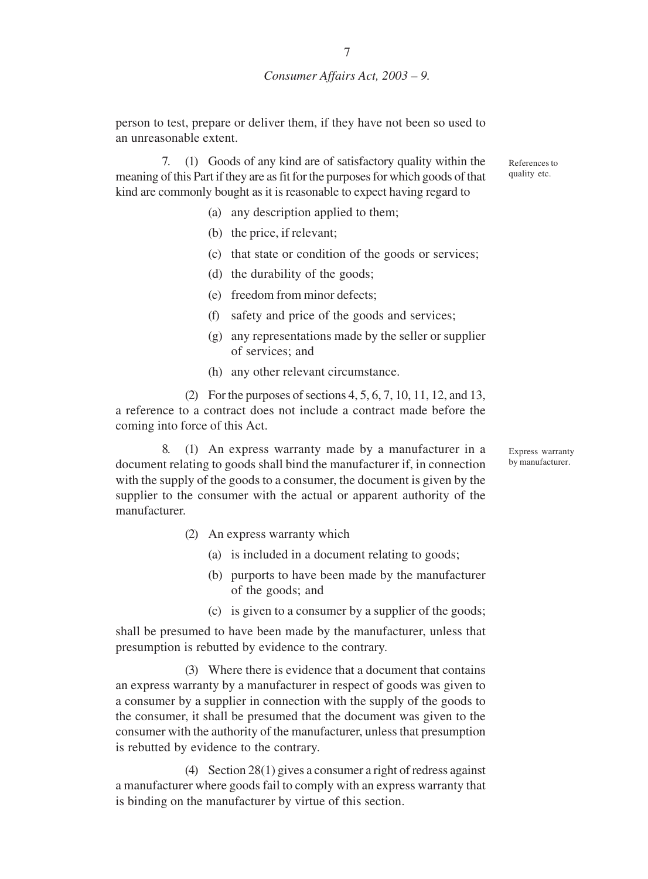person to test, prepare or deliver them, if they have not been so used to an unreasonable extent.

References to quality etc.

7. (1) Goods of any kind are of satisfactory quality within the meaning of this Part if they are as fit for the purposes for which goods of that kind are commonly bought as it is reasonable to expect having regard to

(a) any description applied to them;

(b) the price, if relevant;

(c) that state or condition of the goods or services;

(d) the durability of the goods;

(e) freedom from minor defects;

(f) safety and price of the goods and services;

(g) any representations made by the seller or supplier of services; and

(h) any other relevant circumstance.

(2) For the purposes of sections 4, 5, 6, 7, 10, 11, 12, and 13, a reference to a contract does not include a contract made before the coming into force of this Act.

Express warranty by manufacturer.

8. (1) An express warranty made by a manufacturer in a document relating to goods shall bind the manufacturer if, in connection with the supply of the goods to a consumer, the document is given by the supplier to the consumer with the actual or apparent authority of the manufacturer.

(2) An express warranty which

(a) is included in a document relating to goods;

(b) purports to have been made by the manufacturer of the goods; and

(c) is given to a consumer by a supplier of the goods;

shall be presumed to have been made by the manufacturer, unless that presumption is rebutted by evidence to the contrary.

(3) Where there is evidence that a document that contains an express warranty by a manufacturer in respect of goods was given to a consumer by a supplier in connection with the supply of the goods to the consumer, it shall be presumed that the document was given to the consumer with the authority of the manufacturer, unless that presumption is rebutted by evidence to the contrary.

(4) Section 28(1) gives a consumer a right of redress against a manufacturer where goods fail to comply with an express warranty that is binding on the manufacturer by virtue of this section.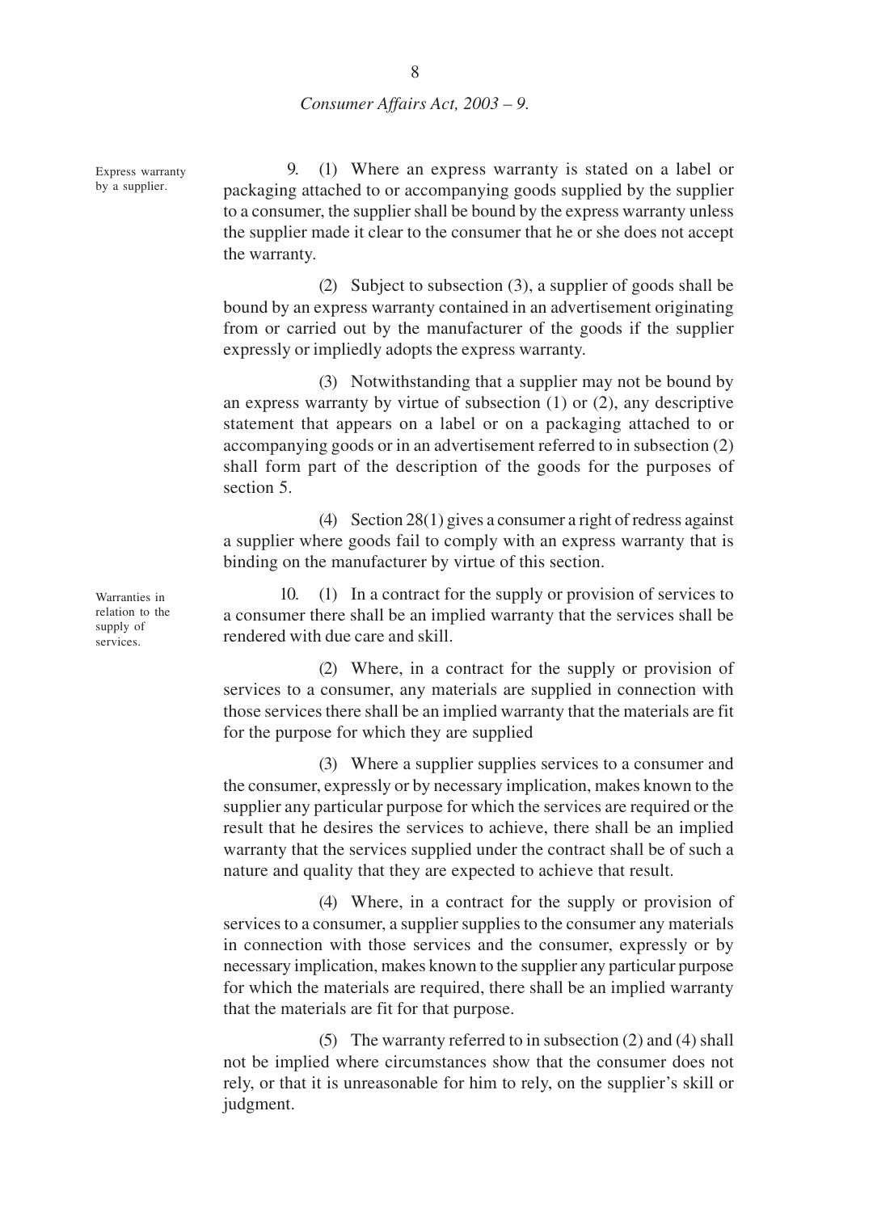**Express warranty by a supplier.**

9. (1) Where an express warranty is stated on a label or packaging attached to or accompanying goods supplied by the supplier to a consumer, the supplier shall be bound by the express warranty unless the supplier made it clear to the consumer that he or she does not accept the warranty.

(2) Subject to subsection (3), a supplier of goods shall be bound by an express warranty contained in an advertisement originating from or carried out by the manufacturer of the goods if the supplier expressly or impliedly adopts the express warranty.

(3) Notwithstanding that a supplier may not be bound by an express warranty by virtue of subsection (1) or (2), any descriptive statement that appears on a label or on a packaging attached to or accompanying goods or in an advertisement referred to in subsection (2) shall form part of the description of the goods for the purposes of section 5.

(4) Section 28(1) gives a consumer a right of redress against a supplier where goods fail to comply with an express warranty that is binding on the manufacturer by virtue of this section.

**Warranties in relation to the supply of services.**

10. (1) In a contract for the supply or provision of services to a consumer there shall be an implied warranty that the services shall be rendered with due care and skill.

(2) Where, in a contract for the supply or provision of services to a consumer, any materials are supplied in connection with those services there shall be an implied warranty that the materials are fit for the purpose for which they are supplied

(3) Where a supplier supplies services to a consumer and the consumer, expressly or by necessary implication, makes known to the supplier any particular purpose for which the services are required or the result that he desires the services to achieve, there shall be an implied warranty that the services supplied under the contract shall be of such a nature and quality that they are expected to achieve that result.

(4) Where, in a contract for the supply or provision of services to a consumer, a supplier supplies to the consumer any materials in connection with those services and the consumer, expressly or by necessary implication, makes known to the supplier any particular purpose for which the materials are required, there shall be an implied warranty that the materials are fit for that purpose.

(5) The warranty referred to in subsection (2) and (4) shall not be implied where circumstances show that the consumer does not rely, or that it is unreasonable for him to rely, on the supplier's skill or judgment.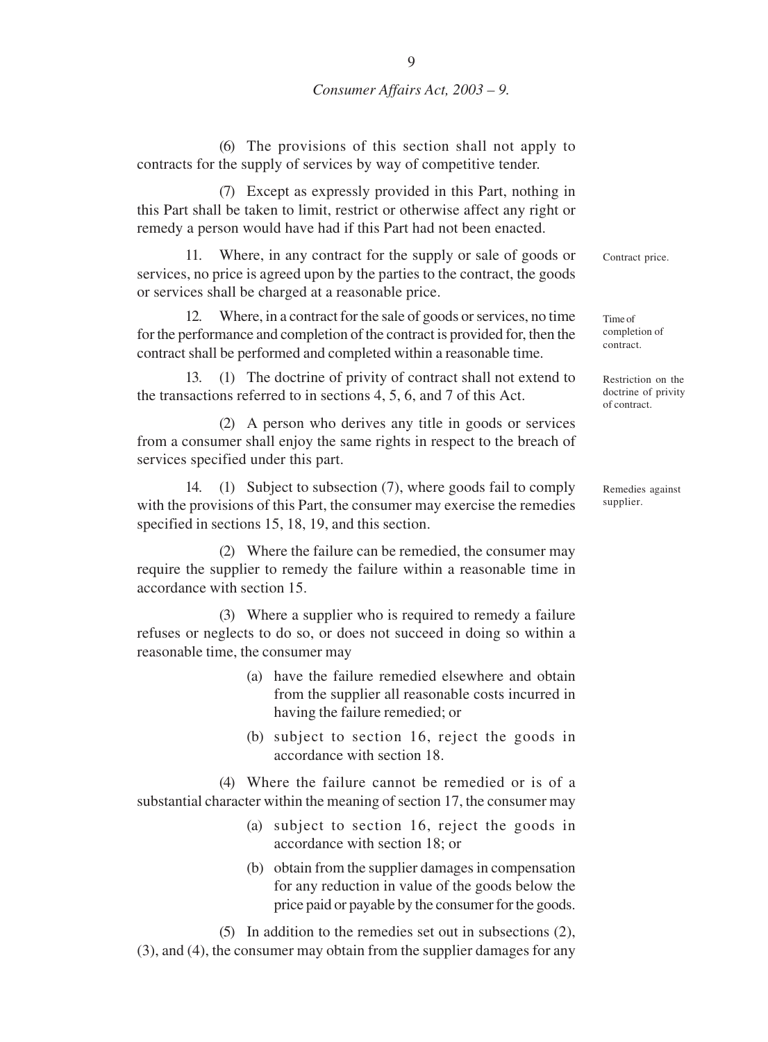(6) The provisions of this section shall not apply to contracts for the supply of services by way of competitive tender.

(7) Except as expressly provided in this Part, nothing in this Part shall be taken to limit, restrict or otherwise affect any right or remedy a person would have had if this Part had not been enacted.

Contract price.

11. Where, in any contract for the supply or sale of goods or services, no price is agreed upon by the parties to the contract, the goods or services shall be charged at a reasonable price.

Time of completion of contract.

12. Where, in a contract for the sale of goods or services, no time for the performance and completion of the contract is provided for, then the contract shall be performed and completed within a reasonable time.

Restriction on the doctrine of privity of contract.

13. (1) The doctrine of privity of contract shall not extend to the transactions referred to in sections 4, 5, 6, and 7 of this Act.

(2) A person who derives any title in goods or services from a consumer shall enjoy the same rights in respect to the breach of services specified under this part.

Remedies against supplier.

14. (1) Subject to subsection (7), where goods fail to comply with the provisions of this Part, the consumer may exercise the remedies specified in sections 15, 18, 19, and this section.

(2) Where the failure can be remedied, the consumer may require the supplier to remedy the failure within a reasonable time in accordance with section 15.

(3) Where a supplier who is required to remedy a failure refuses or neglects to do so, or does not succeed in doing so within a reasonable time, the consumer may

(a) have the failure remedied elsewhere and obtain from the supplier all reasonable costs incurred in having the failure remedied; or

(b) subject to section 16, reject the goods in accordance with section 18.

(4) Where the failure cannot be remedied or is of a substantial character within the meaning of section 17, the consumer may

(a) subject to section 16, reject the goods in accordance with section 18; or

(b) obtain from the supplier damages in compensation for any reduction in value of the goods below the price paid or payable by the consumer for the goods.

(5) In addition to the remedies set out in subsections (2), (3), and (4), the consumer may obtain from the supplier damages for any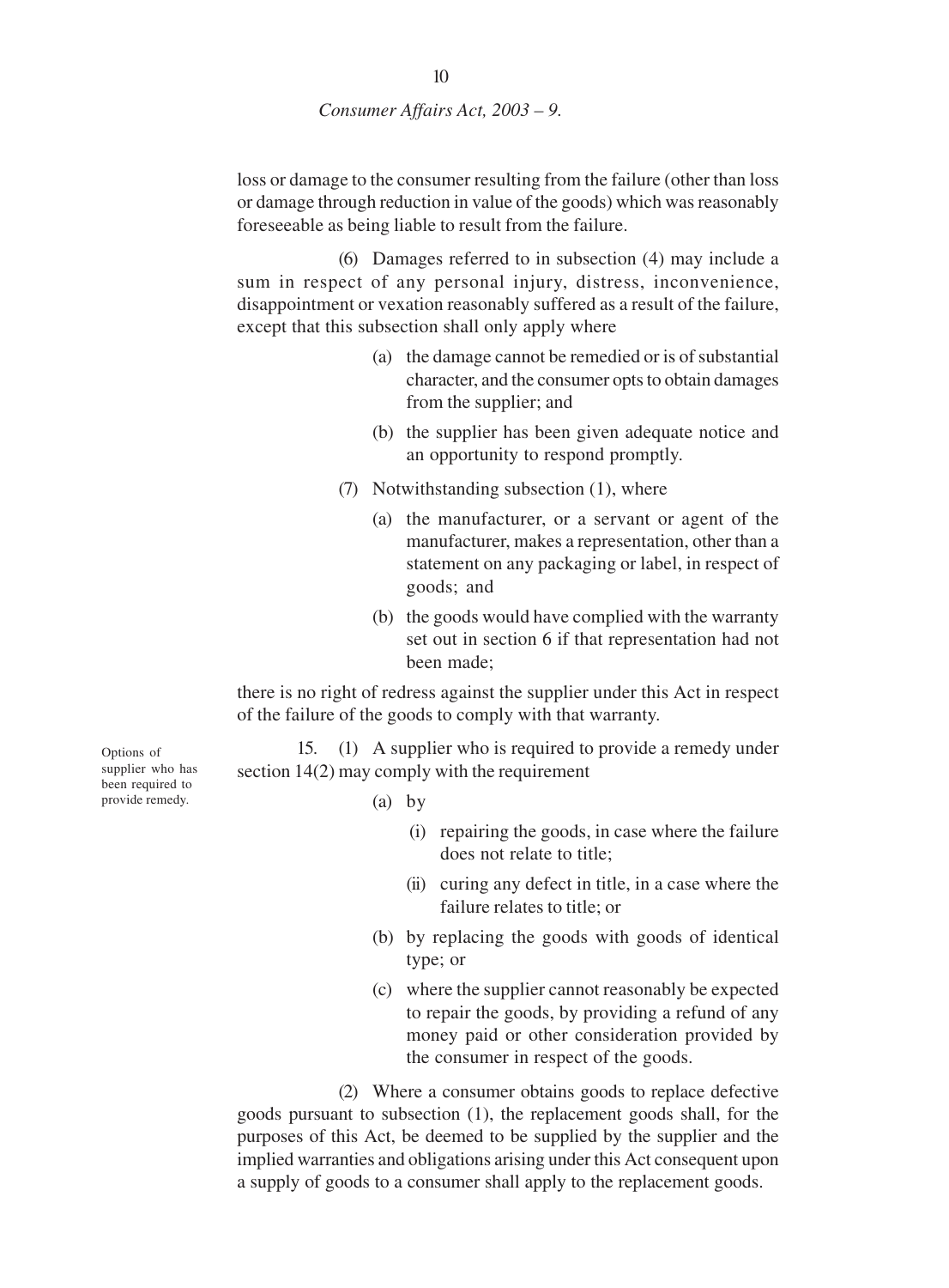loss or damage to the consumer resulting from the failure (other than loss or damage through reduction in value of the goods) which was reasonably foreseeable as being liable to result from the failure.

(6) Damages referred to in subsection (4) may include a sum in respect of any personal injury, distress, inconvenience, disappointment or vexation reasonably suffered as a result of the failure, except that this subsection shall only apply where

(a) the damage cannot be remedied or is of substantial character, and the consumer opts to obtain damages from the supplier; and

(b) the supplier has been given adequate notice and an opportunity to respond promptly.

(7) Notwithstanding subsection (1), where

(a) the manufacturer, or a servant or agent of the manufacturer, makes a representation, other than a statement on any packaging or label, in respect of goods; and

(b) the goods would have complied with the warranty set out in section 6 if that representation had not been made;

there is no right of redress against the supplier under this Act in respect of the failure of the goods to comply with that warranty.

Options of supplier who has been required to provide remedy.

15. (1) A supplier who is required to provide a remedy under section 14(2) may comply with the requirement

(a) by

(i) repairing the goods, in case where the failure does not relate to title;

(ii) curing any defect in title, in a case where the failure relates to title; or

(b) by replacing the goods with goods of identical type; or

(c) where the supplier cannot reasonably be expected to repair the goods, by providing a refund of any money paid or other consideration provided by the consumer in respect of the goods.

(2) Where a consumer obtains goods to replace defective goods pursuant to subsection (1), the replacement goods shall, for the purposes of this Act, be deemed to be supplied by the supplier and the implied warranties and obligations arising under this Act consequent upon a supply of goods to a consumer shall apply to the replacement goods.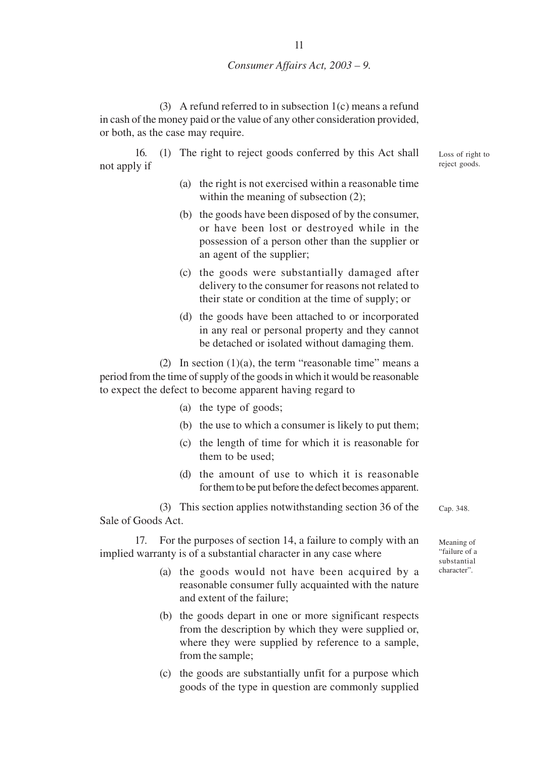(3) A refund referred to in subsection 1(c) means a refund in cash of the money paid or the value of any other consideration provided, or both, as the case may require.

*Loss of right to reject goods.*

16. (1) The right to reject goods conferred by this Act shall not apply if

- (a) the right is not exercised within a reasonable time within the meaning of subsection (2);
- (b) the goods have been disposed of by the consumer, or have been lost or destroyed while in the possession of a person other than the supplier or an agent of the supplier;
- (c) the goods were substantially damaged after delivery to the consumer for reasons not related to their state or condition at the time of supply; or
- (d) the goods have been attached to or incorporated in any real or personal property and they cannot be detached or isolated without damaging them.

(2) In section (1)(a), the term "reasonable time" means a period from the time of supply of the goods in which it would be reasonable to expect the defect to become apparent having regard to

- (a) the type of goods;
- (b) the use to which a consumer is likely to put them;
- (c) the length of time for which it is reasonable for them to be used;
- (d) the amount of use to which it is reasonable for them to be put before the defect becomes apparent.

*Cap. 348.*

(3) This section applies notwithstanding section 36 of the Sale of Goods Act.

*Meaning of "failure of a substantial character".*

17. For the purposes of section 14, a failure to comply with an implied warranty is of a substantial character in any case where

- (a) the goods would not have been acquired by a reasonable consumer fully acquainted with the nature and extent of the failure;
- (b) the goods depart in one or more significant respects from the description by which they were supplied or, where they were supplied by reference to a sample, from the sample;
- (c) the goods are substantially unfit for a purpose which goods of the type in question are commonly supplied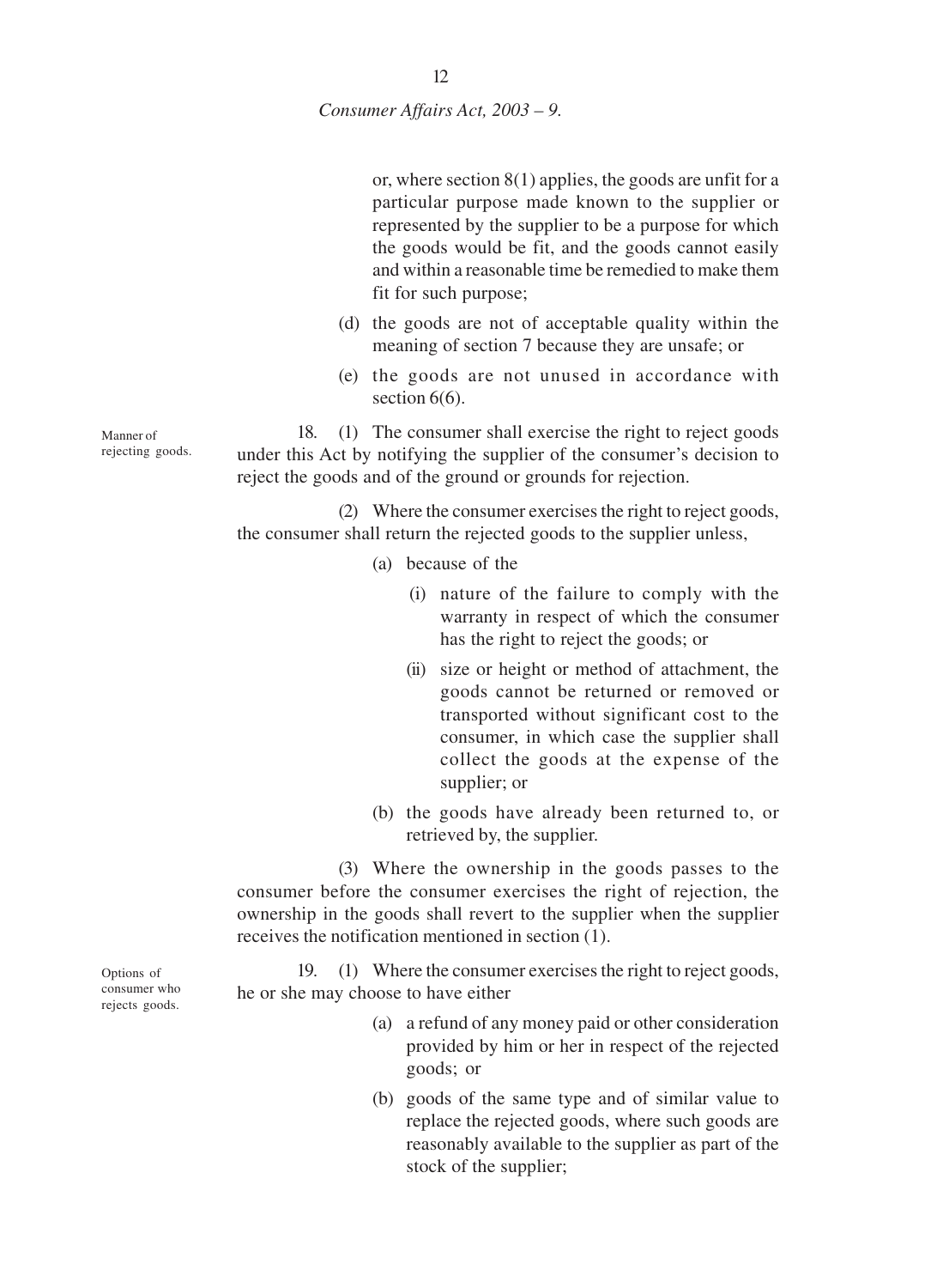or, where section 8(1) applies, the goods are unfit for a particular purpose made known to the supplier or represented by the supplier to be a purpose for which the goods would be fit, and the goods cannot easily and within a reasonable time be remedied to make them fit for such purpose;

(d) the goods are not of acceptable quality within the meaning of section 7 because they are unsafe; or

(e) the goods are not unused in accordance with section 6(6).

Manner of rejecting goods.

18. (1) The consumer shall exercise the right to reject goods under this Act by notifying the supplier of the consumer's decision to reject the goods and of the ground or grounds for rejection.

(2) Where the consumer exercises the right to reject goods, the consumer shall return the rejected goods to the supplier unless,

(a) because of the

(i) nature of the failure to comply with the warranty in respect of which the consumer has the right to reject the goods; or

(ii) size or height or method of attachment, the goods cannot be returned or removed or transported without significant cost to the consumer, in which case the supplier shall collect the goods at the expense of the supplier; or

(b) the goods have already been returned to, or retrieved by, the supplier.

(3) Where the ownership in the goods passes to the consumer before the consumer exercises the right of rejection, the ownership in the goods shall revert to the supplier when the supplier receives the notification mentioned in section (1).

Options of consumer who rejects goods.

19. (1) Where the consumer exercises the right to reject goods, he or she may choose to have either

(a) a refund of any money paid or other consideration provided by him or her in respect of the rejected goods; or

(b) goods of the same type and of similar value to replace the rejected goods, where such goods are reasonably available to the supplier as part of the stock of the supplier;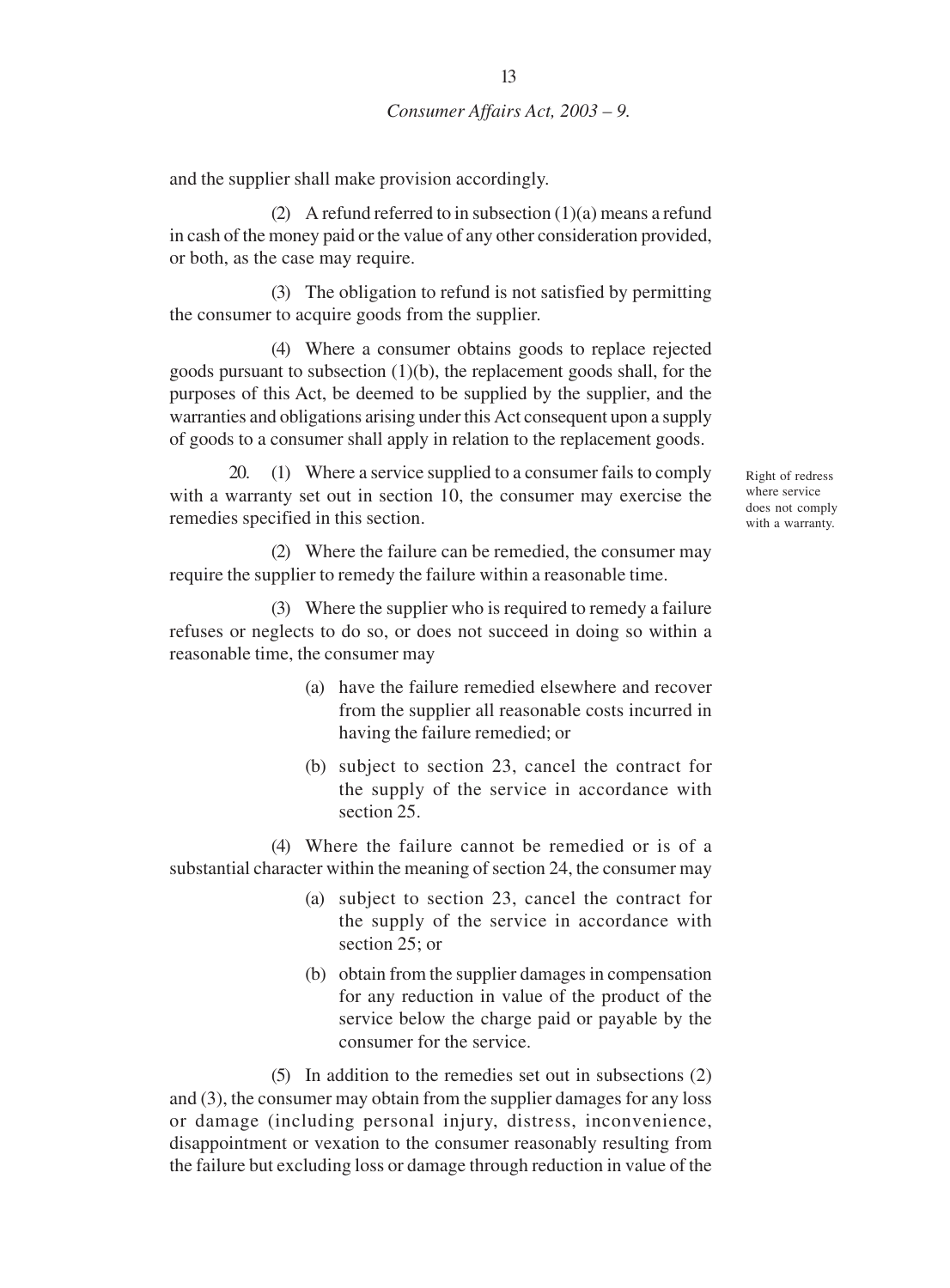and the supplier shall make provision accordingly.

(2) A refund referred to in subsection (1)(a) means a refund in cash of the money paid or the value of any other consideration provided, or both, as the case may require.

(3) The obligation to refund is not satisfied by permitting the consumer to acquire goods from the supplier.

(4) Where a consumer obtains goods to replace rejected goods pursuant to subsection (1)(b), the replacement goods shall, for the purposes of this Act, be deemed to be supplied by the supplier, and the warranties and obligations arising under this Act consequent upon a supply of goods to a consumer shall apply in relation to the replacement goods.

*Right of redress where service does not comply with a warranty.*

20. (1) Where a service supplied to a consumer fails to comply with a warranty set out in section 10, the consumer may exercise the remedies specified in this section.

(2) Where the failure can be remedied, the consumer may require the supplier to remedy the failure within a reasonable time.

(3) Where the supplier who is required to remedy a failure refuses or neglects to do so, or does not succeed in doing so within a reasonable time, the consumer may

- (a) have the failure remedied elsewhere and recover from the supplier all reasonable costs incurred in having the failure remedied; or
- (b) subject to section 23, cancel the contract for the supply of the service in accordance with section 25.

(4) Where the failure cannot be remedied or is of a substantial character within the meaning of section 24, the consumer may

- (a) subject to section 23, cancel the contract for the supply of the service in accordance with section 25; or
- (b) obtain from the supplier damages in compensation for any reduction in value of the product of the service below the charge paid or payable by the consumer for the service.

(5) In addition to the remedies set out in subsections (2) and (3), the consumer may obtain from the supplier damages for any loss or damage (including personal injury, distress, inconvenience, disappointment or vexation to the consumer reasonably resulting from the failure but excluding loss or damage through reduction in value of the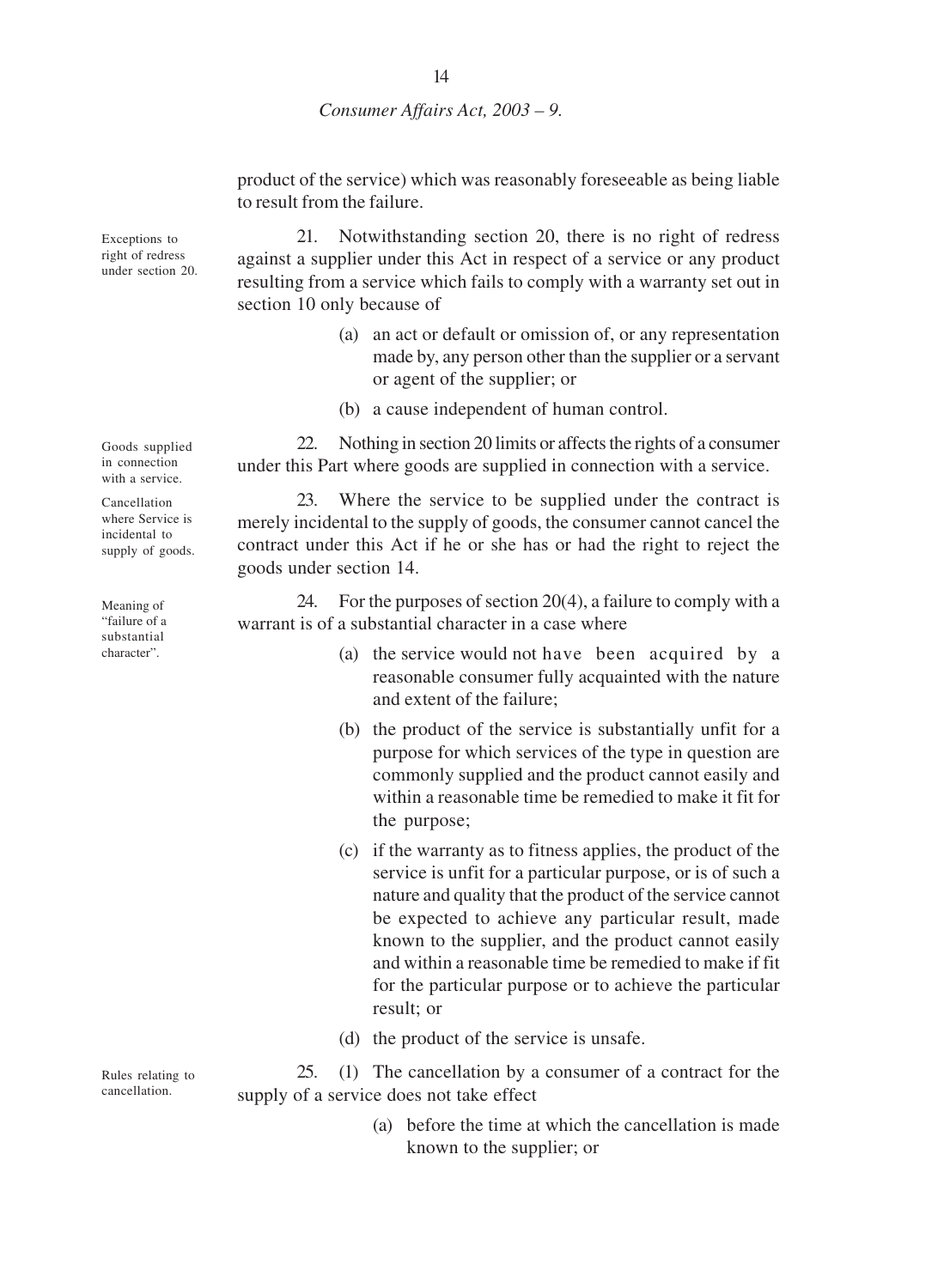product of the service) which was reasonably foreseeable as being liable to result from the failure.

Exceptions to right of redress under section 20.

21. Notwithstanding section 20, there is no right of redress against a supplier under this Act in respect of a service or any product resulting from a service which fails to comply with a warranty set out in section 10 only because of

(a) an act or default or omission of, or any representation made by, any person other than the supplier or a servant or agent of the supplier; or

(b) a cause independent of human control.

Goods supplied in connection with a service.

22. Nothing in section 20 limits or affects the rights of a consumer under this Part where goods are supplied in connection with a service.

Cancellation where Service is incidental to supply of goods.

23. Where the service to be supplied under the contract is merely incidental to the supply of goods, the consumer cannot cancel the contract under this Act if he or she has or had the right to reject the goods under section 14.

Meaning of "failure of a substantial character".

24. For the purposes of section 20(4), a failure to comply with a warrant is of a substantial character in a case where

(a) the service would not have been acquired by a reasonable consumer fully acquainted with the nature and extent of the failure;

(b) the product of the service is substantially unfit for a purpose for which services of the type in question are commonly supplied and the product cannot easily and within a reasonable time be remedied to make it fit for the purpose;

(c) if the warranty as to fitness applies, the product of the service is unfit for a particular purpose, or is of such a nature and quality that the product of the service cannot be expected to achieve any particular result, made known to the supplier, and the product cannot easily and within a reasonable time be remedied to make if fit for the particular purpose or to achieve the particular result; or

(d) the product of the service is unsafe.

Rules relating to cancellation.

25. (1) The cancellation by a consumer of a contract for the supply of a service does not take effect

(a) before the time at which the cancellation is made known to the supplier; or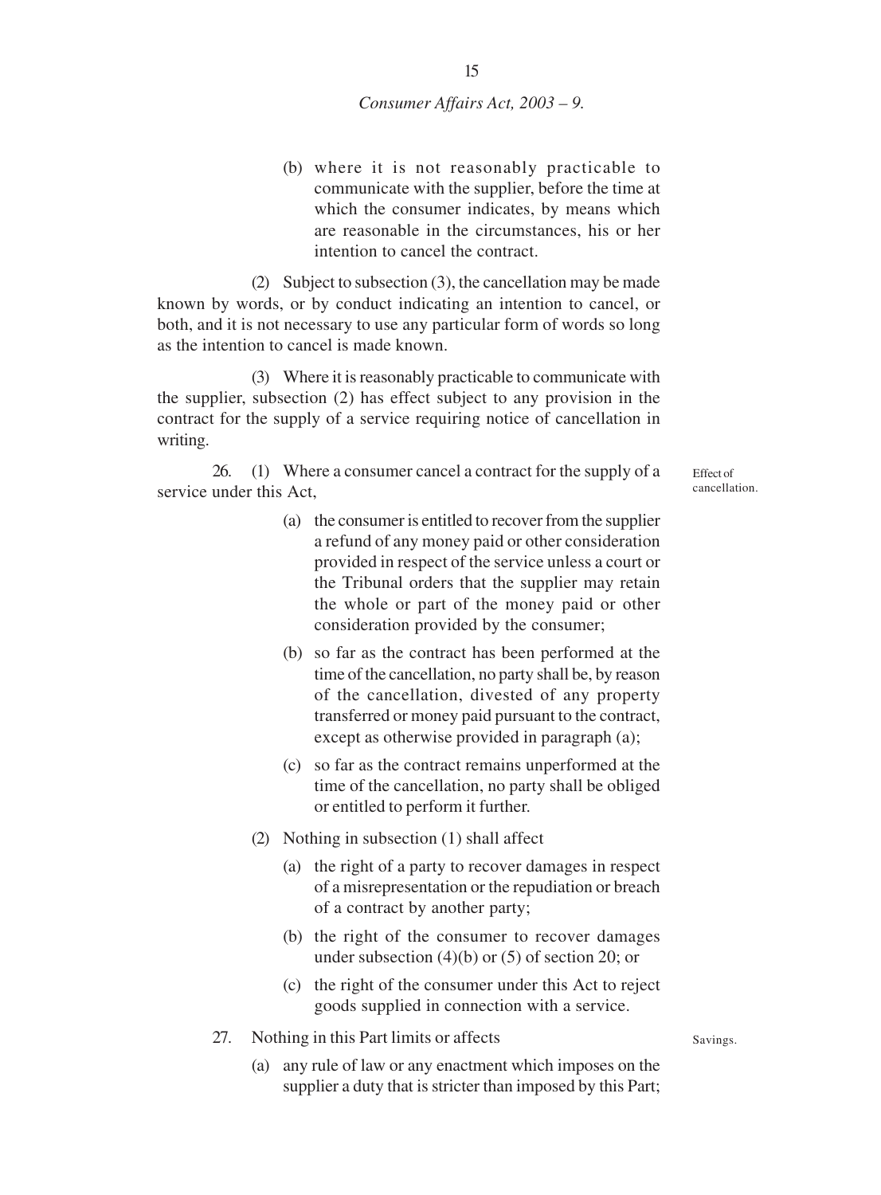(b) where it is not reasonably practicable to communicate with the supplier, before the time at which the consumer indicates, by means which are reasonable in the circumstances, his or her intention to cancel the contract.

(2) Subject to subsection (3), the cancellation may be made known by words, or by conduct indicating an intention to cancel, or both, and it is not necessary to use any particular form of words so long as the intention to cancel is made known.

(3) Where it is reasonably practicable to communicate with the supplier, subsection (2) has effect subject to any provision in the contract for the supply of a service requiring notice of cancellation in writing.

Effect of cancellation.

26. (1) Where a consumer cancel a contract for the supply of a service under this Act,

(a) the consumer is entitled to recover from the supplier a refund of any money paid or other consideration provided in respect of the service unless a court or the Tribunal orders that the supplier may retain the whole or part of the money paid or other consideration provided by the consumer;

(b) so far as the contract has been performed at the time of the cancellation, no party shall be, by reason of the cancellation, divested of any property transferred or money paid pursuant to the contract, except as otherwise provided in paragraph (a);

(c) so far as the contract remains unperformed at the time of the cancellation, no party shall be obliged or entitled to perform it further.

(2) Nothing in subsection (1) shall affect

(a) the right of a party to recover damages in respect of a misrepresentation or the repudiation or breach of a contract by another party;

(b) the right of the consumer to recover damages under subsection (4)(b) or (5) of section 20; or

(c) the right of the consumer under this Act to reject goods supplied in connection with a service.

Savings.

27. Nothing in this Part limits or affects

(a) any rule of law or any enactment which imposes on the supplier a duty that is stricter than imposed by this Part;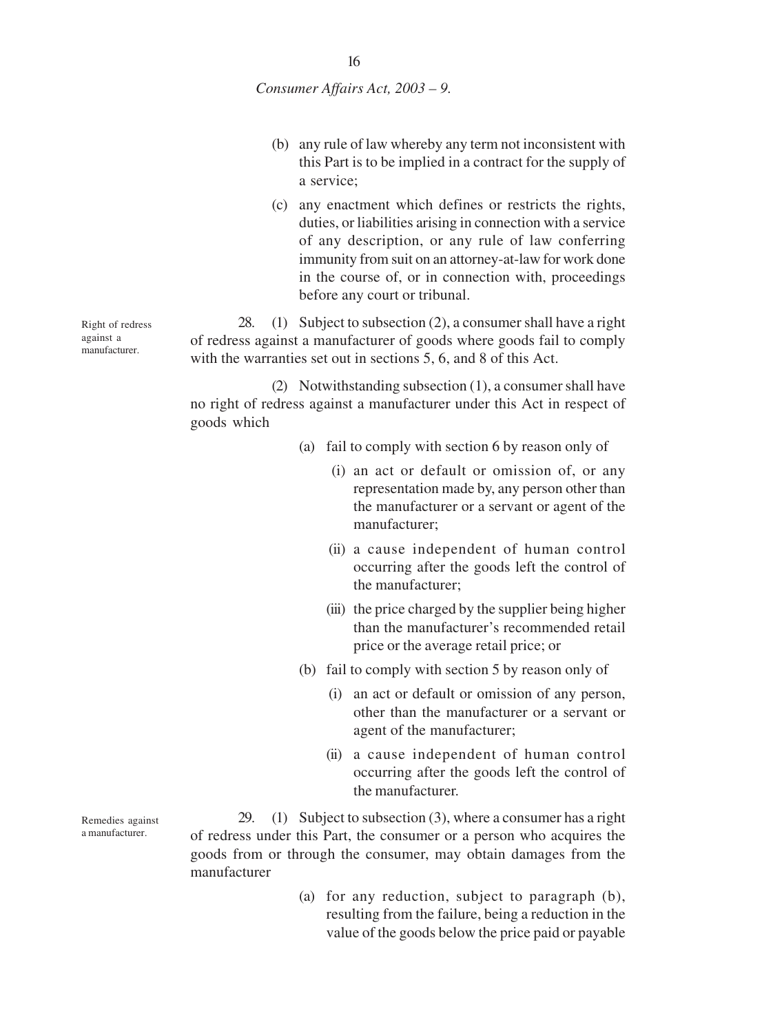(b) any rule of law whereby any term not inconsistent with this Part is to be implied in a contract for the supply of a service;

(c) any enactment which defines or restricts the rights, duties, or liabilities arising in connection with a service of any description, or any rule of law conferring immunity from suit on an attorney-at-law for work done in the course of, or in connection with, proceedings before any court or tribunal.

*Right of redress against a manufacturer.*

28. (1) Subject to subsection (2), a consumer shall have a right of redress against a manufacturer of goods where goods fail to comply with the warranties set out in sections 5, 6, and 8 of this Act.

(2) Notwithstanding subsection (1), a consumer shall have no right of redress against a manufacturer under this Act in respect of goods which

(a) fail to comply with section 6 by reason only of

(i) an act or default or omission of, or any representation made by, any person other than the manufacturer or a servant or agent of the manufacturer;

(ii) a cause independent of human control occurring after the goods left the control of the manufacturer;

(iii) the price charged by the supplier being higher than the manufacturer's recommended retail price or the average retail price; or

(b) fail to comply with section 5 by reason only of

(i) an act or default or omission of any person, other than the manufacturer or a servant or agent of the manufacturer;

(ii) a cause independent of human control occurring after the goods left the control of the manufacturer.

*Remedies against a manufacturer.*

29. (1) Subject to subsection (3), where a consumer has a right of redress under this Part, the consumer or a person who acquires the goods from or through the consumer, may obtain damages from the manufacturer

(a) for any reduction, subject to paragraph (b), resulting from the failure, being a reduction in the value of the goods below the price paid or payable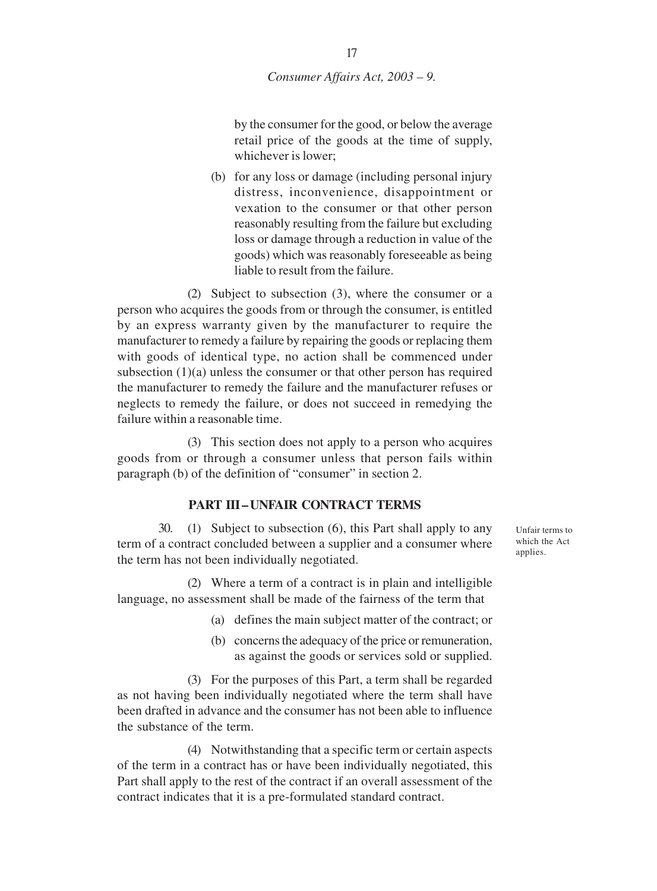by the consumer for the good, or below the average retail price of the goods at the time of supply, whichever is lower;

(b) for any loss or damage (including personal injury distress, inconvenience, disappointment or vexation to the consumer or that other person reasonably resulting from the failure but excluding loss or damage through a reduction in value of the goods) which was reasonably foreseeable as being liable to result from the failure.

(2) Subject to subsection (3), where the consumer or a person who acquires the goods from or through the consumer, is entitled by an express warranty given by the manufacturer to require the manufacturer to remedy a failure by repairing the goods or replacing them with goods of identical type, no action shall be commenced under subsection (1)(a) unless the consumer or that other person has required the manufacturer to remedy the failure and the manufacturer refuses or neglects to remedy the failure, or does not succeed in remedying the failure within a reasonable time.

(3) This section does not apply to a person who acquires goods from or through a consumer unless that person fails within paragraph (b) of the definition of "consumer" in section 2.

## PART III – UNFAIR CONTRACT TERMS

*Unfair terms to which the Act applies.*

30. (1) Subject to subsection (6), this Part shall apply to any term of a contract concluded between a supplier and a consumer where the term has not been individually negotiated.

(2) Where a term of a contract is in plain and intelligible language, no assessment shall be made of the fairness of the term that

(a) defines the main subject matter of the contract; or

(b) concerns the adequacy of the price or remuneration, as against the goods or services sold or supplied.

(3) For the purposes of this Part, a term shall be regarded as not having been individually negotiated where the term shall have been drafted in advance and the consumer has not been able to influence the substance of the term.

(4) Notwithstanding that a specific term or certain aspects of the term in a contract has or have been individually negotiated, this Part shall apply to the rest of the contract if an overall assessment of the contract indicates that it is a pre-formulated standard contract.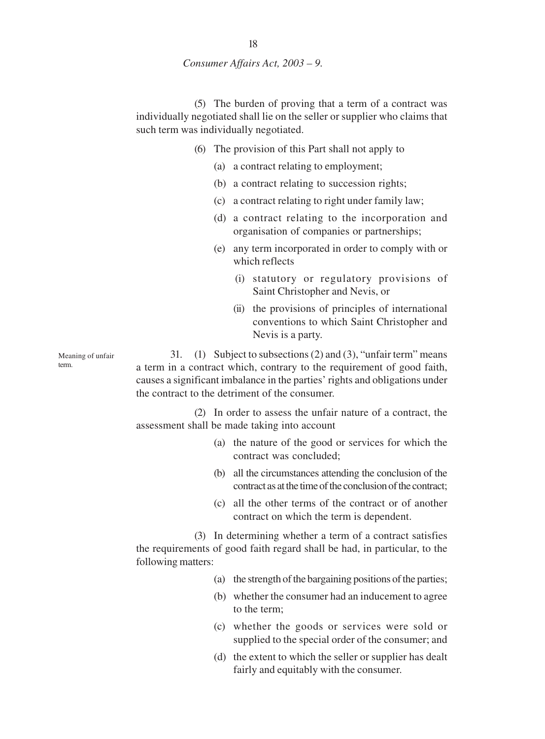(5) The burden of proving that a term of a contract was individually negotiated shall lie on the seller or supplier who claims that such term was individually negotiated.

(6) The provision of this Part shall not apply to

(a) a contract relating to employment;

(b) a contract relating to succession rights;

(c) a contract relating to right under family law;

(d) a contract relating to the incorporation and organisation of companies or partnerships;

(e) any term incorporated in order to comply with or which reflects

(i) statutory or regulatory provisions of Saint Christopher and Nevis, or

(ii) the provisions of principles of international conventions to which Saint Christopher and Nevis is a party.

Meaning of unfair term.

31. (1) Subject to subsections (2) and (3), "unfair term" means a term in a contract which, contrary to the requirement of good faith, causes a significant imbalance in the parties' rights and obligations under the contract to the detriment of the consumer.

(2) In order to assess the unfair nature of a contract, the assessment shall be made taking into account

(a) the nature of the good or services for which the contract was concluded;

(b) all the circumstances attending the conclusion of the contract as at the time of the conclusion of the contract;

(c) all the other terms of the contract or of another contract on which the term is dependent.

(3) In determining whether a term of a contract satisfies the requirements of good faith regard shall be had, in particular, to the following matters:

(a) the strength of the bargaining positions of the parties;

(b) whether the consumer had an inducement to agree to the term;

(c) whether the goods or services were sold or supplied to the special order of the consumer; and

(d) the extent to which the seller or supplier has dealt fairly and equitably with the consumer.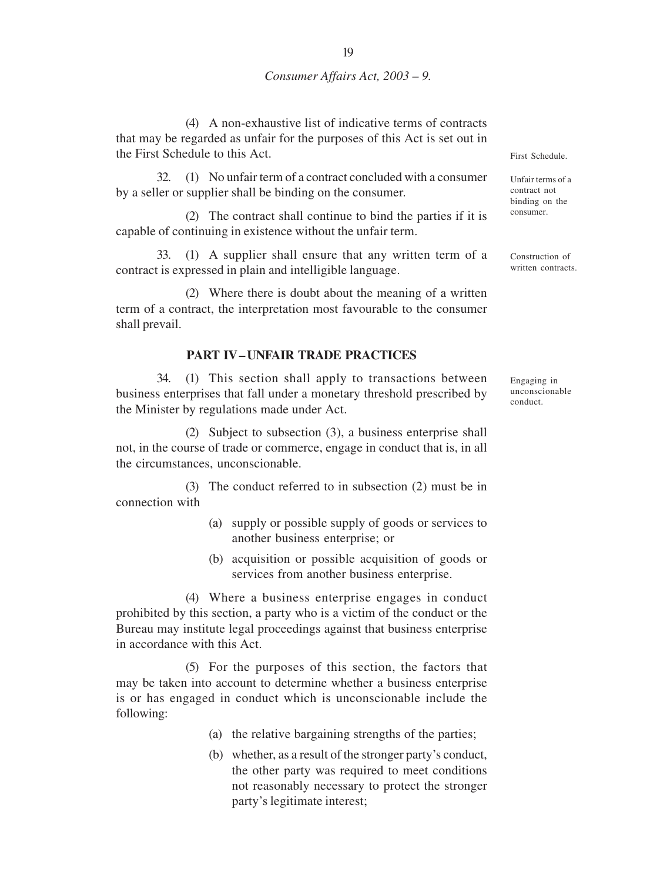(4) A non-exhaustive list of indicative terms of contracts that may be regarded as unfair for the purposes of this Act is set out in the First Schedule to this Act.

First Schedule.

Unfair terms of a contract not binding on the consumer.

32. (1) No unfair term of a contract concluded with a consumer by a seller or supplier shall be binding on the consumer.

(2) The contract shall continue to bind the parties if it is capable of continuing in existence without the unfair term.

Construction of written contracts.

33. (1) A supplier shall ensure that any written term of a contract is expressed in plain and intelligible language.

(2) Where there is doubt about the meaning of a written term of a contract, the interpretation most favourable to the consumer shall prevail.

## PART IV – UNFAIR TRADE PRACTICES

Engaging in unconscionable conduct.

34. (1) This section shall apply to transactions between business enterprises that fall under a monetary threshold prescribed by the Minister by regulations made under Act.

(2) Subject to subsection (3), a business enterprise shall not, in the course of trade or commerce, engage in conduct that is, in all the circumstances, unconscionable.

(3) The conduct referred to in subsection (2) must be in connection with

- (a) supply or possible supply of goods or services to another business enterprise; or
- (b) acquisition or possible acquisition of goods or services from another business enterprise.

(4) Where a business enterprise engages in conduct prohibited by this section, a party who is a victim of the conduct or the Bureau may institute legal proceedings against that business enterprise in accordance with this Act.

(5) For the purposes of this section, the factors that may be taken into account to determine whether a business enterprise is or has engaged in conduct which is unconscionable include the following:

- (a) the relative bargaining strengths of the parties;
- (b) whether, as a result of the stronger party's conduct, the other party was required to meet conditions not reasonably necessary to protect the stronger party's legitimate interest;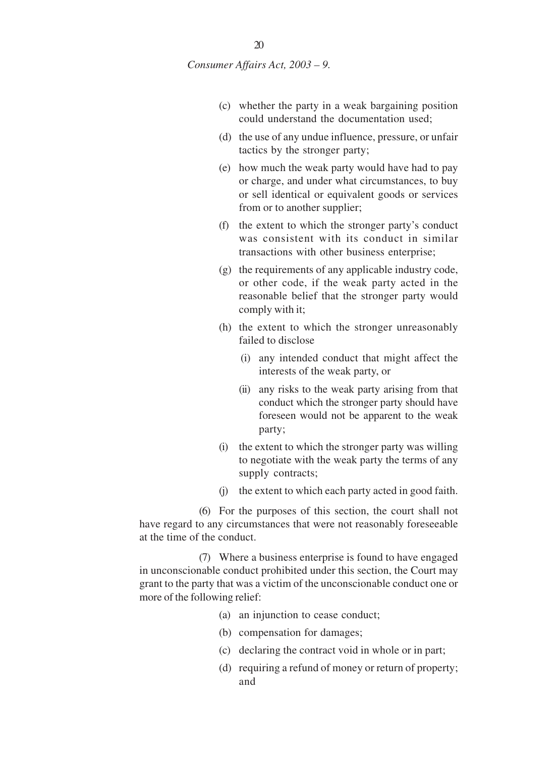(c) whether the party in a weak bargaining position could understand the documentation used;

(d) the use of any undue influence, pressure, or unfair tactics by the stronger party;

(e) how much the weak party would have had to pay or charge, and under what circumstances, to buy or sell identical or equivalent goods or services from or to another supplier;

(f) the extent to which the stronger party's conduct was consistent with its conduct in similar transactions with other business enterprise;

(g) the requirements of any applicable industry code, or other code, if the weak party acted in the reasonable belief that the stronger party would comply with it;

(h) the extent to which the stronger unreasonably failed to disclose

(i) any intended conduct that might affect the interests of the weak party, or

(ii) any risks to the weak party arising from that conduct which the stronger party should have foreseen would not be apparent to the weak party;

(i) the extent to which the stronger party was willing to negotiate with the weak party the terms of any supply contracts;

(j) the extent to which each party acted in good faith.

(6) For the purposes of this section, the court shall not have regard to any circumstances that were not reasonably foreseeable at the time of the conduct.

(7) Where a business enterprise is found to have engaged in unconscionable conduct prohibited under this section, the Court may grant to the party that was a victim of the unconscionable conduct one or more of the following relief:

(a) an injunction to cease conduct;

(b) compensation for damages;

(c) declaring the contract void in whole or in part;

(d) requiring a refund of money or return of property; and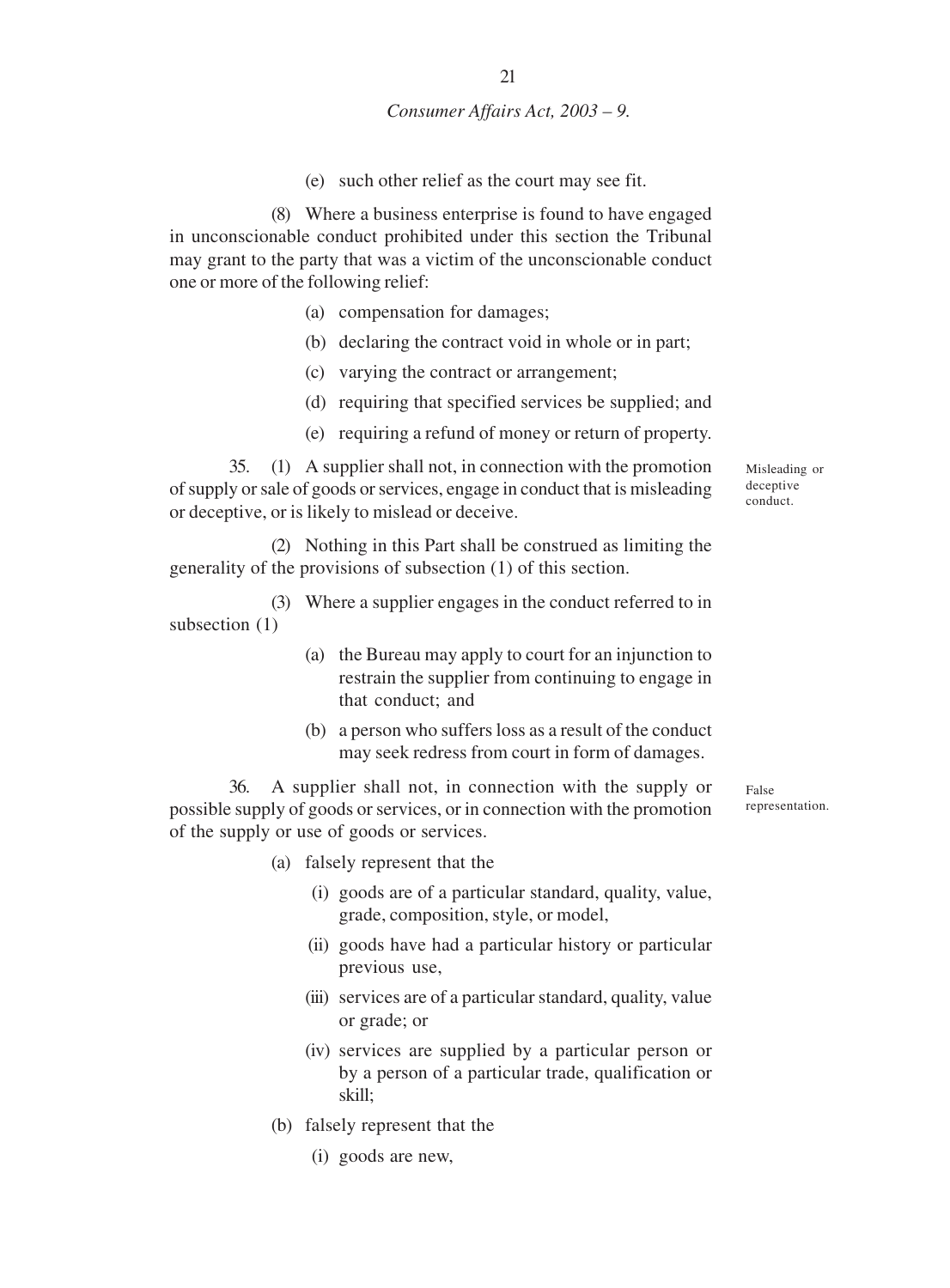(e) such other relief as the court may see fit.

(8) Where a business enterprise is found to have engaged in unconscionable conduct prohibited under this section the Tribunal may grant to the party that was a victim of the unconscionable conduct one or more of the following relief:

(a) compensation for damages;

(b) declaring the contract void in whole or in part;

(c) varying the contract or arrangement;

(d) requiring that specified services be supplied; and

(e) requiring a refund of money or return of property.

*Misleading or deceptive conduct.*

35. (1) A supplier shall not, in connection with the promotion of supply or sale of goods or services, engage in conduct that is misleading or deceptive, or is likely to mislead or deceive.

(2) Nothing in this Part shall be construed as limiting the generality of the provisions of subsection (1) of this section.

(3) Where a supplier engages in the conduct referred to in subsection (1)

(a) the Bureau may apply to court for an injunction to restrain the supplier from continuing to engage in that conduct; and

(b) a person who suffers loss as a result of the conduct may seek redress from court in form of damages.

*False representation.*

36. A supplier shall not, in connection with the supply or possible supply of goods or services, or in connection with the promotion of the supply or use of goods or services.

(a) falsely represent that the

(i) goods are of a particular standard, quality, value, grade, composition, style, or model,

(ii) goods have had a particular history or particular previous use,

(iii) services are of a particular standard, quality, value or grade; or

(iv) services are supplied by a particular person or by a person of a particular trade, qualification or skill;

(b) falsely represent that the

(i) goods are new,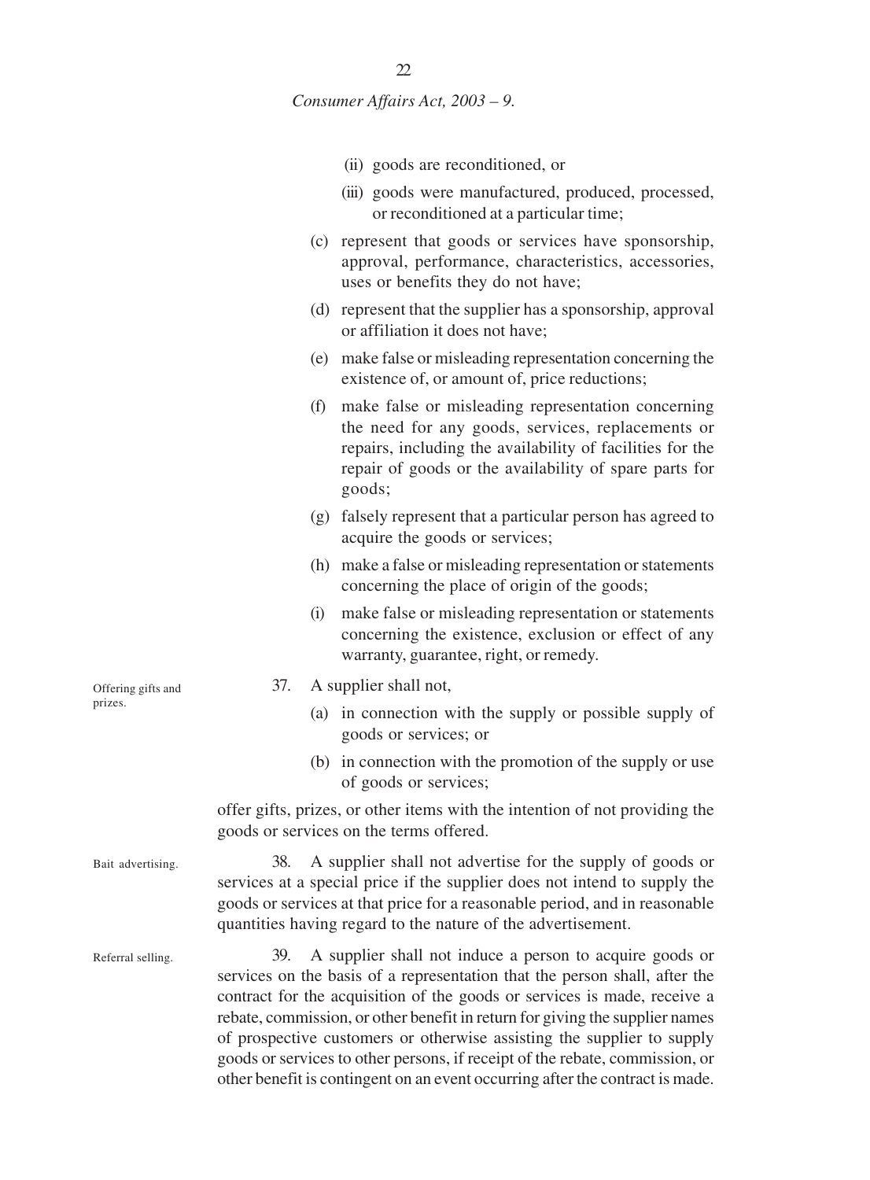(ii) goods are reconditioned, or

(iii) goods were manufactured, produced, processed, or reconditioned at a particular time;

(c) represent that goods or services have sponsorship, approval, performance, characteristics, accessories, uses or benefits they do not have;

(d) represent that the supplier has a sponsorship, approval or affiliation it does not have;

(e) make false or misleading representation concerning the existence of, or amount of, price reductions;

(f) make false or misleading representation concerning the need for any goods, services, replacements or repairs, including the availability of facilities for the repair of goods or the availability of spare parts for goods;

(g) falsely represent that a particular person has agreed to acquire the goods or services;

(h) make a false or misleading representation or statements concerning the place of origin of the goods;

(i) make false or misleading representation or statements concerning the existence, exclusion or effect of any warranty, guarantee, right, or remedy.

Offering gifts and prizes.

37. A supplier shall not,

(a) in connection with the supply or possible supply of goods or services; or

(b) in connection with the promotion of the supply or use of goods or services;

offer gifts, prizes, or other items with the intention of not providing the goods or services on the terms offered.

Bait advertising.

38. A supplier shall not advertise for the supply of goods or services at a special price if the supplier does not intend to supply the goods or services at that price for a reasonable period, and in reasonable quantities having regard to the nature of the advertisement.

Referral selling.

39. A supplier shall not induce a person to acquire goods or services on the basis of a representation that the person shall, after the contract for the acquisition of the goods or services is made, receive a rebate, commission, or other benefit in return for giving the supplier names of prospective customers or otherwise assisting the supplier to supply goods or services to other persons, if receipt of the rebate, commission, or other benefit is contingent on an event occurring after the contract is made.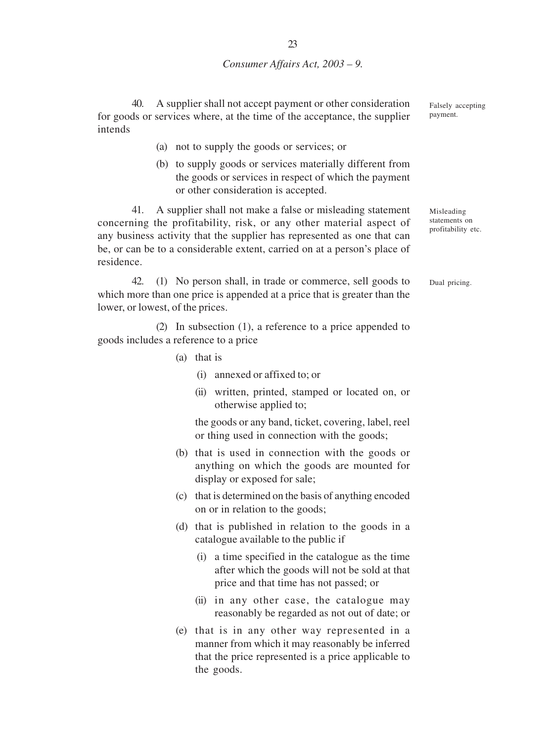**40.** A supplier shall not accept payment or other consideration for goods or services where, at the time of the acceptance, the supplier intends

*Falsely accepting payment.*

- (a) not to supply the goods or services; or
- (b) to supply goods or services materially different from the goods or services in respect of which the payment or other consideration is accepted.

**41.** A supplier shall not make a false or misleading statement concerning the profitability, risk, or any other material aspect of any business activity that the supplier has represented as one that can be, or can be to a considerable extent, carried on at a person's place of residence.

*Misleading statements on profitability etc.*

**42.** (1) No person shall, in trade or commerce, sell goods to which more than one price is appended at a price that is greater than the lower, or lowest, of the prices.

*Dual pricing.*

(2) In subsection (1), a reference to a price appended to goods includes a reference to a price

- (a) that is
  - (i) annexed or affixed to; or
  - (ii) written, printed, stamped or located on, or otherwise applied to;

  the goods or any band, ticket, covering, label, reel or thing used in connection with the goods;
- (b) that is used in connection with the goods or anything on which the goods are mounted for display or exposed for sale;
- (c) that is determined on the basis of anything encoded on or in relation to the goods;
- (d) that is published in relation to the goods in a catalogue available to the public if
  - (i) a time specified in the catalogue as the time after which the goods will not be sold at that price and that time has not passed; or
  - (ii) in any other case, the catalogue may reasonably be regarded as not out of date; or
- (e) that is in any other way represented in a manner from which it may reasonably be inferred that the price represented is a price applicable to the goods.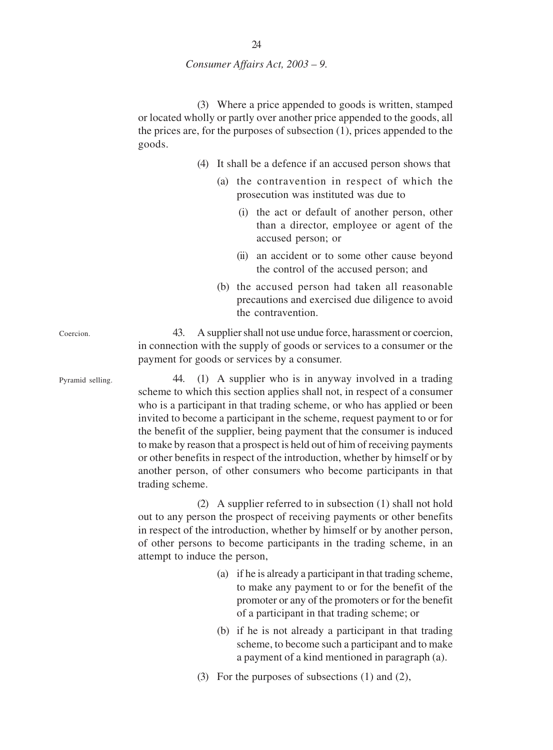(3) Where a price appended to goods is written, stamped or located wholly or partly over another price appended to the goods, all the prices are, for the purposes of subsection (1), prices appended to the goods.

(4) It shall be a defence if an accused person shows that

(a) the contravention in respect of which the prosecution was instituted was due to

(i) the act or default of another person, other than a director, employee or agent of the accused person; or

(ii) an accident or to some other cause beyond the control of the accused person; and

(b) the accused person had taken all reasonable precautions and exercised due diligence to avoid the contravention.

Coercion.

43. A supplier shall not use undue force, harassment or coercion, in connection with the supply of goods or services to a consumer or the payment for goods or services by a consumer.

Pyramid selling.

44. (1) A supplier who is in anyway involved in a trading scheme to which this section applies shall not, in respect of a consumer who is a participant in that trading scheme, or who has applied or been invited to become a participant in the scheme, request payment to or for the benefit of the supplier, being payment that the consumer is induced to make by reason that a prospect is held out of him of receiving payments or other benefits in respect of the introduction, whether by himself or by another person, of other consumers who become participants in that trading scheme.

(2) A supplier referred to in subsection (1) shall not hold out to any person the prospect of receiving payments or other benefits in respect of the introduction, whether by himself or by another person, of other persons to become participants in the trading scheme, in an attempt to induce the person,

(a) if he is already a participant in that trading scheme, to make any payment to or for the benefit of the promoter or any of the promoters or for the benefit of a participant in that trading scheme; or

(b) if he is not already a participant in that trading scheme, to become such a participant and to make a payment of a kind mentioned in paragraph (a).

(3) For the purposes of subsections (1) and (2),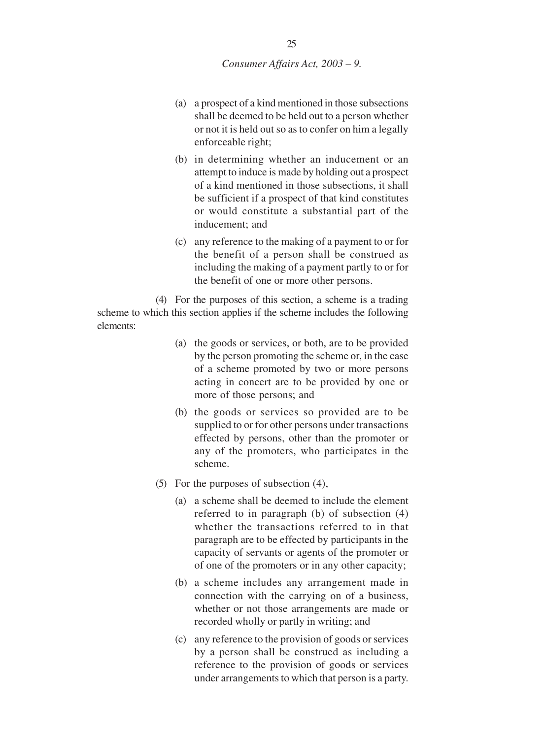(a) a prospect of a kind mentioned in those subsections shall be deemed to be held out to a person whether or not it is held out so as to confer on him a legally enforceable right;

(b) in determining whether an inducement or an attempt to induce is made by holding out a prospect of a kind mentioned in those subsections, it shall be sufficient if a prospect of that kind constitutes or would constitute a substantial part of the inducement; and

(c) any reference to the making of a payment to or for the benefit of a person shall be construed as including the making of a payment partly to or for the benefit of one or more other persons.

(4) For the purposes of this section, a scheme is a trading scheme to which this section applies if the scheme includes the following elements:

(a) the goods or services, or both, are to be provided by the person promoting the scheme or, in the case of a scheme promoted by two or more persons acting in concert are to be provided by one or more of those persons; and

(b) the goods or services so provided are to be supplied to or for other persons under transactions effected by persons, other than the promoter or any of the promoters, who participates in the scheme.

(5) For the purposes of subsection (4),

(a) a scheme shall be deemed to include the element referred to in paragraph (b) of subsection (4) whether the transactions referred to in that paragraph are to be effected by participants in the capacity of servants or agents of the promoter or of one of the promoters or in any other capacity;

(b) a scheme includes any arrangement made in connection with the carrying on of a business, whether or not those arrangements are made or recorded wholly or partly in writing; and

(c) any reference to the provision of goods or services by a person shall be construed as including a reference to the provision of goods or services under arrangements to which that person is a party.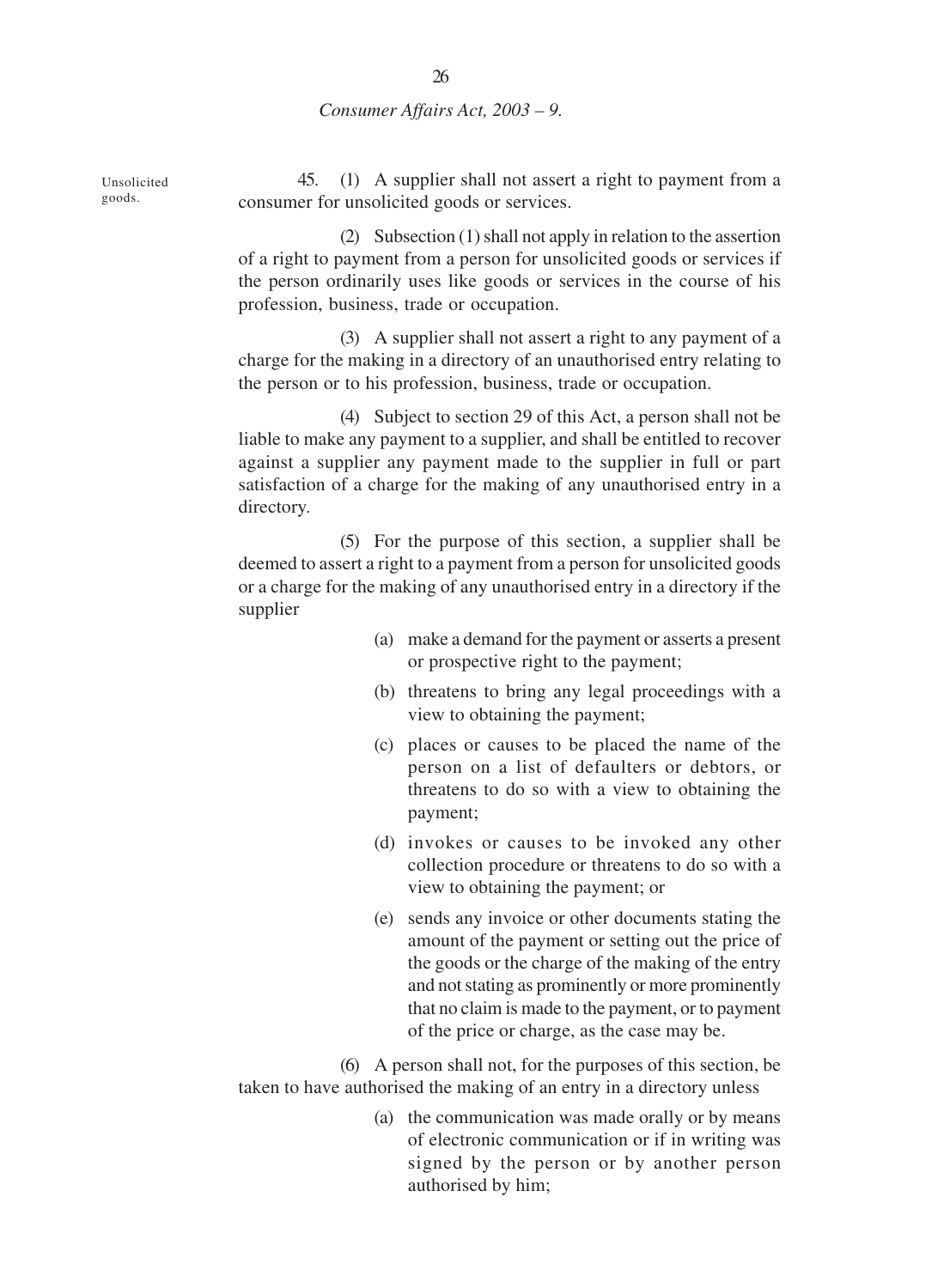Unsolicited goods.

45. (1) A supplier shall not assert a right to payment from a consumer for unsolicited goods or services.

(2) Subsection (1) shall not apply in relation to the assertion of a right to payment from a person for unsolicited goods or services if the person ordinarily uses like goods or services in the course of his profession, business, trade or occupation.

(3) A supplier shall not assert a right to any payment of a charge for the making in a directory of an unauthorised entry relating to the person or to his profession, business, trade or occupation.

(4) Subject to section 29 of this Act, a person shall not be liable to make any payment to a supplier, and shall be entitled to recover against a supplier any payment made to the supplier in full or part satisfaction of a charge for the making of any unauthorised entry in a directory.

(5) For the purpose of this section, a supplier shall be deemed to assert a right to a payment from a person for unsolicited goods or a charge for the making of any unauthorised entry in a directory if the supplier

(a) make a demand for the payment or asserts a present or prospective right to the payment;

(b) threatens to bring any legal proceedings with a view to obtaining the payment;

(c) places or causes to be placed the name of the person on a list of defaulters or debtors, or threatens to do so with a view to obtaining the payment;

(d) invokes or causes to be invoked any other collection procedure or threatens to do so with a view to obtaining the payment; or

(e) sends any invoice or other documents stating the amount of the payment or setting out the price of the goods or the charge of the making of the entry and not stating as prominently or more prominently that no claim is made to the payment, or to payment of the price or charge, as the case may be.

(6) A person shall not, for the purposes of this section, be taken to have authorised the making of an entry in a directory unless

(a) the communication was made orally or by means of electronic communication or if in writing was signed by the person or by another person authorised by him;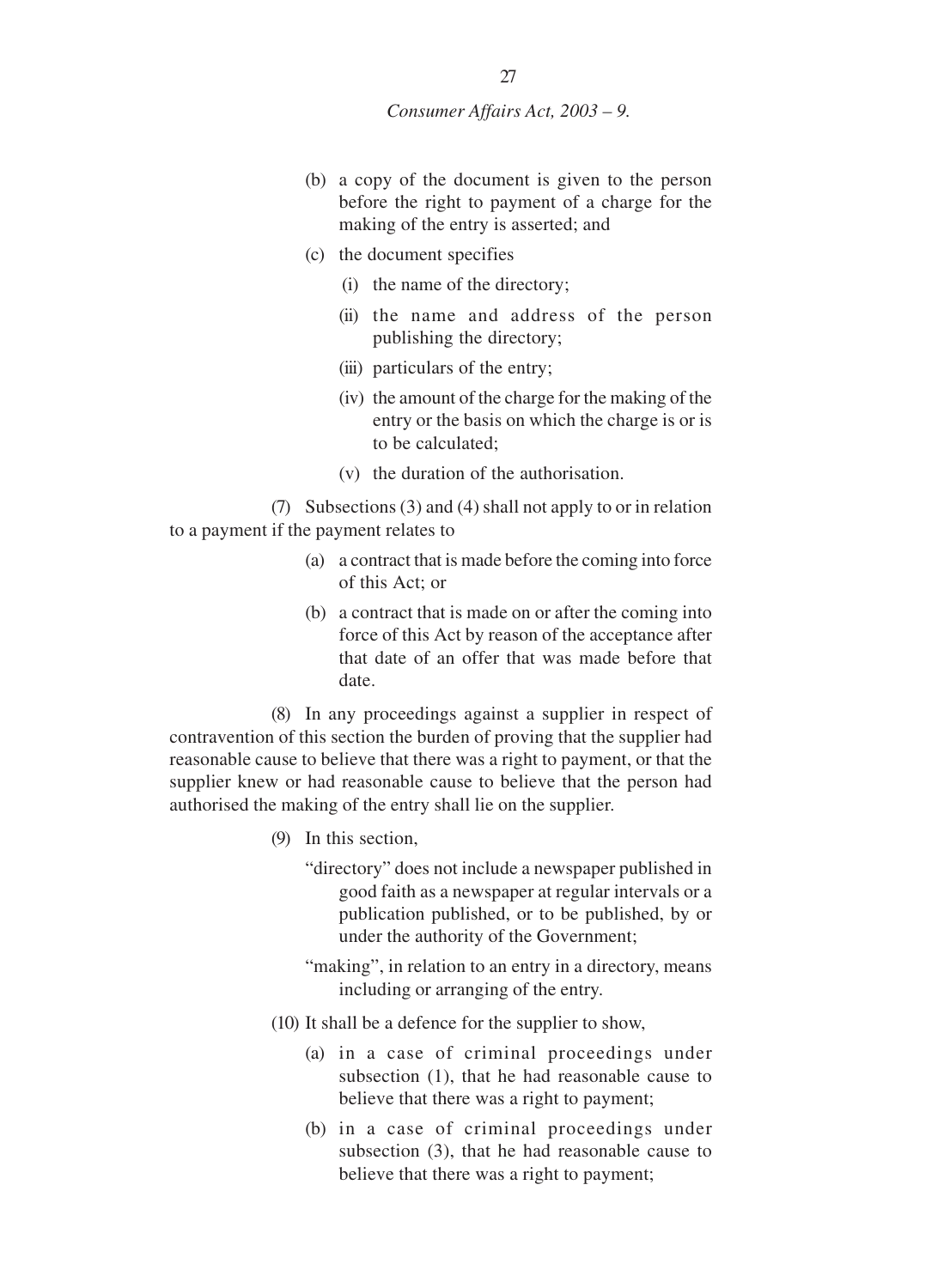(b) a copy of the document is given to the person before the right to payment of a charge for the making of the entry is asserted; and

(c) the document specifies

  (i) the name of the directory;

  (ii) the name and address of the person publishing the directory;

  (iii) particulars of the entry;

  (iv) the amount of the charge for the making of the entry or the basis on which the charge is or is to be calculated;

  (v) the duration of the authorisation.

(7) Subsections (3) and (4) shall not apply to or in relation to a payment if the payment relates to

(a) a contract that is made before the coming into force of this Act; or

(b) a contract that is made on or after the coming into force of this Act by reason of the acceptance after that date of an offer that was made before that date.

(8) In any proceedings against a supplier in respect of contravention of this section the burden of proving that the supplier had reasonable cause to believe that there was a right to payment, or that the supplier knew or had reasonable cause to believe that the person had authorised the making of the entry shall lie on the supplier.

(9) In this section,

"directory" does not include a newspaper published in good faith as a newspaper at regular intervals or a publication published, or to be published, by or under the authority of the Government;

"making", in relation to an entry in a directory, means including or arranging of the entry.

(10) It shall be a defence for the supplier to show,

(a) in a case of criminal proceedings under subsection (1), that he had reasonable cause to believe that there was a right to payment;

(b) in a case of criminal proceedings under subsection (3), that he had reasonable cause to believe that there was a right to payment;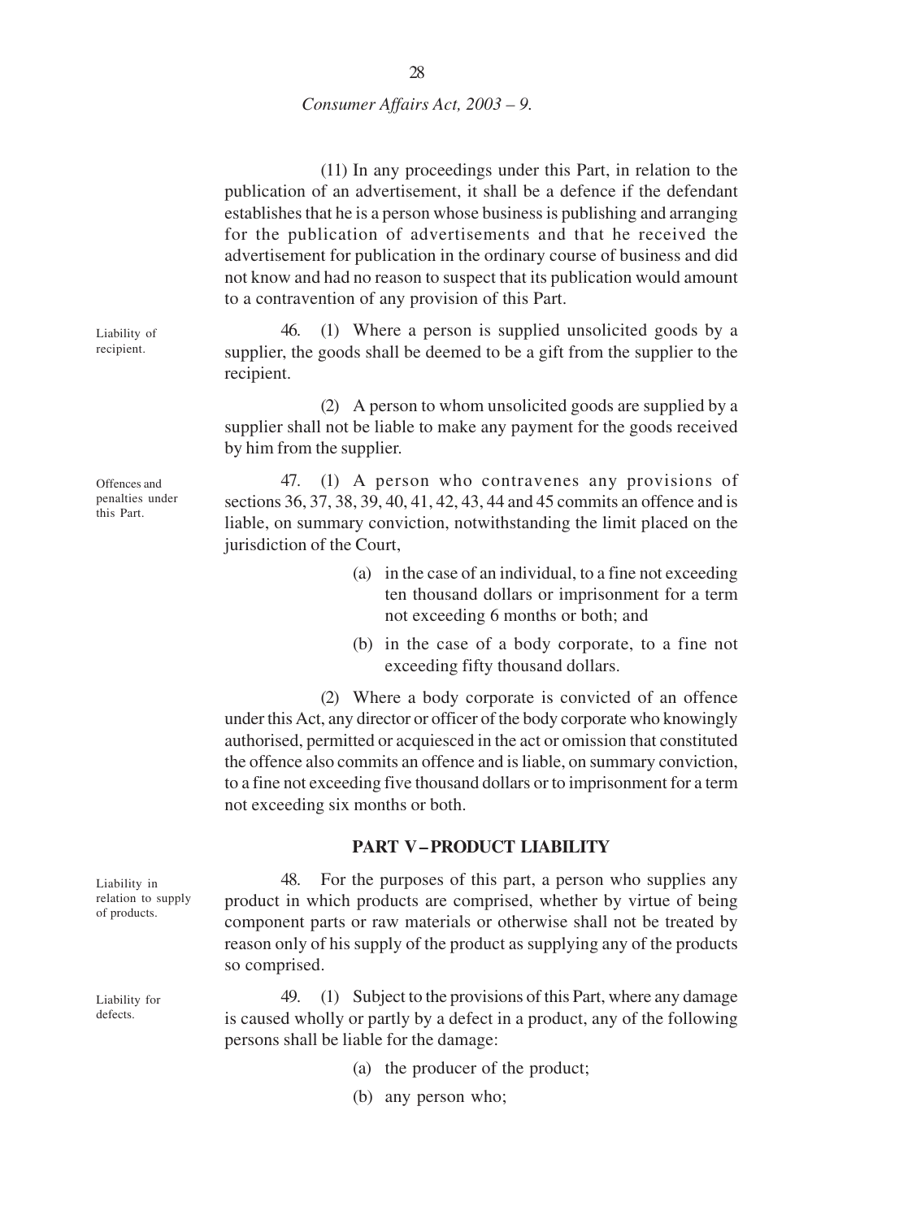(11) In any proceedings under this Part, in relation to the publication of an advertisement, it shall be a defence if the defendant establishes that he is a person whose business is publishing and arranging for the publication of advertisements and that he received the advertisement for publication in the ordinary course of business and did not know and had no reason to suspect that its publication would amount to a contravention of any provision of this Part.

Liability of recipient.

46. (1) Where a person is supplied unsolicited goods by a supplier, the goods shall be deemed to be a gift from the supplier to the recipient.

(2) A person to whom unsolicited goods are supplied by a supplier shall not be liable to make any payment for the goods received by him from the supplier.

Offences and penalties under this Part.

47. (1) A person who contravenes any provisions of sections 36, 37, 38, 39, 40, 41, 42, 43, 44 and 45 commits an offence and is liable, on summary conviction, notwithstanding the limit placed on the jurisdiction of the Court,

(a) in the case of an individual, to a fine not exceeding ten thousand dollars or imprisonment for a term not exceeding 6 months or both; and

(b) in the case of a body corporate, to a fine not exceeding fifty thousand dollars.

(2) Where a body corporate is convicted of an offence under this Act, any director or officer of the body corporate who knowingly authorised, permitted or acquiesced in the act or omission that constituted the offence also commits an offence and is liable, on summary conviction, to a fine not exceeding five thousand dollars or to imprisonment for a term not exceeding six months or both.

## PART V – PRODUCT LIABILITY

Liability in relation to supply of products.

48. For the purposes of this part, a person who supplies any product in which products are comprised, whether by virtue of being component parts or raw materials or otherwise shall not be treated by reason only of his supply of the product as supplying any of the products so comprised.

Liability for defects.

49. (1) Subject to the provisions of this Part, where any damage is caused wholly or partly by a defect in a product, any of the following persons shall be liable for the damage:

(a) the producer of the product;

(b) any person who;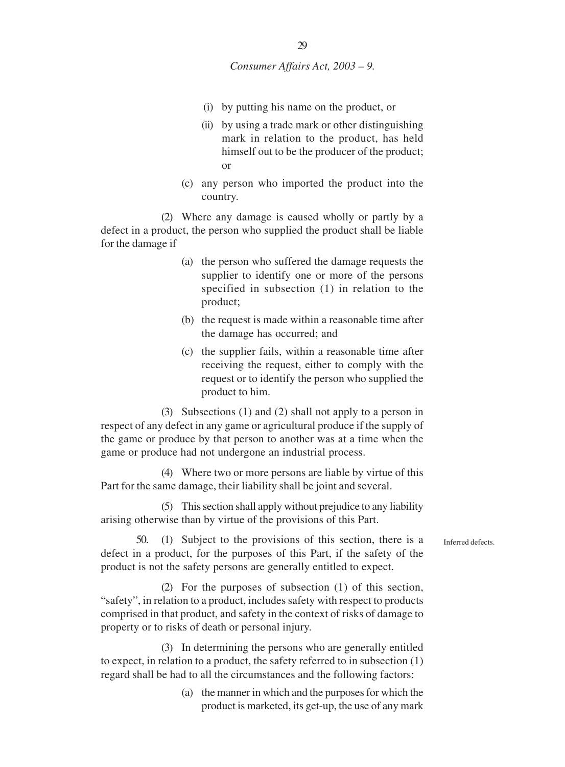(i) by putting his name on the product, or

(ii) by using a trade mark or other distinguishing mark in relation to the product, has held himself out to be the producer of the product; or

(c) any person who imported the product into the country.

(2) Where any damage is caused wholly or partly by a defect in a product, the person who supplied the product shall be liable for the damage if

(a) the person who suffered the damage requests the supplier to identify one or more of the persons specified in subsection (1) in relation to the product;

(b) the request is made within a reasonable time after the damage has occurred; and

(c) the supplier fails, within a reasonable time after receiving the request, either to comply with the request or to identify the person who supplied the product to him.

(3) Subsections (1) and (2) shall not apply to a person in respect of any defect in any game or agricultural produce if the supply of the game or produce by that person to another was at a time when the game or produce had not undergone an industrial process.

(4) Where two or more persons are liable by virtue of this Part for the same damage, their liability shall be joint and several.

(5) This section shall apply without prejudice to any liability arising otherwise than by virtue of the provisions of this Part.

Inferred defects.

50. (1) Subject to the provisions of this section, there is a defect in a product, for the purposes of this Part, if the safety of the product is not the safety persons are generally entitled to expect.

(2) For the purposes of subsection (1) of this section, "safety", in relation to a product, includes safety with respect to products comprised in that product, and safety in the context of risks of damage to property or to risks of death or personal injury.

(3) In determining the persons who are generally entitled to expect, in relation to a product, the safety referred to in subsection (1) regard shall be had to all the circumstances and the following factors:

(a) the manner in which and the purposes for which the product is marketed, its get-up, the use of any mark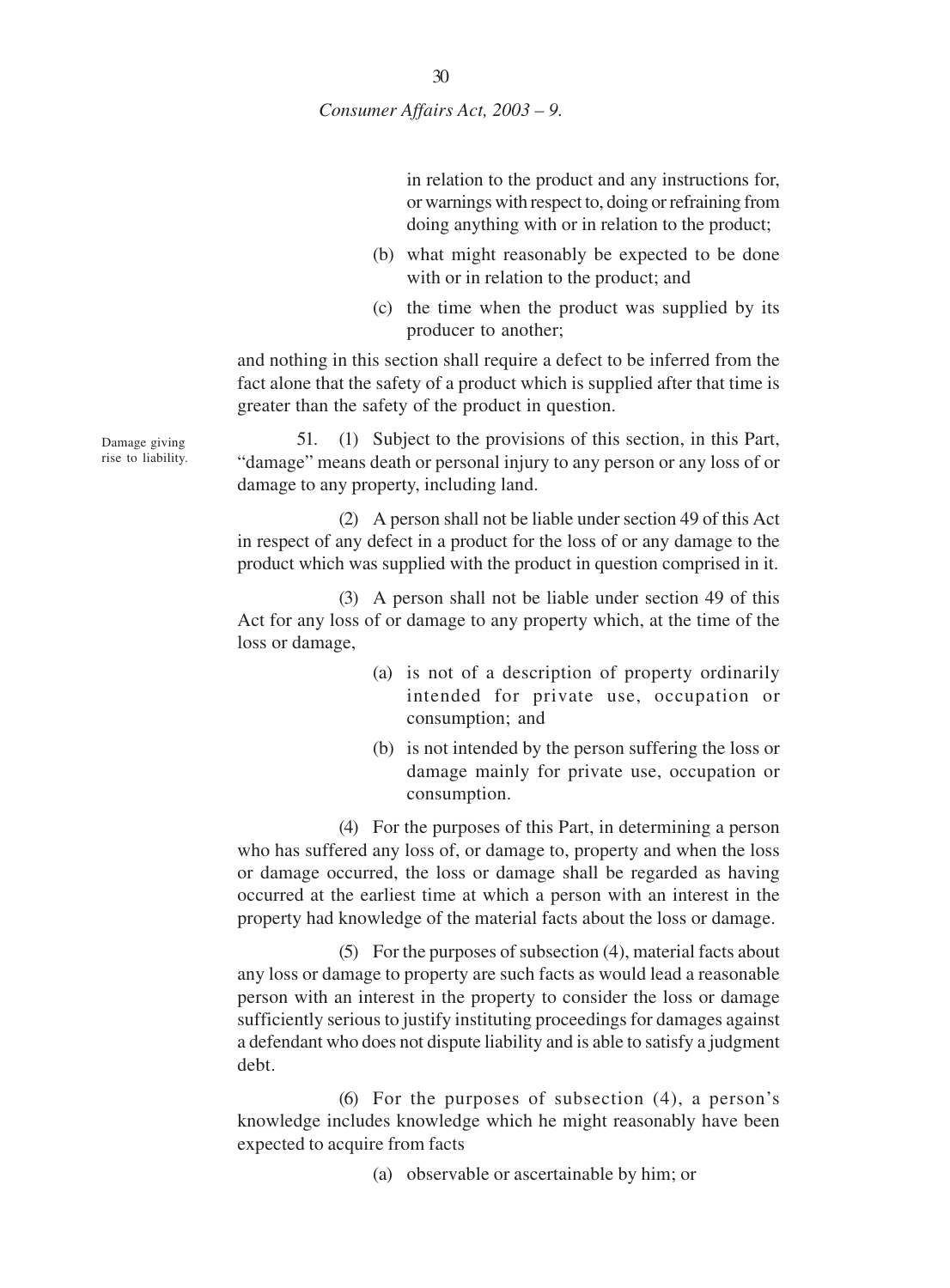in relation to the product and any instructions for, or warnings with respect to, doing or refraining from doing anything with or in relation to the product;

(b) what might reasonably be expected to be done with or in relation to the product; and

(c) the time when the product was supplied by its producer to another;

and nothing in this section shall require a defect to be inferred from the fact alone that the safety of a product which is supplied after that time is greater than the safety of the product in question.

Damage giving rise to liability.

51. (1) Subject to the provisions of this section, in this Part, "damage" means death or personal injury to any person or any loss of or damage to any property, including land.

(2) A person shall not be liable under section 49 of this Act in respect of any defect in a product for the loss of or any damage to the product which was supplied with the product in question comprised in it.

(3) A person shall not be liable under section 49 of this Act for any loss of or damage to any property which, at the time of the loss or damage,

(a) is not of a description of property ordinarily intended for private use, occupation or consumption; and

(b) is not intended by the person suffering the loss or damage mainly for private use, occupation or consumption.

(4) For the purposes of this Part, in determining a person who has suffered any loss of, or damage to, property and when the loss or damage occurred, the loss or damage shall be regarded as having occurred at the earliest time at which a person with an interest in the property had knowledge of the material facts about the loss or damage.

(5) For the purposes of subsection (4), material facts about any loss or damage to property are such facts as would lead a reasonable person with an interest in the property to consider the loss or damage sufficiently serious to justify instituting proceedings for damages against a defendant who does not dispute liability and is able to satisfy a judgment debt.

(6) For the purposes of subsection (4), a person's knowledge includes knowledge which he might reasonably have been expected to acquire from facts

(a) observable or ascertainable by him; or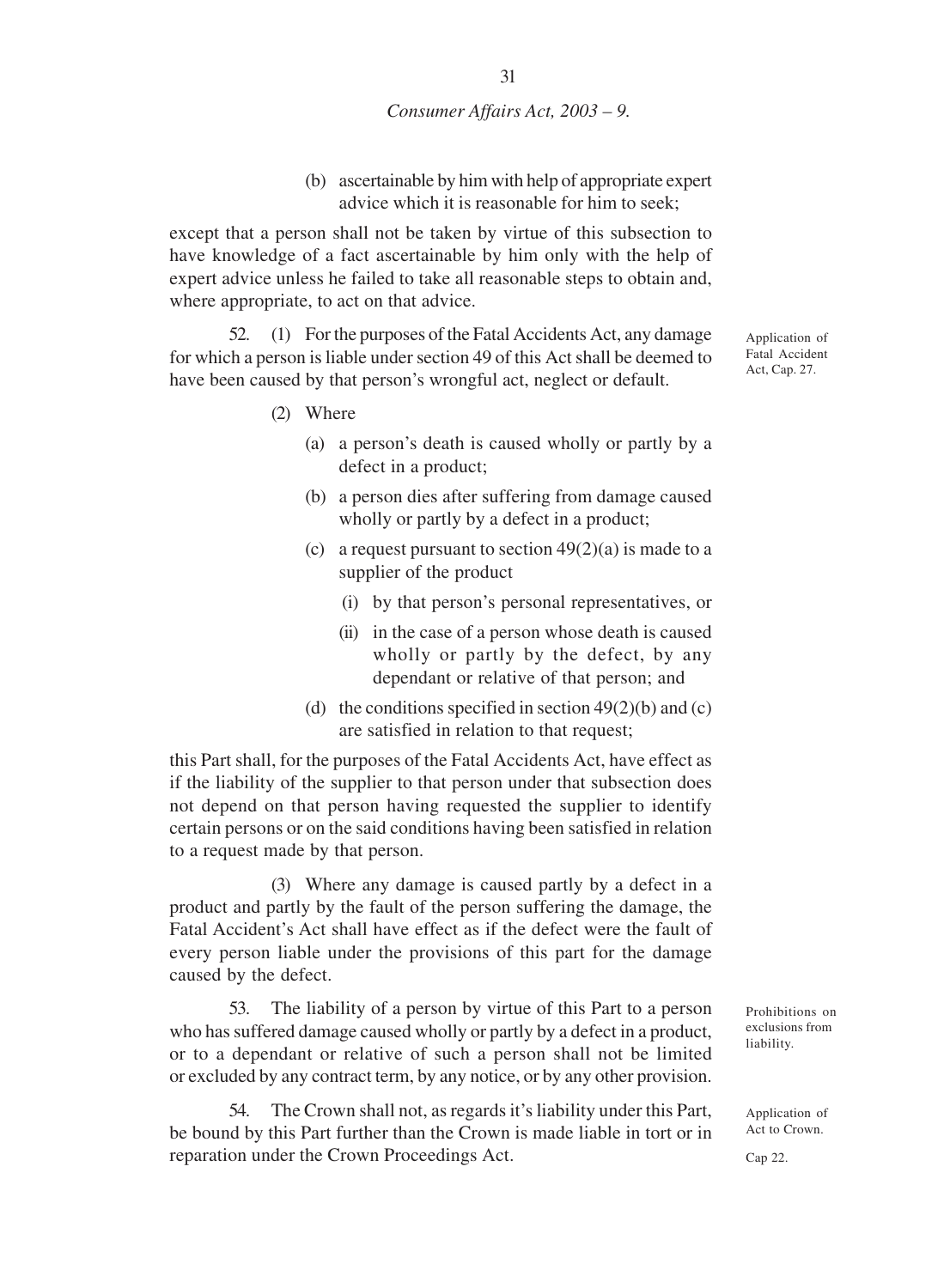(b) ascertainable by him with help of appropriate expert advice which it is reasonable for him to seek;

except that a person shall not be taken by virtue of this subsection to have knowledge of a fact ascertainable by him only with the help of expert advice unless he failed to take all reasonable steps to obtain and, where appropriate, to act on that advice.

Application of Fatal Accident Act, Cap. 27.

52. (1) For the purposes of the Fatal Accidents Act, any damage for which a person is liable under section 49 of this Act shall be deemed to have been caused by that person's wrongful act, neglect or default.

(2) Where

(a) a person's death is caused wholly or partly by a defect in a product;

(b) a person dies after suffering from damage caused wholly or partly by a defect in a product;

(c) a request pursuant to section 49(2)(a) is made to a supplier of the product

(i) by that person's personal representatives, or

(ii) in the case of a person whose death is caused wholly or partly by the defect, by any dependant or relative of that person; and

(d) the conditions specified in section 49(2)(b) and (c) are satisfied in relation to that request;

this Part shall, for the purposes of the Fatal Accidents Act, have effect as if the liability of the supplier to that person under that subsection does not depend on that person having requested the supplier to identify certain persons or on the said conditions having been satisfied in relation to a request made by that person.

(3) Where any damage is caused partly by a defect in a product and partly by the fault of the person suffering the damage, the Fatal Accident's Act shall have effect as if the defect were the fault of every person liable under the provisions of this part for the damage caused by the defect.

Prohibitions on exclusions from liability.

53. The liability of a person by virtue of this Part to a person who has suffered damage caused wholly or partly by a defect in a product, or to a dependant or relative of such a person shall not be limited or excluded by any contract term, by any notice, or by any other provision.

Application of Act to Crown.

Cap 22.

54. The Crown shall not, as regards it's liability under this Part, be bound by this Part further than the Crown is made liable in tort or in reparation under the Crown Proceedings Act.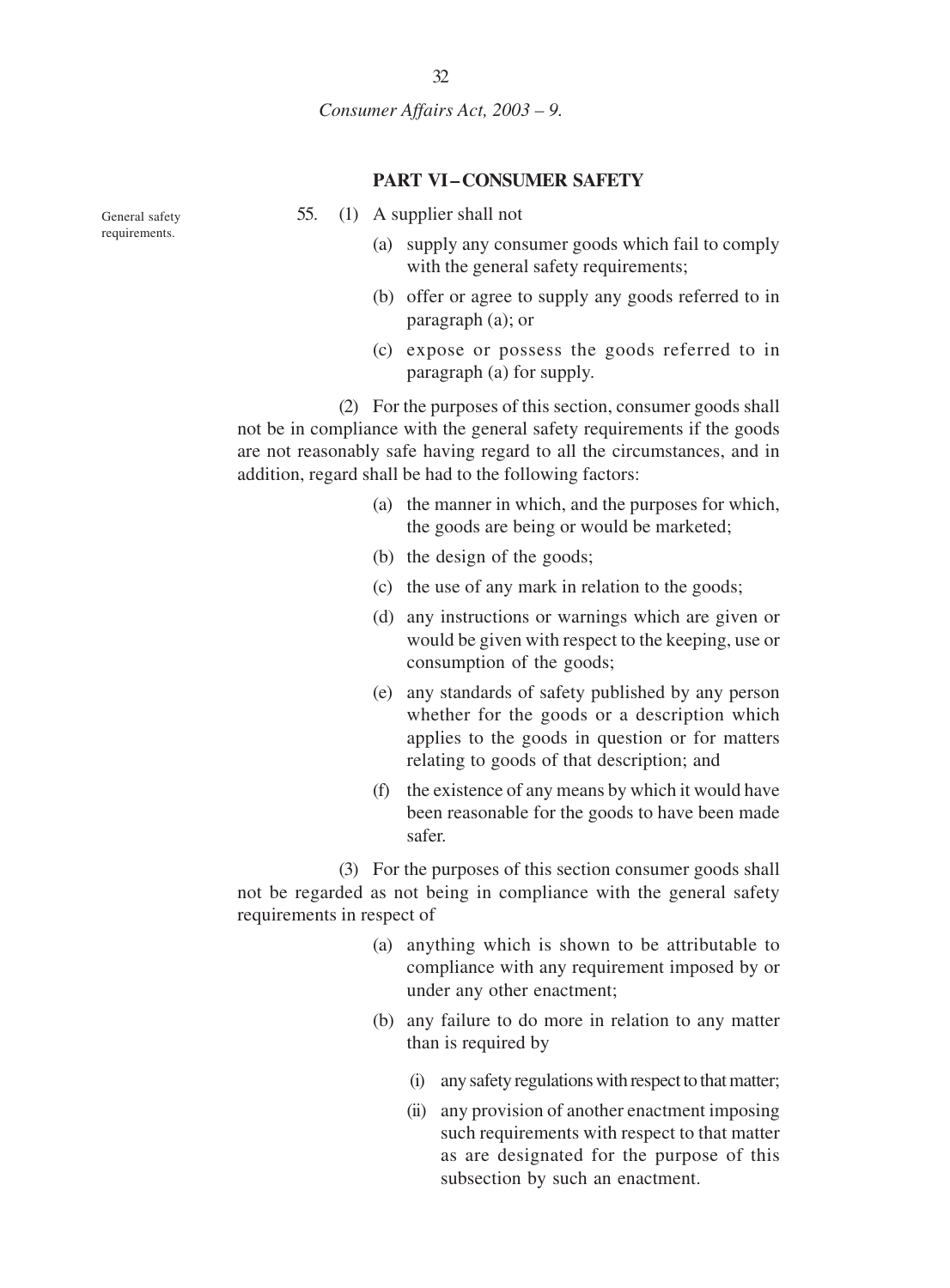## PART VI – CONSUMER SAFETY

General safety requirements.

55. (1) A supplier shall not

(a) supply any consumer goods which fail to comply with the general safety requirements;

(b) offer or agree to supply any goods referred to in paragraph (a); or

(c) expose or possess the goods referred to in paragraph (a) for supply.

(2) For the purposes of this section, consumer goods shall not be in compliance with the general safety requirements if the goods are not reasonably safe having regard to all the circumstances, and in addition, regard shall be had to the following factors:

(a) the manner in which, and the purposes for which, the goods are being or would be marketed;

(b) the design of the goods;

(c) the use of any mark in relation to the goods;

(d) any instructions or warnings which are given or would be given with respect to the keeping, use or consumption of the goods;

(e) any standards of safety published by any person whether for the goods or a description which applies to the goods in question or for matters relating to goods of that description; and

(f) the existence of any means by which it would have been reasonable for the goods to have been made safer.

(3) For the purposes of this section consumer goods shall not be regarded as not being in compliance with the general safety requirements in respect of

(a) anything which is shown to be attributable to compliance with any requirement imposed by or under any other enactment;

(b) any failure to do more in relation to any matter than is required by

(i) any safety regulations with respect to that matter;

(ii) any provision of another enactment imposing such requirements with respect to that matter as are designated for the purpose of this subsection by such an enactment.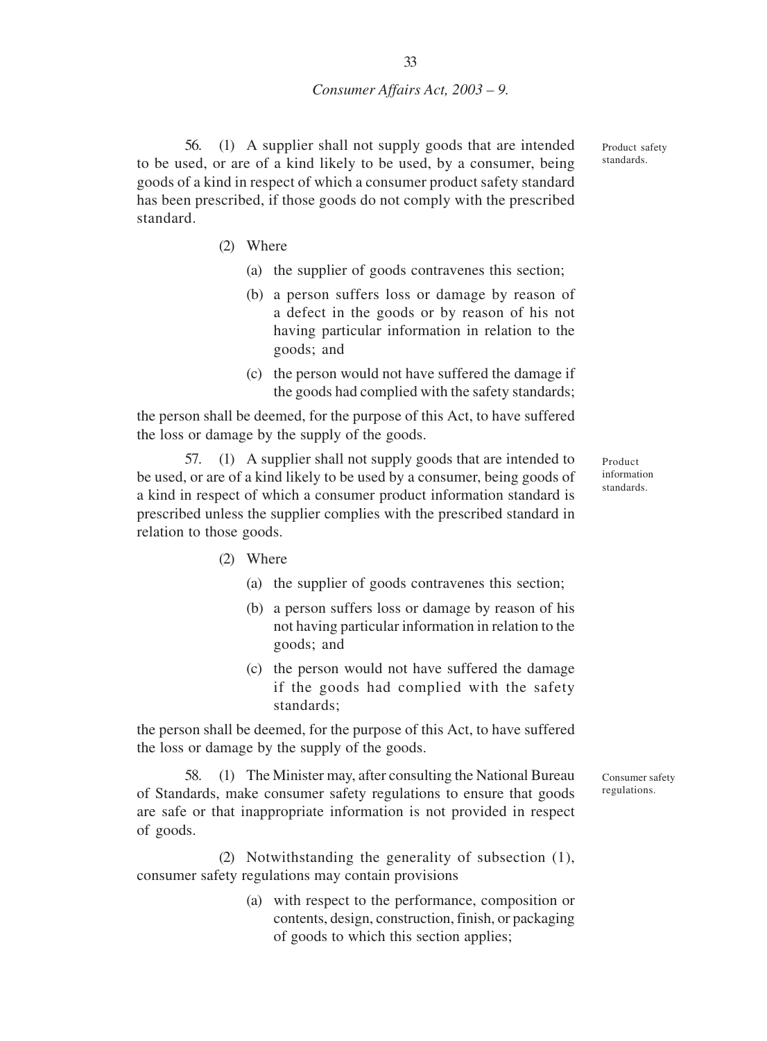**Product safety standards.**

56. (1) A supplier shall not supply goods that are intended to be used, or are of a kind likely to be used, by a consumer, being goods of a kind in respect of which a consumer product safety standard has been prescribed, if those goods do not comply with the prescribed standard.

(2) Where

(a) the supplier of goods contravenes this section;

(b) a person suffers loss or damage by reason of a defect in the goods or by reason of his not having particular information in relation to the goods; and

(c) the person would not have suffered the damage if the goods had complied with the safety standards;

the person shall be deemed, for the purpose of this Act, to have suffered the loss or damage by the supply of the goods.

**Product information standards.**

57. (1) A supplier shall not supply goods that are intended to be used, or are of a kind likely to be used by a consumer, being goods of a kind in respect of which a consumer product information standard is prescribed unless the supplier complies with the prescribed standard in relation to those goods.

(2) Where

(a) the supplier of goods contravenes this section;

(b) a person suffers loss or damage by reason of his not having particular information in relation to the goods; and

(c) the person would not have suffered the damage if the goods had complied with the safety standards;

the person shall be deemed, for the purpose of this Act, to have suffered the loss or damage by the supply of the goods.

**Consumer safety regulations.**

58. (1) The Minister may, after consulting the National Bureau of Standards, make consumer safety regulations to ensure that goods are safe or that inappropriate information is not provided in respect of goods.

(2) Notwithstanding the generality of subsection (1), consumer safety regulations may contain provisions

(a) with respect to the performance, composition or contents, design, construction, finish, or packaging of goods to which this section applies;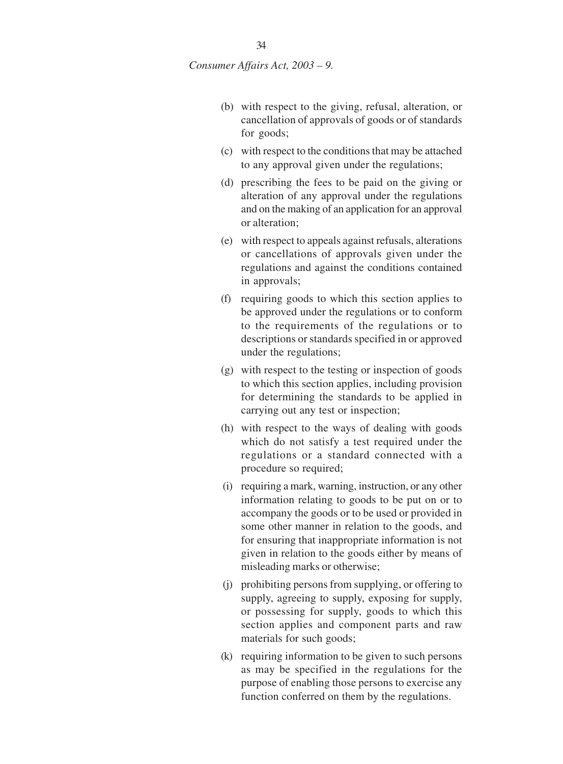(b) with respect to the giving, refusal, alteration, or cancellation of approvals of goods or of standards for goods;

(c) with respect to the conditions that may be attached to any approval given under the regulations;

(d) prescribing the fees to be paid on the giving or alteration of any approval under the regulations and on the making of an application for an approval or alteration;

(e) with respect to appeals against refusals, alterations or cancellations of approvals given under the regulations and against the conditions contained in approvals;

(f) requiring goods to which this section applies to be approved under the regulations or to conform to the requirements of the regulations or to descriptions or standards specified in or approved under the regulations;

(g) with respect to the testing or inspection of goods to which this section applies, including provision for determining the standards to be applied in carrying out any test or inspection;

(h) with respect to the ways of dealing with goods which do not satisfy a test required under the regulations or a standard connected with a procedure so required;

(i) requiring a mark, warning, instruction, or any other information relating to goods to be put on or to accompany the goods or to be used or provided in some other manner in relation to the goods, and for ensuring that inappropriate information is not given in relation to the goods either by means of misleading marks or otherwise;

(j) prohibiting persons from supplying, or offering to supply, agreeing to supply, exposing for supply, or possessing for supply, goods to which this section applies and component parts and raw materials for such goods;

(k) requiring information to be given to such persons as may be specified in the regulations for the purpose of enabling those persons to exercise any function conferred on them by the regulations.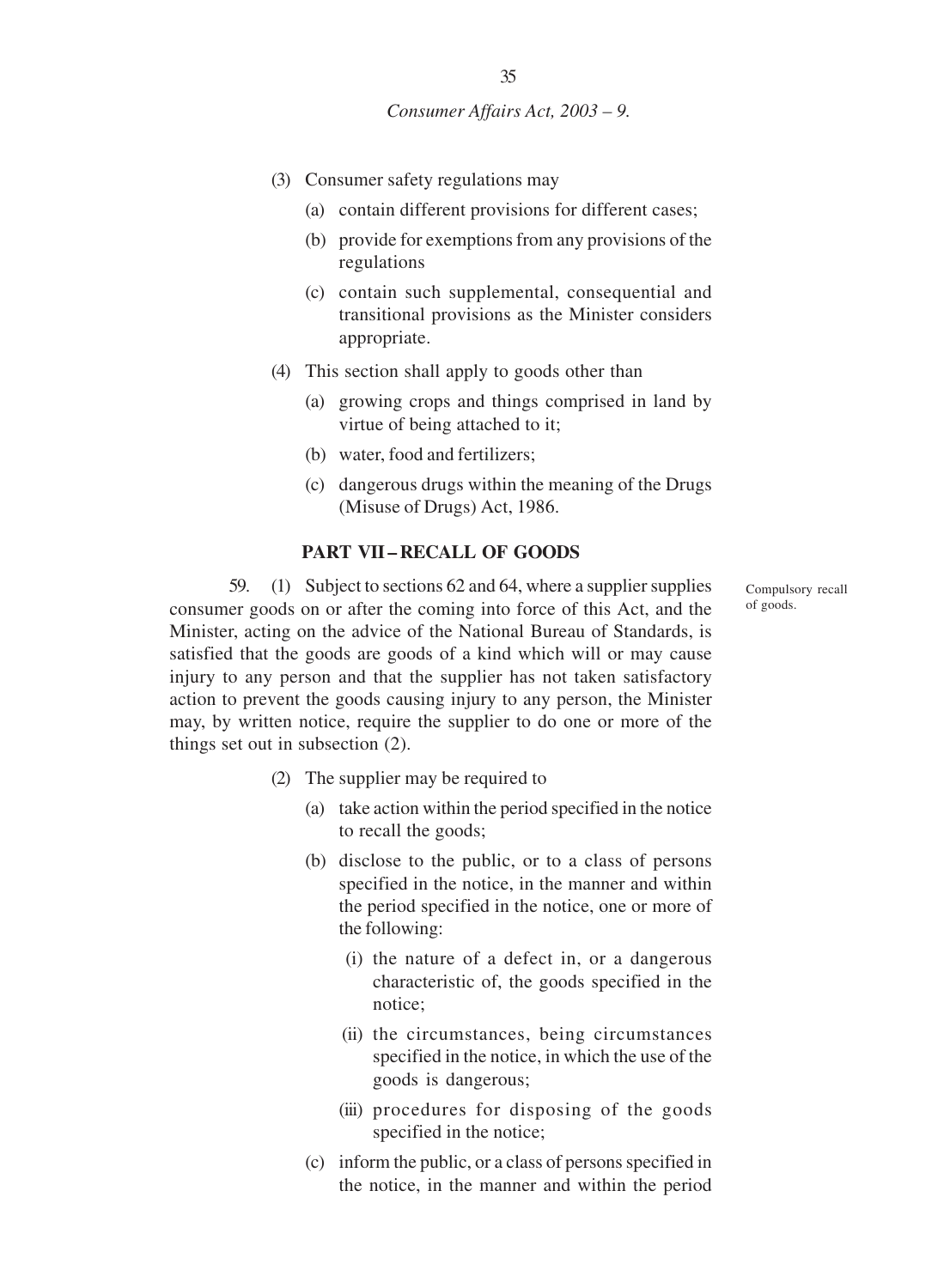(3) Consumer safety regulations may

(a) contain different provisions for different cases;

(b) provide for exemptions from any provisions of the regulations

(c) contain such supplemental, consequential and transitional provisions as the Minister considers appropriate.

(4) This section shall apply to goods other than

(a) growing crops and things comprised in land by virtue of being attached to it;

(b) water, food and fertilizers;

(c) dangerous drugs within the meaning of the Drugs (Misuse of Drugs) Act, 1986.

## PART VII – RECALL OF GOODS

Compulsory recall of goods.

59. (1) Subject to sections 62 and 64, where a supplier supplies consumer goods on or after the coming into force of this Act, and the Minister, acting on the advice of the National Bureau of Standards, is satisfied that the goods are goods of a kind which will or may cause injury to any person and that the supplier has not taken satisfactory action to prevent the goods causing injury to any person, the Minister may, by written notice, require the supplier to do one or more of the things set out in subsection (2).

(2) The supplier may be required to

(a) take action within the period specified in the notice to recall the goods;

(b) disclose to the public, or to a class of persons specified in the notice, in the manner and within the period specified in the notice, one or more of the following:

(i) the nature of a defect in, or a dangerous characteristic of, the goods specified in the notice;

(ii) the circumstances, being circumstances specified in the notice, in which the use of the goods is dangerous;

(iii) procedures for disposing of the goods specified in the notice;

(c) inform the public, or a class of persons specified in the notice, in the manner and within the period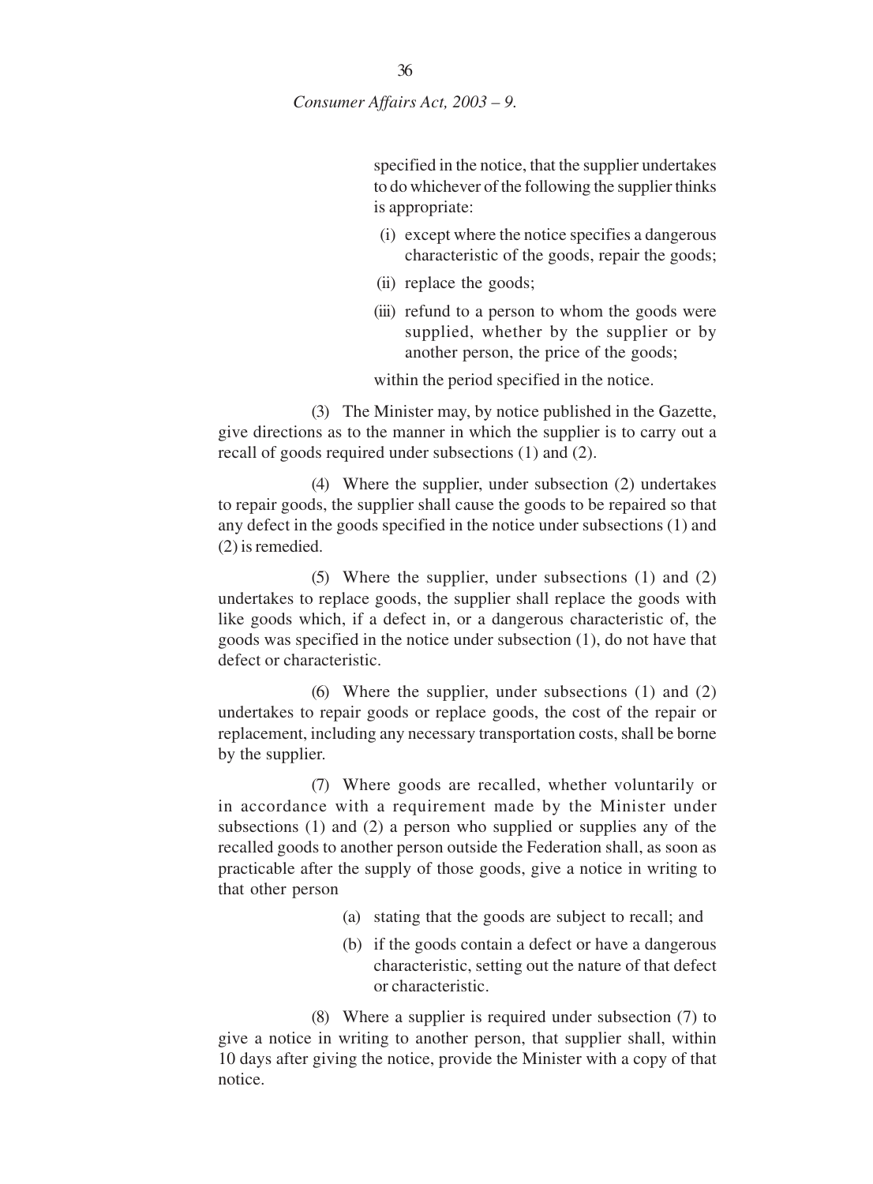specified in the notice, that the supplier undertakes to do whichever of the following the supplier thinks is appropriate:

(i) except where the notice specifies a dangerous characteristic of the goods, repair the goods;

(ii) replace the goods;

(iii) refund to a person to whom the goods were supplied, whether by the supplier or by another person, the price of the goods;

within the period specified in the notice.

(3) The Minister may, by notice published in the Gazette, give directions as to the manner in which the supplier is to carry out a recall of goods required under subsections (1) and (2).

(4) Where the supplier, under subsection (2) undertakes to repair goods, the supplier shall cause the goods to be repaired so that any defect in the goods specified in the notice under subsections (1) and (2) is remedied.

(5) Where the supplier, under subsections (1) and (2) undertakes to replace goods, the supplier shall replace the goods with like goods which, if a defect in, or a dangerous characteristic of, the goods was specified in the notice under subsection (1), do not have that defect or characteristic.

(6) Where the supplier, under subsections (1) and (2) undertakes to repair goods or replace goods, the cost of the repair or replacement, including any necessary transportation costs, shall be borne by the supplier.

(7) Where goods are recalled, whether voluntarily or in accordance with a requirement made by the Minister under subsections (1) and (2) a person who supplied or supplies any of the recalled goods to another person outside the Federation shall, as soon as practicable after the supply of those goods, give a notice in writing to that other person

(a) stating that the goods are subject to recall; and

(b) if the goods contain a defect or have a dangerous characteristic, setting out the nature of that defect or characteristic.

(8) Where a supplier is required under subsection (7) to give a notice in writing to another person, that supplier shall, within 10 days after giving the notice, provide the Minister with a copy of that notice.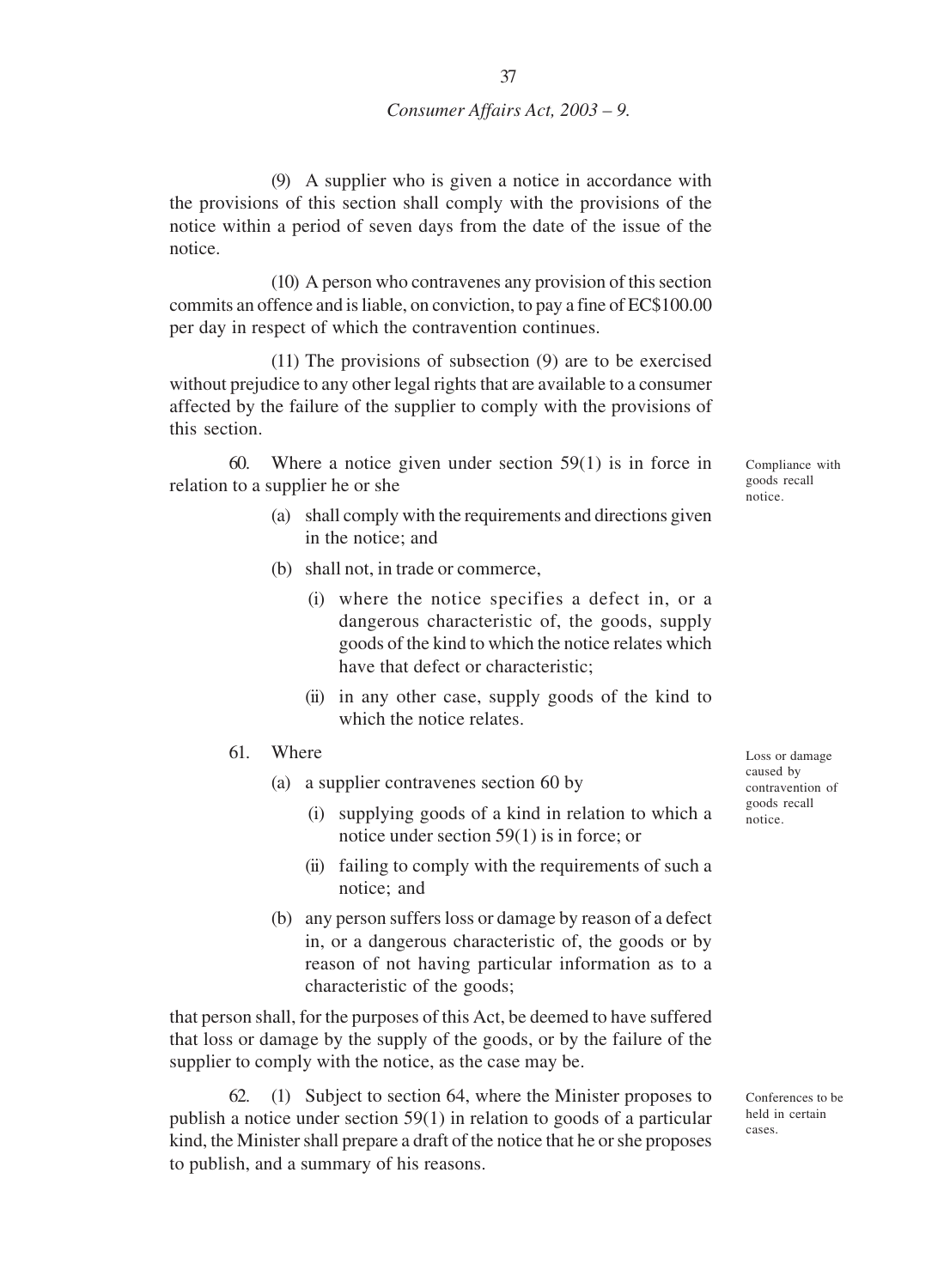(9) A supplier who is given a notice in accordance with the provisions of this section shall comply with the provisions of the notice within a period of seven days from the date of the issue of the notice.

(10) A person who contravenes any provision of this section commits an offence and is liable, on conviction, to pay a fine of EC$100.00 per day in respect of which the contravention continues.

(11) The provisions of subsection (9) are to be exercised without prejudice to any other legal rights that are available to a consumer affected by the failure of the supplier to comply with the provisions of this section.

*Compliance with goods recall notice.*

60. Where a notice given under section 59(1) is in force in relation to a supplier he or she

(a) shall comply with the requirements and directions given in the notice; and

(b) shall not, in trade or commerce,

(i) where the notice specifies a defect in, or a dangerous characteristic of, the goods, supply goods of the kind to which the notice relates which have that defect or characteristic;

(ii) in any other case, supply goods of the kind to which the notice relates.

*Loss or damage caused by contravention of goods recall notice.*

61. Where

(a) a supplier contravenes section 60 by

(i) supplying goods of a kind in relation to which a notice under section 59(1) is in force; or

(ii) failing to comply with the requirements of such a notice; and

(b) any person suffers loss or damage by reason of a defect in, or a dangerous characteristic of, the goods or by reason of not having particular information as to a characteristic of the goods;

that person shall, for the purposes of this Act, be deemed to have suffered that loss or damage by the supply of the goods, or by the failure of the supplier to comply with the notice, as the case may be.

*Conferences to be held in certain cases.*

62. (1) Subject to section 64, where the Minister proposes to publish a notice under section 59(1) in relation to goods of a particular kind, the Minister shall prepare a draft of the notice that he or she proposes to publish, and a summary of his reasons.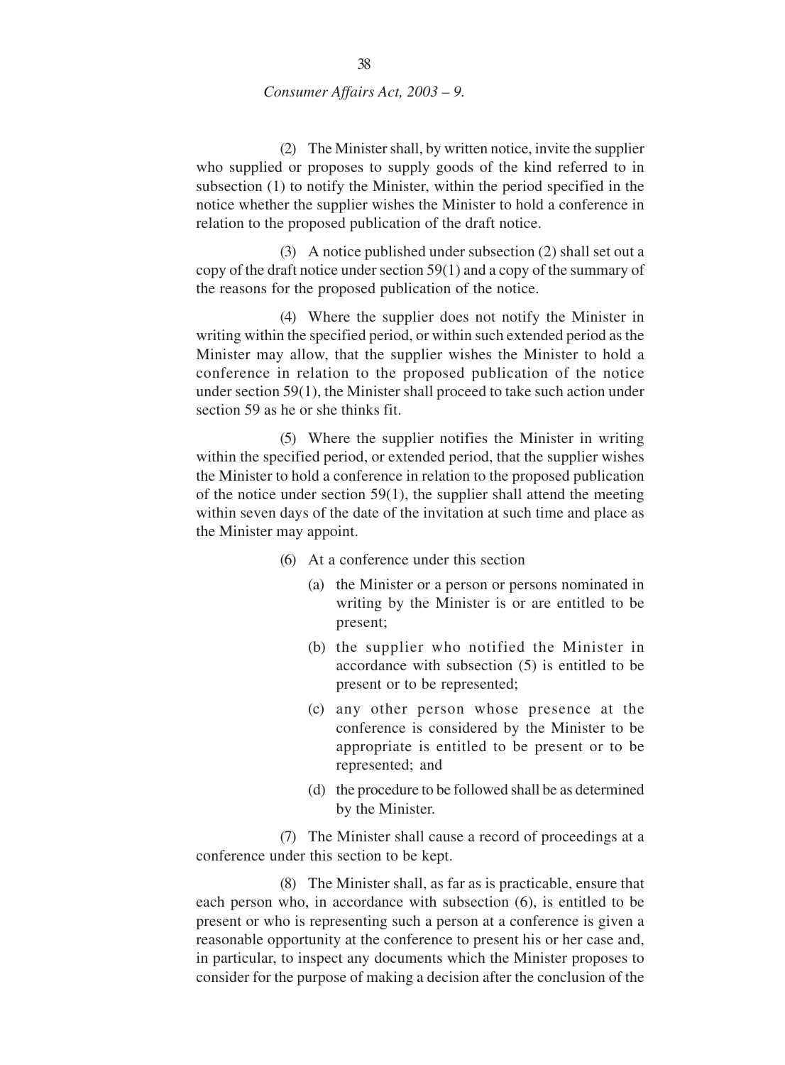(2) The Minister shall, by written notice, invite the supplier who supplied or proposes to supply goods of the kind referred to in subsection (1) to notify the Minister, within the period specified in the notice whether the supplier wishes the Minister to hold a conference in relation to the proposed publication of the draft notice.

(3) A notice published under subsection (2) shall set out a copy of the draft notice under section 59(1) and a copy of the summary of the reasons for the proposed publication of the notice.

(4) Where the supplier does not notify the Minister in writing within the specified period, or within such extended period as the Minister may allow, that the supplier wishes the Minister to hold a conference in relation to the proposed publication of the notice under section 59(1), the Minister shall proceed to take such action under section 59 as he or she thinks fit.

(5) Where the supplier notifies the Minister in writing within the specified period, or extended period, that the supplier wishes the Minister to hold a conference in relation to the proposed publication of the notice under section 59(1), the supplier shall attend the meeting within seven days of the date of the invitation at such time and place as the Minister may appoint.

(6) At a conference under this section

(a) the Minister or a person or persons nominated in writing by the Minister is or are entitled to be present;

(b) the supplier who notified the Minister in accordance with subsection (5) is entitled to be present or to be represented;

(c) any other person whose presence at the conference is considered by the Minister to be appropriate is entitled to be present or to be represented; and

(d) the procedure to be followed shall be as determined by the Minister.

(7) The Minister shall cause a record of proceedings at a conference under this section to be kept.

(8) The Minister shall, as far as is practicable, ensure that each person who, in accordance with subsection (6), is entitled to be present or who is representing such a person at a conference is given a reasonable opportunity at the conference to present his or her case and, in particular, to inspect any documents which the Minister proposes to consider for the purpose of making a decision after the conclusion of the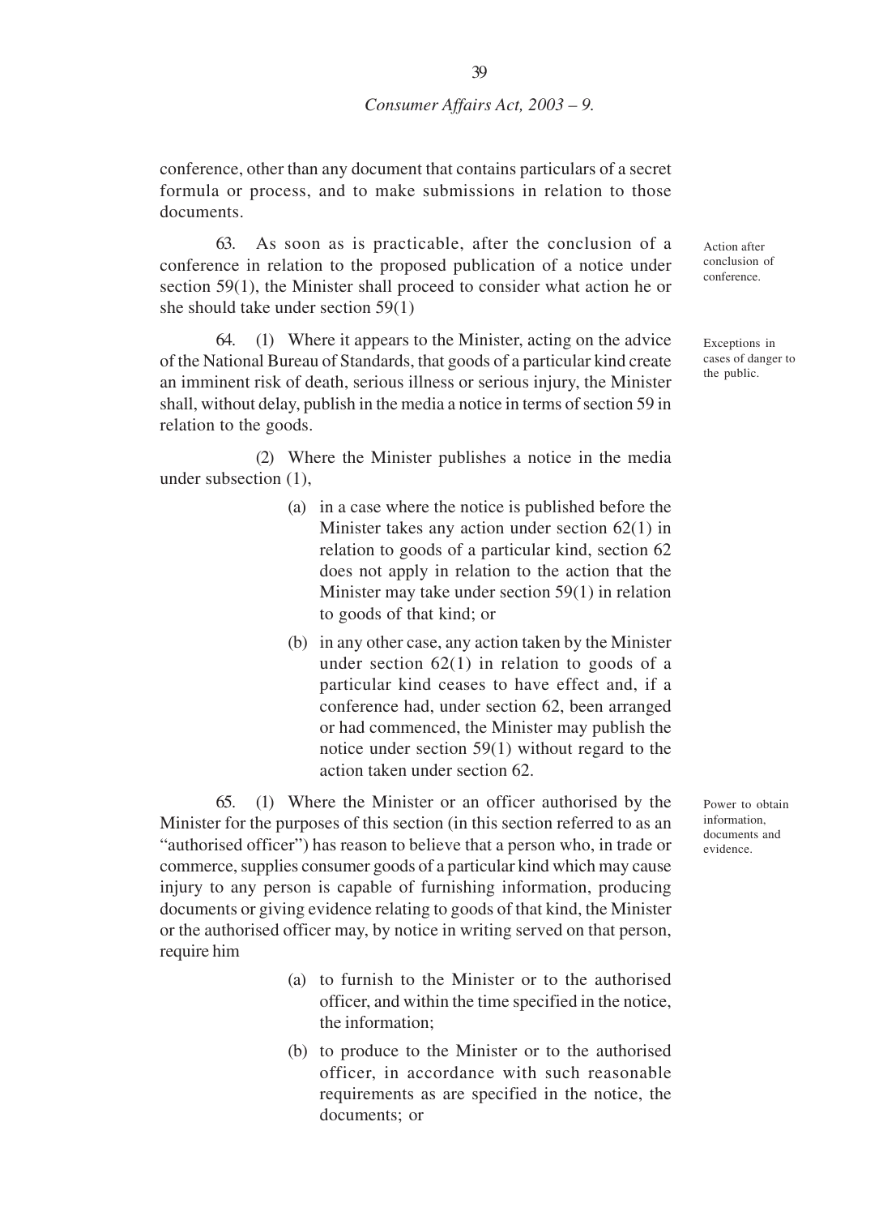conference, other than any document that contains particulars of a secret formula or process, and to make submissions in relation to those documents.

**Action after conclusion of conference.**

63. As soon as is practicable, after the conclusion of a conference in relation to the proposed publication of a notice under section 59(1), the Minister shall proceed to consider what action he or she should take under section 59(1)

**Exceptions in cases of danger to the public.**

64. (1) Where it appears to the Minister, acting on the advice of the National Bureau of Standards, that goods of a particular kind create an imminent risk of death, serious illness or serious injury, the Minister shall, without delay, publish in the media a notice in terms of section 59 in relation to the goods.

(2) Where the Minister publishes a notice in the media under subsection (1),

- (a) in a case where the notice is published before the Minister takes any action under section 62(1) in relation to goods of a particular kind, section 62 does not apply in relation to the action that the Minister may take under section 59(1) in relation to goods of that kind; or
- (b) in any other case, any action taken by the Minister under section 62(1) in relation to goods of a particular kind ceases to have effect and, if a conference had, under section 62, been arranged or had commenced, the Minister may publish the notice under section 59(1) without regard to the action taken under section 62.

**Power to obtain information, documents and evidence.**

65. (1) Where the Minister or an officer authorised by the Minister for the purposes of this section (in this section referred to as an "authorised officer") has reason to believe that a person who, in trade or commerce, supplies consumer goods of a particular kind which may cause injury to any person is capable of furnishing information, producing documents or giving evidence relating to goods of that kind, the Minister or the authorised officer may, by notice in writing served on that person, require him

- (a) to furnish to the Minister or to the authorised officer, and within the time specified in the notice, the information;
- (b) to produce to the Minister or to the authorised officer, in accordance with such reasonable requirements as are specified in the notice, the documents; or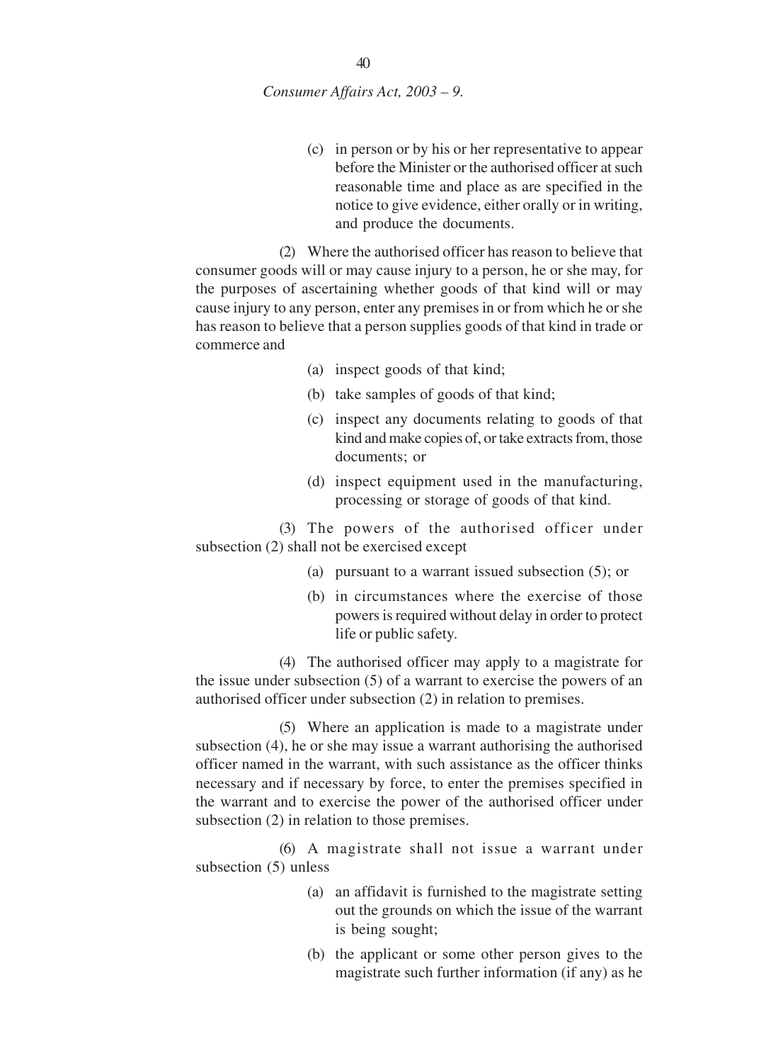(c) in person or by his or her representative to appear before the Minister or the authorised officer at such reasonable time and place as are specified in the notice to give evidence, either orally or in writing, and produce the documents.

(2) Where the authorised officer has reason to believe that consumer goods will or may cause injury to a person, he or she may, for the purposes of ascertaining whether goods of that kind will or may cause injury to any person, enter any premises in or from which he or she has reason to believe that a person supplies goods of that kind in trade or commerce and

(a) inspect goods of that kind;

(b) take samples of goods of that kind;

(c) inspect any documents relating to goods of that kind and make copies of, or take extracts from, those documents; or

(d) inspect equipment used in the manufacturing, processing or storage of goods of that kind.

(3) The powers of the authorised officer under subsection (2) shall not be exercised except

(a) pursuant to a warrant issued subsection (5); or

(b) in circumstances where the exercise of those powers is required without delay in order to protect life or public safety.

(4) The authorised officer may apply to a magistrate for the issue under subsection (5) of a warrant to exercise the powers of an authorised officer under subsection (2) in relation to premises.

(5) Where an application is made to a magistrate under subsection (4), he or she may issue a warrant authorising the authorised officer named in the warrant, with such assistance as the officer thinks necessary and if necessary by force, to enter the premises specified in the warrant and to exercise the power of the authorised officer under subsection (2) in relation to those premises.

(6) A magistrate shall not issue a warrant under subsection (5) unless

(a) an affidavit is furnished to the magistrate setting out the grounds on which the issue of the warrant is being sought;

(b) the applicant or some other person gives to the magistrate such further information (if any) as he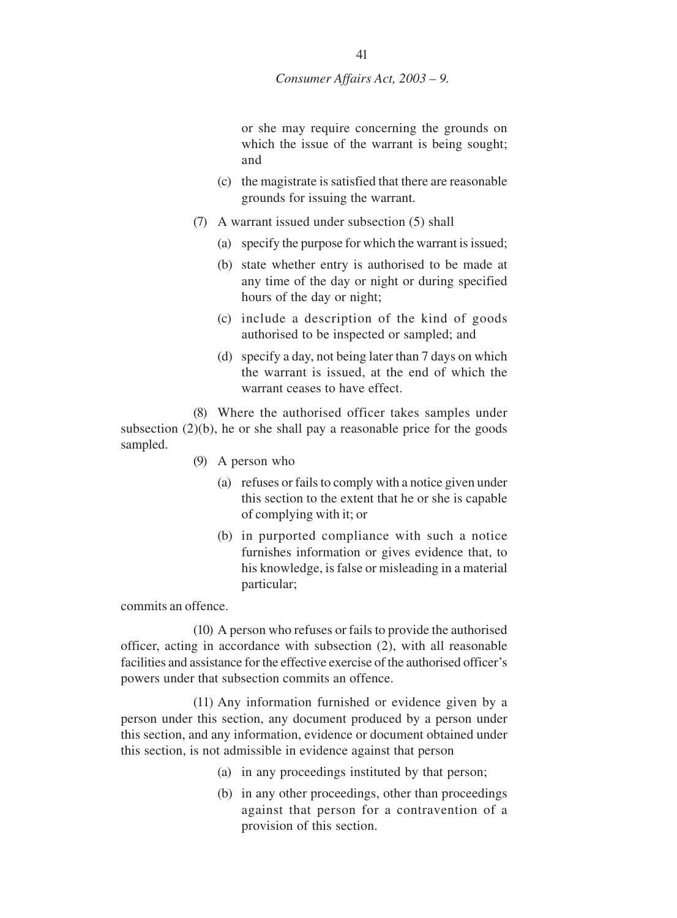or she may require concerning the grounds on which the issue of the warrant is being sought; and

(c) the magistrate is satisfied that there are reasonable grounds for issuing the warrant.

(7) A warrant issued under subsection (5) shall

(a) specify the purpose for which the warrant is issued;

(b) state whether entry is authorised to be made at any time of the day or night or during specified hours of the day or night;

(c) include a description of the kind of goods authorised to be inspected or sampled; and

(d) specify a day, not being later than 7 days on which the warrant is issued, at the end of which the warrant ceases to have effect.

(8) Where the authorised officer takes samples under subsection (2)(b), he or she shall pay a reasonable price for the goods sampled.

(9) A person who

(a) refuses or fails to comply with a notice given under this section to the extent that he or she is capable of complying with it; or

(b) in purported compliance with such a notice furnishes information or gives evidence that, to his knowledge, is false or misleading in a material particular;

commits an offence.

(10) A person who refuses or fails to provide the authorised officer, acting in accordance with subsection (2), with all reasonable facilities and assistance for the effective exercise of the authorised officer's powers under that subsection commits an offence.

(11) Any information furnished or evidence given by a person under this section, any document produced by a person under this section, and any information, evidence or document obtained under this section, is not admissible in evidence against that person

(a) in any proceedings instituted by that person;

(b) in any other proceedings, other than proceedings against that person for a contravention of a provision of this section.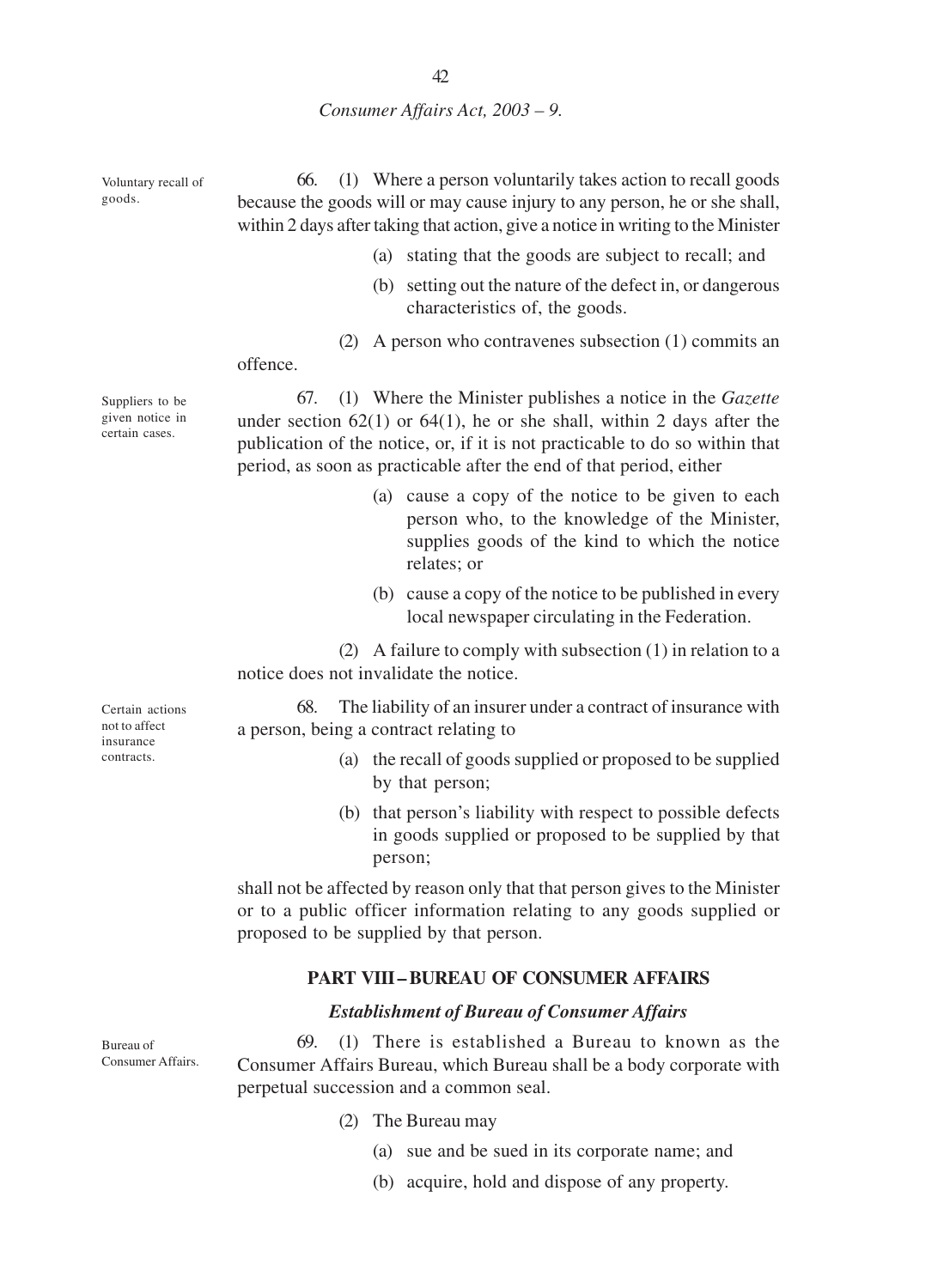**Voluntary recall of goods.**

66. (1) Where a person voluntarily takes action to recall goods because the goods will or may cause injury to any person, he or she shall, within 2 days after taking that action, give a notice in writing to the Minister

(a) stating that the goods are subject to recall; and

(b) setting out the nature of the defect in, or dangerous characteristics of, the goods.

(2) A person who contravenes subsection (1) commits an offence.

**Suppliers to be given notice in certain cases.**

67. (1) Where the Minister publishes a notice in the *Gazette* under section 62(1) or 64(1), he or she shall, within 2 days after the publication of the notice, or, if it is not practicable to do so within that period, as soon as practicable after the end of that period, either

(a) cause a copy of the notice to be given to each person who, to the knowledge of the Minister, supplies goods of the kind to which the notice relates; or

(b) cause a copy of the notice to be published in every local newspaper circulating in the Federation.

(2) A failure to comply with subsection (1) in relation to a notice does not invalidate the notice.

**Certain actions not to affect insurance contracts.**

68. The liability of an insurer under a contract of insurance with a person, being a contract relating to

(a) the recall of goods supplied or proposed to be supplied by that person;

(b) that person's liability with respect to possible defects in goods supplied or proposed to be supplied by that person;

shall not be affected by reason only that that person gives to the Minister or to a public officer information relating to any goods supplied or proposed to be supplied by that person.

## PART VIII – BUREAU OF CONSUMER AFFAIRS

### *Establishment of Bureau of Consumer Affairs*

**Bureau of Consumer Affairs.**

69. (1) There is established a Bureau to known as the Consumer Affairs Bureau, which Bureau shall be a body corporate with perpetual succession and a common seal.

(2) The Bureau may

(a) sue and be sued in its corporate name; and

(b) acquire, hold and dispose of any property.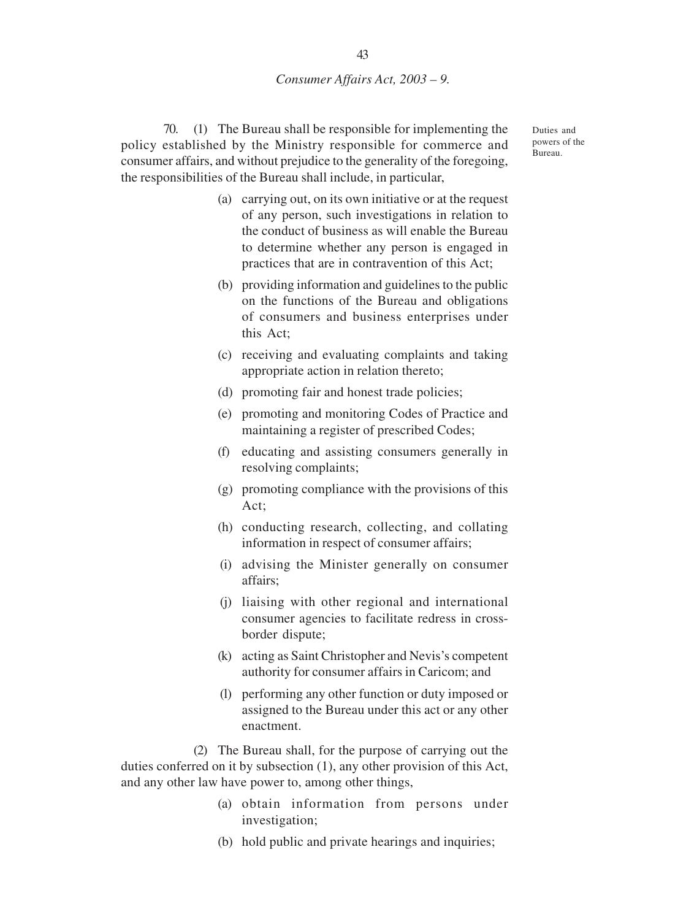Duties and powers of the Bureau.

70. (1) The Bureau shall be responsible for implementing the policy established by the Ministry responsible for commerce and consumer affairs, and without prejudice to the generality of the foregoing, the responsibilities of the Bureau shall include, in particular,

(a) carrying out, on its own initiative or at the request of any person, such investigations in relation to the conduct of business as will enable the Bureau to determine whether any person is engaged in practices that are in contravention of this Act;

(b) providing information and guidelines to the public on the functions of the Bureau and obligations of consumers and business enterprises under this Act;

(c) receiving and evaluating complaints and taking appropriate action in relation thereto;

(d) promoting fair and honest trade policies;

(e) promoting and monitoring Codes of Practice and maintaining a register of prescribed Codes;

(f) educating and assisting consumers generally in resolving complaints;

(g) promoting compliance with the provisions of this Act;

(h) conducting research, collecting, and collating information in respect of consumer affairs;

(i) advising the Minister generally on consumer affairs;

(j) liaising with other regional and international consumer agencies to facilitate redress in cross-border dispute;

(k) acting as Saint Christopher and Nevis's competent authority for consumer affairs in Caricom; and

(l) performing any other function or duty imposed or assigned to the Bureau under this act or any other enactment.

(2) The Bureau shall, for the purpose of carrying out the duties conferred on it by subsection (1), any other provision of this Act, and any other law have power to, among other things,

(a) obtain information from persons under investigation;

(b) hold public and private hearings and inquiries;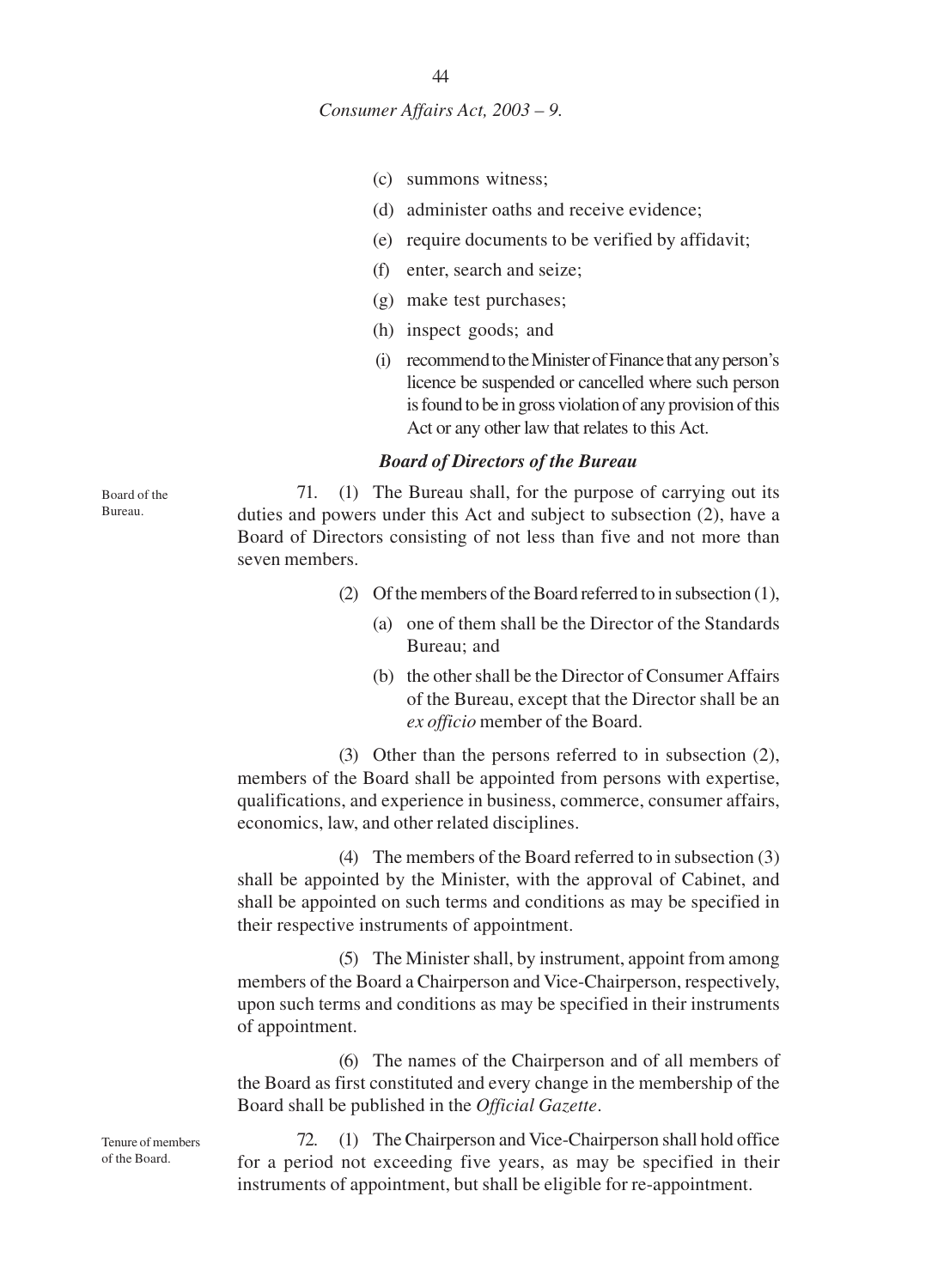(c) summons witness;

(d) administer oaths and receive evidence;

(e) require documents to be verified by affidavit;

(f) enter, search and seize;

(g) make test purchases;

(h) inspect goods; and

(i) recommend to the Minister of Finance that any person's licence be suspended or cancelled where such person is found to be in gross violation of any provision of this Act or any other law that relates to this Act.

### *Board of Directors of the Bureau*

Board of the Bureau.

71. (1) The Bureau shall, for the purpose of carrying out its duties and powers under this Act and subject to subsection (2), have a Board of Directors consisting of not less than five and not more than seven members.

(2) Of the members of the Board referred to in subsection (1),

(a) one of them shall be the Director of the Standards Bureau; and

(b) the other shall be the Director of Consumer Affairs of the Bureau, except that the Director shall be an *ex officio* member of the Board.

(3) Other than the persons referred to in subsection (2), members of the Board shall be appointed from persons with expertise, qualifications, and experience in business, commerce, consumer affairs, economics, law, and other related disciplines.

(4) The members of the Board referred to in subsection (3) shall be appointed by the Minister, with the approval of Cabinet, and shall be appointed on such terms and conditions as may be specified in their respective instruments of appointment.

(5) The Minister shall, by instrument, appoint from among members of the Board a Chairperson and Vice-Chairperson, respectively, upon such terms and conditions as may be specified in their instruments of appointment.

(6) The names of the Chairperson and of all members of the Board as first constituted and every change in the membership of the Board shall be published in the *Official Gazette*.

Tenure of members of the Board.

72. (1) The Chairperson and Vice-Chairperson shall hold office for a period not exceeding five years, as may be specified in their instruments of appointment, but shall be eligible for re-appointment.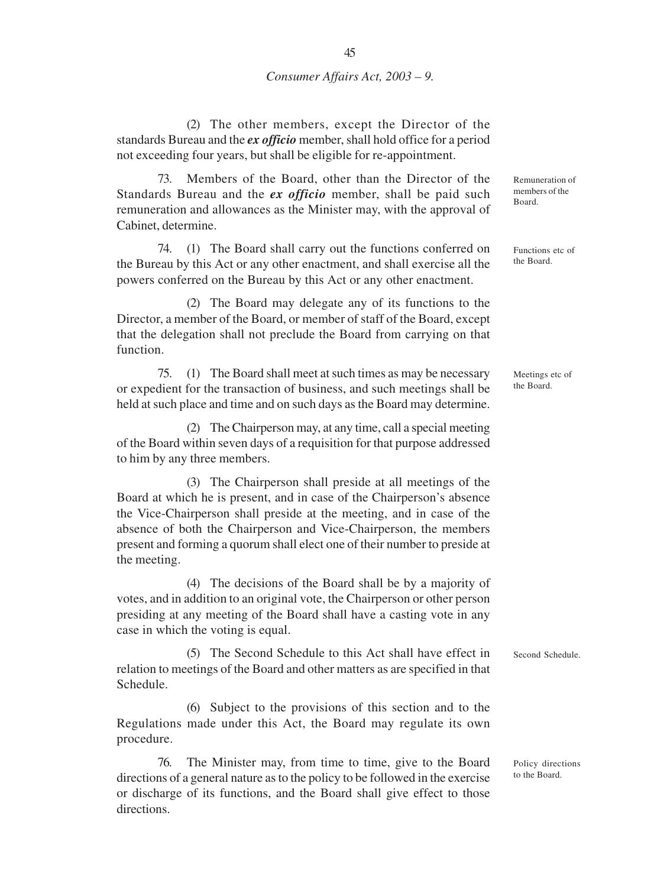(2) The other members, except the Director of the standards Bureau and the ***ex officio*** member, shall hold office for a period not exceeding four years, but shall be eligible for re-appointment.

Remuneration of members of the Board.

73. Members of the Board, other than the Director of the Standards Bureau and the ***ex officio*** member, shall be paid such remuneration and allowances as the Minister may, with the approval of Cabinet, determine.

Functions etc of the Board.

74. (1) The Board shall carry out the functions conferred on the Bureau by this Act or any other enactment, and shall exercise all the powers conferred on the Bureau by this Act or any other enactment.

(2) The Board may delegate any of its functions to the Director, a member of the Board, or member of staff of the Board, except that the delegation shall not preclude the Board from carrying on that function.

Meetings etc of the Board.

75. (1) The Board shall meet at such times as may be necessary or expedient for the transaction of business, and such meetings shall be held at such place and time and on such days as the Board may determine.

(2) The Chairperson may, at any time, call a special meeting of the Board within seven days of a requisition for that purpose addressed to him by any three members.

(3) The Chairperson shall preside at all meetings of the Board at which he is present, and in case of the Chairperson's absence the Vice-Chairperson shall preside at the meeting, and in case of the absence of both the Chairperson and Vice-Chairperson, the members present and forming a quorum shall elect one of their number to preside at the meeting.

(4) The decisions of the Board shall be by a majority of votes, and in addition to an original vote, the Chairperson or other person presiding at any meeting of the Board shall have a casting vote in any case in which the voting is equal.

Second Schedule.

(5) The Second Schedule to this Act shall have effect in relation to meetings of the Board and other matters as are specified in that Schedule.

(6) Subject to the provisions of this section and to the Regulations made under this Act, the Board may regulate its own procedure.

Policy directions to the Board.

76. The Minister may, from time to time, give to the Board directions of a general nature as to the policy to be followed in the exercise or discharge of its functions, and the Board shall give effect to those directions.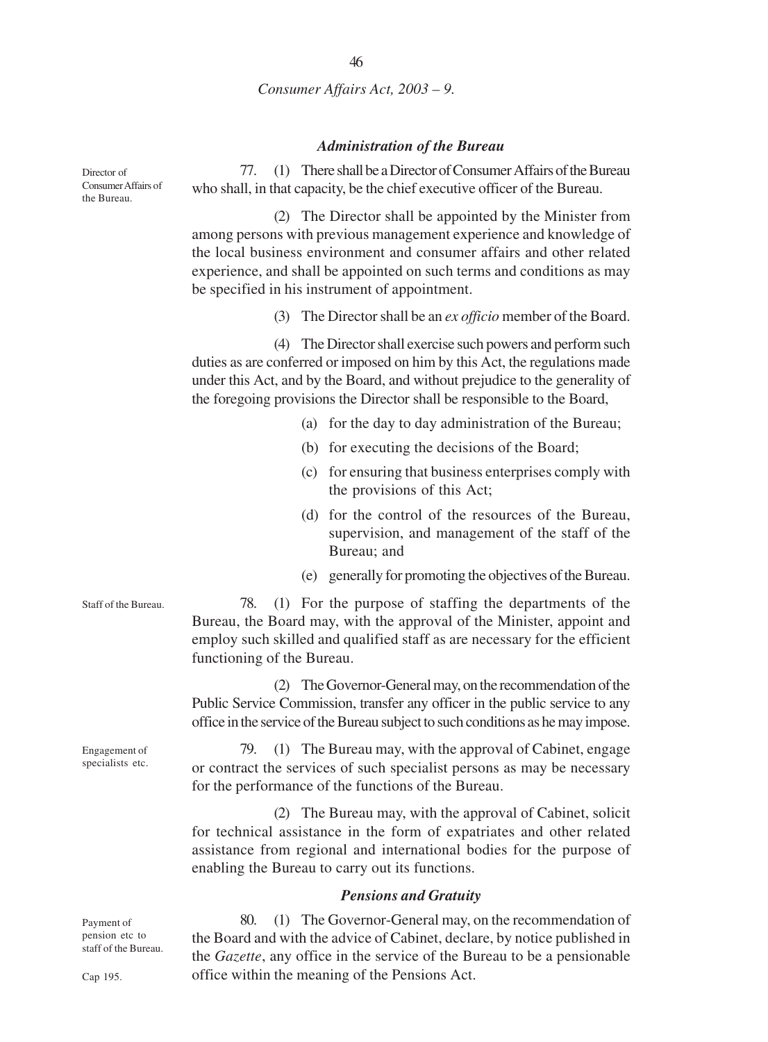### *Administration of the Bureau*

Director of Consumer Affairs of the Bureau.

77. (1) There shall be a Director of Consumer Affairs of the Bureau who shall, in that capacity, be the chief executive officer of the Bureau.

(2) The Director shall be appointed by the Minister from among persons with previous management experience and knowledge of the local business environment and consumer affairs and other related experience, and shall be appointed on such terms and conditions as may be specified in his instrument of appointment.

(3) The Director shall be an *ex officio* member of the Board.

(4) The Director shall exercise such powers and perform such duties as are conferred or imposed on him by this Act, the regulations made under this Act, and by the Board, and without prejudice to the generality of the foregoing provisions the Director shall be responsible to the Board,

(a) for the day to day administration of the Bureau;

(b) for executing the decisions of the Board;

(c) for ensuring that business enterprises comply with the provisions of this Act;

(d) for the control of the resources of the Bureau, supervision, and management of the staff of the Bureau; and

(e) generally for promoting the objectives of the Bureau.

Staff of the Bureau.

78. (1) For the purpose of staffing the departments of the Bureau, the Board may, with the approval of the Minister, appoint and employ such skilled and qualified staff as are necessary for the efficient functioning of the Bureau.

(2) The Governor-General may, on the recommendation of the Public Service Commission, transfer any officer in the public service to any office in the service of the Bureau subject to such conditions as he may impose.

Engagement of specialists etc.

79. (1) The Bureau may, with the approval of Cabinet, engage or contract the services of such specialist persons as may be necessary for the performance of the functions of the Bureau.

(2) The Bureau may, with the approval of Cabinet, solicit for technical assistance in the form of expatriates and other related assistance from regional and international bodies for the purpose of enabling the Bureau to carry out its functions.

### *Pensions and Gratuity*

Payment of pension etc to staff of the Bureau.

Cap 195.

80. (1) The Governor-General may, on the recommendation of the Board and with the advice of Cabinet, declare, by notice published in the *Gazette*, any office in the service of the Bureau to be a pensionable office within the meaning of the Pensions Act.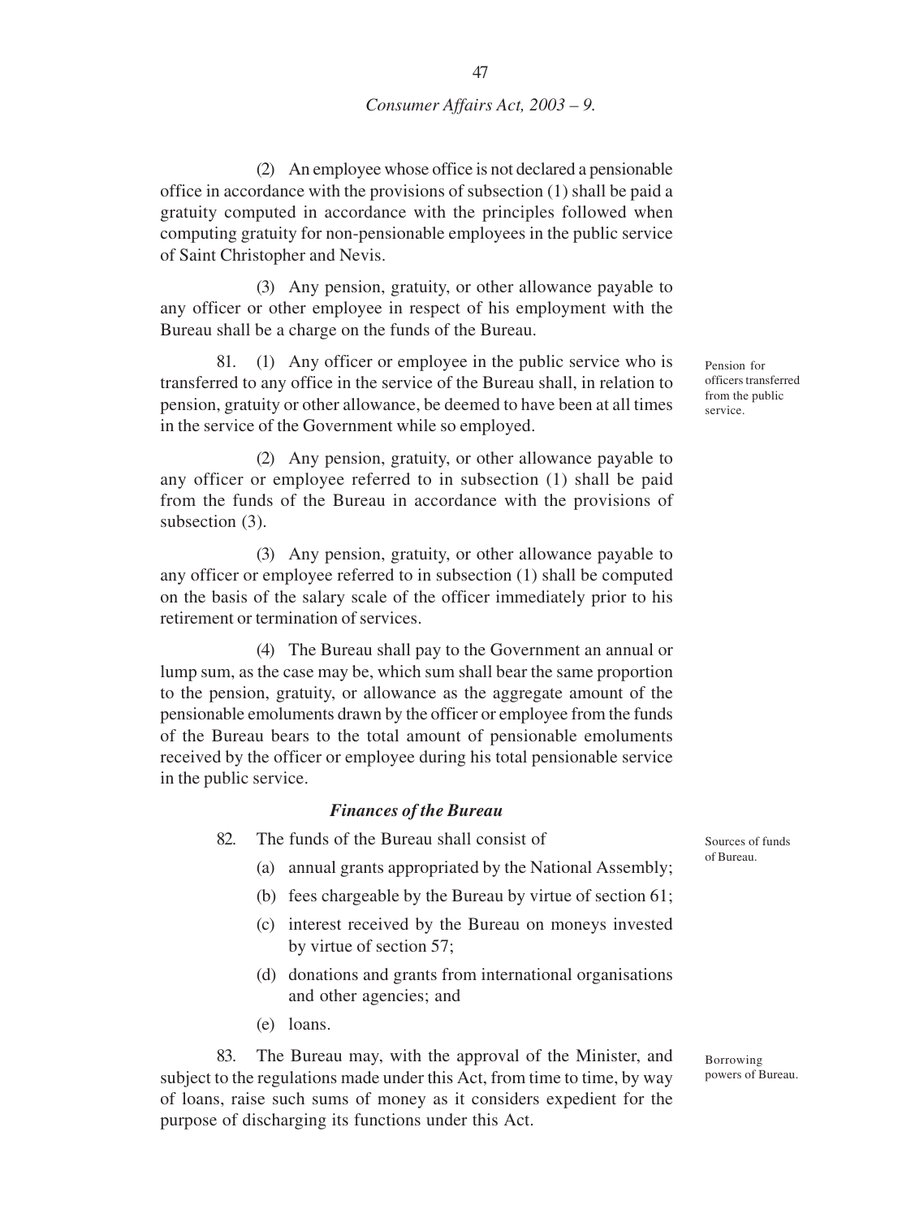(2) An employee whose office is not declared a pensionable office in accordance with the provisions of subsection (1) shall be paid a gratuity computed in accordance with the principles followed when computing gratuity for non-pensionable employees in the public service of Saint Christopher and Nevis.

(3) Any pension, gratuity, or other allowance payable to any officer or other employee in respect of his employment with the Bureau shall be a charge on the funds of the Bureau.

Pension for officers transferred from the public service.

81. (1) Any officer or employee in the public service who is transferred to any office in the service of the Bureau shall, in relation to pension, gratuity or other allowance, be deemed to have been at all times in the service of the Government while so employed.

(2) Any pension, gratuity, or other allowance payable to any officer or employee referred to in subsection (1) shall be paid from the funds of the Bureau in accordance with the provisions of subsection (3).

(3) Any pension, gratuity, or other allowance payable to any officer or employee referred to in subsection (1) shall be computed on the basis of the salary scale of the officer immediately prior to his retirement or termination of services.

(4) The Bureau shall pay to the Government an annual or lump sum, as the case may be, which sum shall bear the same proportion to the pension, gratuity, or allowance as the aggregate amount of the pensionable emoluments drawn by the officer or employee from the funds of the Bureau bears to the total amount of pensionable emoluments received by the officer or employee during his total pensionable service in the public service.

### *Finances of the Bureau*

Sources of funds of Bureau.

82. The funds of the Bureau shall consist of

(a) annual grants appropriated by the National Assembly;

(b) fees chargeable by the Bureau by virtue of section 61;

(c) interest received by the Bureau on moneys invested by virtue of section 57;

(d) donations and grants from international organisations and other agencies; and

(e) loans.

Borrowing powers of Bureau.

83. The Bureau may, with the approval of the Minister, and subject to the regulations made under this Act, from time to time, by way of loans, raise such sums of money as it considers expedient for the purpose of discharging its functions under this Act.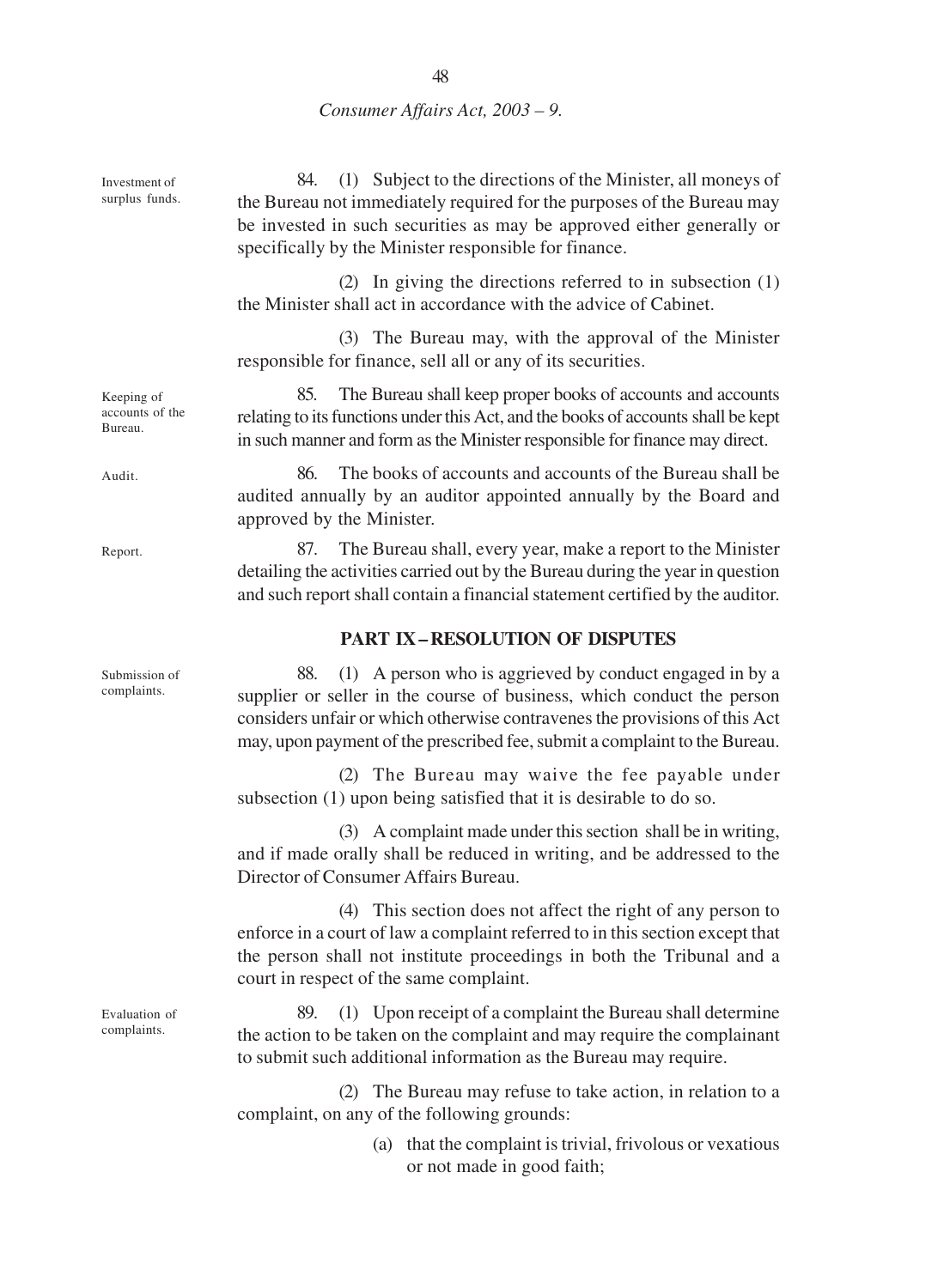**Investment of surplus funds.**

84. (1) Subject to the directions of the Minister, all moneys of the Bureau not immediately required for the purposes of the Bureau may be invested in such securities as may be approved either generally or specifically by the Minister responsible for finance.

(2) In giving the directions referred to in subsection (1) the Minister shall act in accordance with the advice of Cabinet.

(3) The Bureau may, with the approval of the Minister responsible for finance, sell all or any of its securities.

**Keeping of accounts of the Bureau.**

85. The Bureau shall keep proper books of accounts and accounts relating to its functions under this Act, and the books of accounts shall be kept in such manner and form as the Minister responsible for finance may direct.

**Audit.**

86. The books of accounts and accounts of the Bureau shall be audited annually by an auditor appointed annually by the Board and approved by the Minister.

**Report.**

87. The Bureau shall, every year, make a report to the Minister detailing the activities carried out by the Bureau during the year in question and such report shall contain a financial statement certified by the auditor.

## PART IX – RESOLUTION OF DISPUTES

**Submission of complaints.**

88. (1) A person who is aggrieved by conduct engaged in by a supplier or seller in the course of business, which conduct the person considers unfair or which otherwise contravenes the provisions of this Act may, upon payment of the prescribed fee, submit a complaint to the Bureau.

(2) The Bureau may waive the fee payable under subsection (1) upon being satisfied that it is desirable to do so.

(3) A complaint made under this section shall be in writing, and if made orally shall be reduced in writing, and be addressed to the Director of Consumer Affairs Bureau.

(4) This section does not affect the right of any person to enforce in a court of law a complaint referred to in this section except that the person shall not institute proceedings in both the Tribunal and a court in respect of the same complaint.

**Evaluation of complaints.**

89. (1) Upon receipt of a complaint the Bureau shall determine the action to be taken on the complaint and may require the complainant to submit such additional information as the Bureau may require.

(2) The Bureau may refuse to take action, in relation to a complaint, on any of the following grounds:

(a) that the complaint is trivial, frivolous or vexatious or not made in good faith;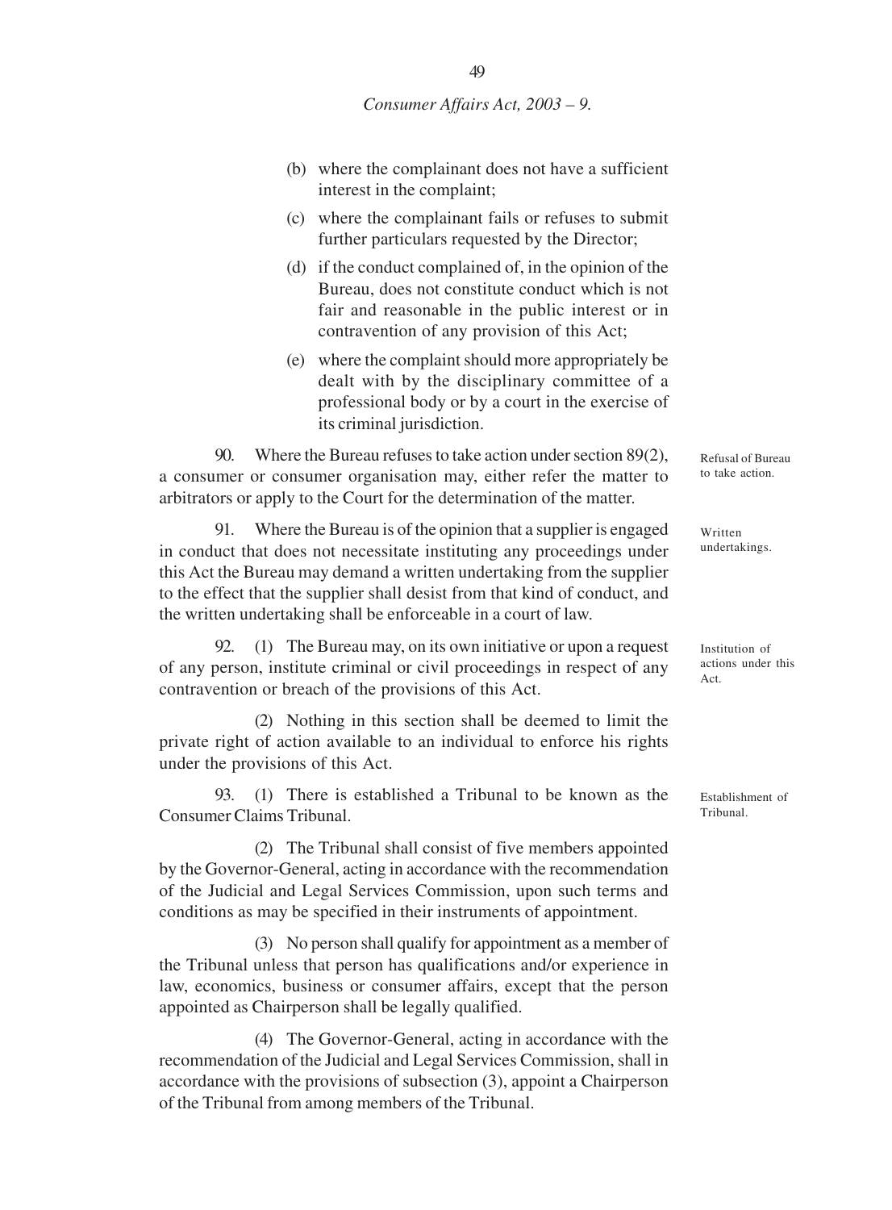(b) where the complainant does not have a sufficient interest in the complaint;

(c) where the complainant fails or refuses to submit further particulars requested by the Director;

(d) if the conduct complained of, in the opinion of the Bureau, does not constitute conduct which is not fair and reasonable in the public interest or in contravention of any provision of this Act;

(e) where the complaint should more appropriately be dealt with by the disciplinary committee of a professional body or by a court in the exercise of its criminal jurisdiction.

*Refusal of Bureau to take action.*

90. Where the Bureau refuses to take action under section 89(2), a consumer or consumer organisation may, either refer the matter to arbitrators or apply to the Court for the determination of the matter.

*Written undertakings.*

91. Where the Bureau is of the opinion that a supplier is engaged in conduct that does not necessitate instituting any proceedings under this Act the Bureau may demand a written undertaking from the supplier to the effect that the supplier shall desist from that kind of conduct, and the written undertaking shall be enforceable in a court of law.

*Institution of actions under this Act.*

92. (1) The Bureau may, on its own initiative or upon a request of any person, institute criminal or civil proceedings in respect of any contravention or breach of the provisions of this Act.

(2) Nothing in this section shall be deemed to limit the private right of action available to an individual to enforce his rights under the provisions of this Act.

*Establishment of Tribunal.*

93. (1) There is established a Tribunal to be known as the Consumer Claims Tribunal.

(2) The Tribunal shall consist of five members appointed by the Governor-General, acting in accordance with the recommendation of the Judicial and Legal Services Commission, upon such terms and conditions as may be specified in their instruments of appointment.

(3) No person shall qualify for appointment as a member of the Tribunal unless that person has qualifications and/or experience in law, economics, business or consumer affairs, except that the person appointed as Chairperson shall be legally qualified.

(4) The Governor-General, acting in accordance with the recommendation of the Judicial and Legal Services Commission, shall in accordance with the provisions of subsection (3), appoint a Chairperson of the Tribunal from among members of the Tribunal.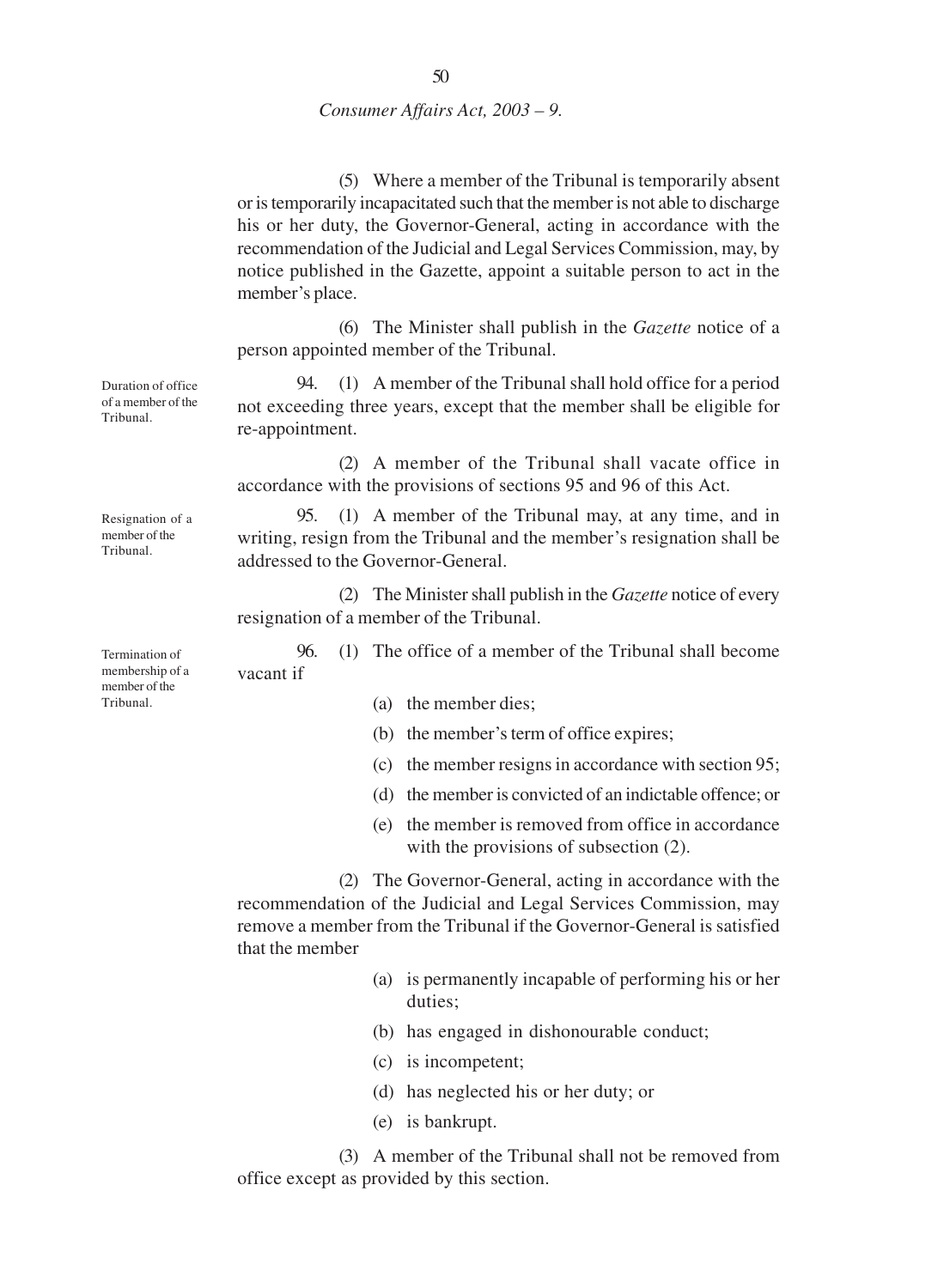(5) Where a member of the Tribunal is temporarily absent or is temporarily incapacitated such that the member is not able to discharge his or her duty, the Governor-General, acting in accordance with the recommendation of the Judicial and Legal Services Commission, may, by notice published in the Gazette, appoint a suitable person to act in the member's place.

(6) The Minister shall publish in the *Gazette* notice of a person appointed member of the Tribunal.

*Duration of office of a member of the Tribunal.*

94. (1) A member of the Tribunal shall hold office for a period not exceeding three years, except that the member shall be eligible for re-appointment.

(2) A member of the Tribunal shall vacate office in accordance with the provisions of sections 95 and 96 of this Act.

*Resignation of a member of the Tribunal.*

95. (1) A member of the Tribunal may, at any time, and in writing, resign from the Tribunal and the member's resignation shall be addressed to the Governor-General.

(2) The Minister shall publish in the *Gazette* notice of every resignation of a member of the Tribunal.

*Termination of membership of a member of the Tribunal.*

96. (1) The office of a member of the Tribunal shall become vacant if

- (a) the member dies;
- (b) the member's term of office expires;
- (c) the member resigns in accordance with section 95;
- (d) the member is convicted of an indictable offence; or
- (e) the member is removed from office in accordance with the provisions of subsection (2).

(2) The Governor-General, acting in accordance with the recommendation of the Judicial and Legal Services Commission, may remove a member from the Tribunal if the Governor-General is satisfied that the member

- (a) is permanently incapable of performing his or her duties;
- (b) has engaged in dishonourable conduct;
- (c) is incompetent;
- (d) has neglected his or her duty; or
- (e) is bankrupt.

(3) A member of the Tribunal shall not be removed from office except as provided by this section.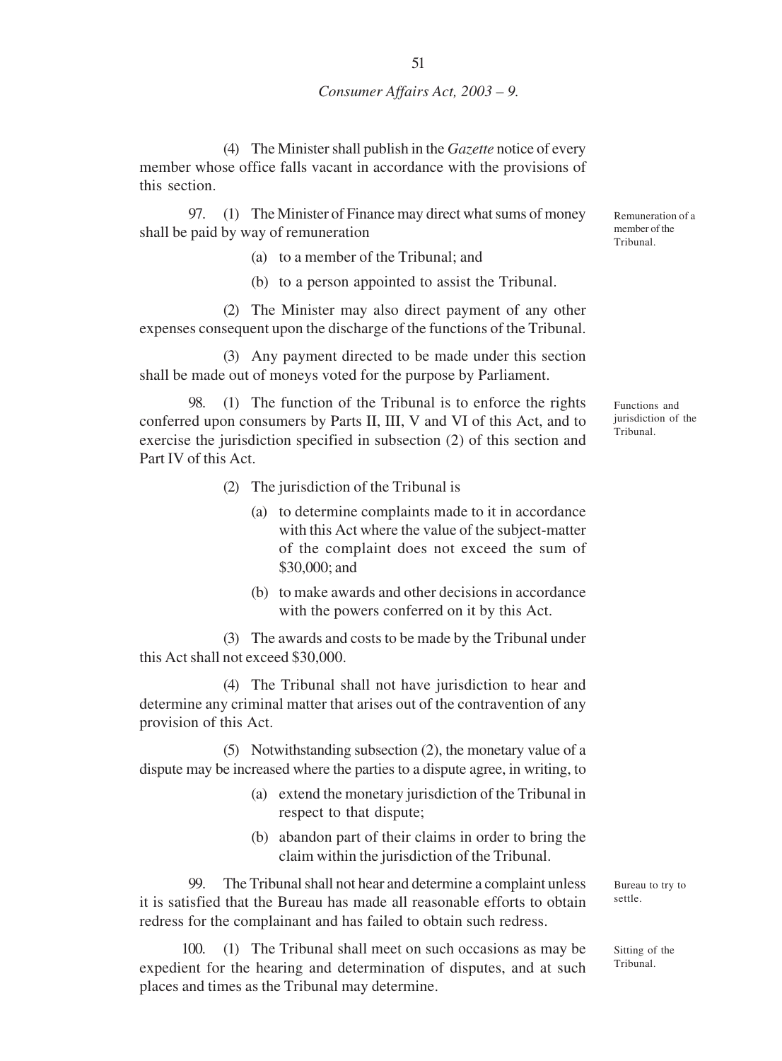(4) The Minister shall publish in the *Gazette* notice of every member whose office falls vacant in accordance with the provisions of this section.

Remuneration of a member of the Tribunal.

97. (1) The Minister of Finance may direct what sums of money shall be paid by way of remuneration

(a) to a member of the Tribunal; and

(b) to a person appointed to assist the Tribunal.

(2) The Minister may also direct payment of any other expenses consequent upon the discharge of the functions of the Tribunal.

(3) Any payment directed to be made under this section shall be made out of moneys voted for the purpose by Parliament.

Functions and jurisdiction of the Tribunal.

98. (1) The function of the Tribunal is to enforce the rights conferred upon consumers by Parts II, III, V and VI of this Act, and to exercise the jurisdiction specified in subsection (2) of this section and Part IV of this Act.

(2) The jurisdiction of the Tribunal is

(a) to determine complaints made to it in accordance with this Act where the value of the subject-matter of the complaint does not exceed the sum of $30,000; and

(b) to make awards and other decisions in accordance with the powers conferred on it by this Act.

(3) The awards and costs to be made by the Tribunal under this Act shall not exceed $30,000.

(4) The Tribunal shall not have jurisdiction to hear and determine any criminal matter that arises out of the contravention of any provision of this Act.

(5) Notwithstanding subsection (2), the monetary value of a dispute may be increased where the parties to a dispute agree, in writing, to

(a) extend the monetary jurisdiction of the Tribunal in respect to that dispute;

(b) abandon part of their claims in order to bring the claim within the jurisdiction of the Tribunal.

Bureau to try to settle.

99. The Tribunal shall not hear and determine a complaint unless it is satisfied that the Bureau has made all reasonable efforts to obtain redress for the complainant and has failed to obtain such redress.

Sitting of the Tribunal.

100. (1) The Tribunal shall meet on such occasions as may be expedient for the hearing and determination of disputes, and at such places and times as the Tribunal may determine.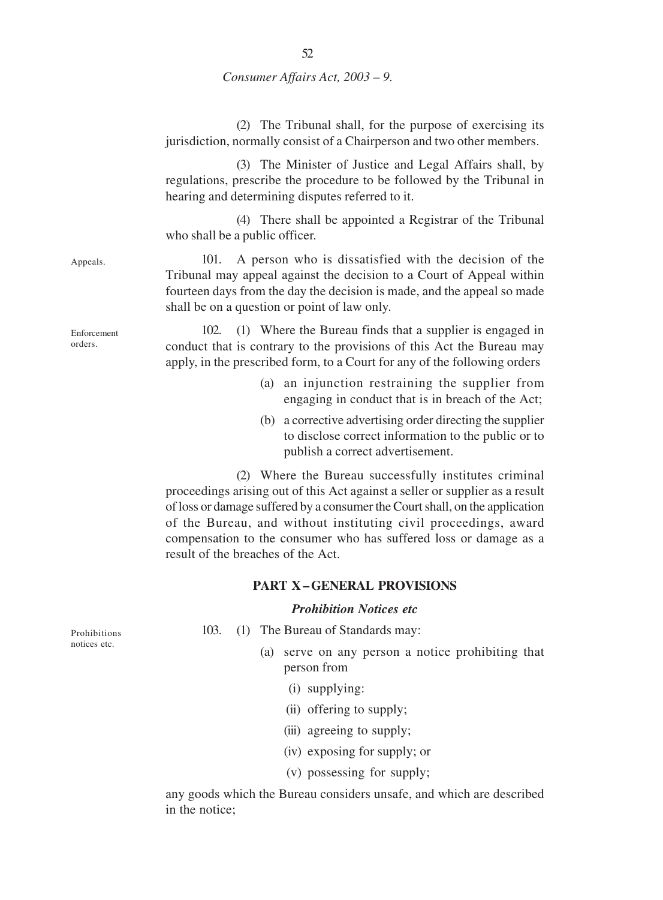(2) The Tribunal shall, for the purpose of exercising its jurisdiction, normally consist of a Chairperson and two other members.

(3) The Minister of Justice and Legal Affairs shall, by regulations, prescribe the procedure to be followed by the Tribunal in hearing and determining disputes referred to it.

(4) There shall be appointed a Registrar of the Tribunal who shall be a public officer.

Appeals.

101. A person who is dissatisfied with the decision of the Tribunal may appeal against the decision to a Court of Appeal within fourteen days from the day the decision is made, and the appeal so made shall be on a question or point of law only.

Enforcement orders.

102. (1) Where the Bureau finds that a supplier is engaged in conduct that is contrary to the provisions of this Act the Bureau may apply, in the prescribed form, to a Court for any of the following orders

(a) an injunction restraining the supplier from engaging in conduct that is in breach of the Act;

(b) a corrective advertising order directing the supplier to disclose correct information to the public or to publish a correct advertisement.

(2) Where the Bureau successfully institutes criminal proceedings arising out of this Act against a seller or supplier as a result of loss or damage suffered by a consumer the Court shall, on the application of the Bureau, and without instituting civil proceedings, award compensation to the consumer who has suffered loss or damage as a result of the breaches of the Act.

## PART X – GENERAL PROVISIONS

### *Prohibition Notices etc*

Prohibitions notices etc.

103. (1) The Bureau of Standards may:

(a) serve on any person a notice prohibiting that person from

(i) supplying:

(ii) offering to supply;

(iii) agreeing to supply;

(iv) exposing for supply; or

(v) possessing for supply;

any goods which the Bureau considers unsafe, and which are described in the notice;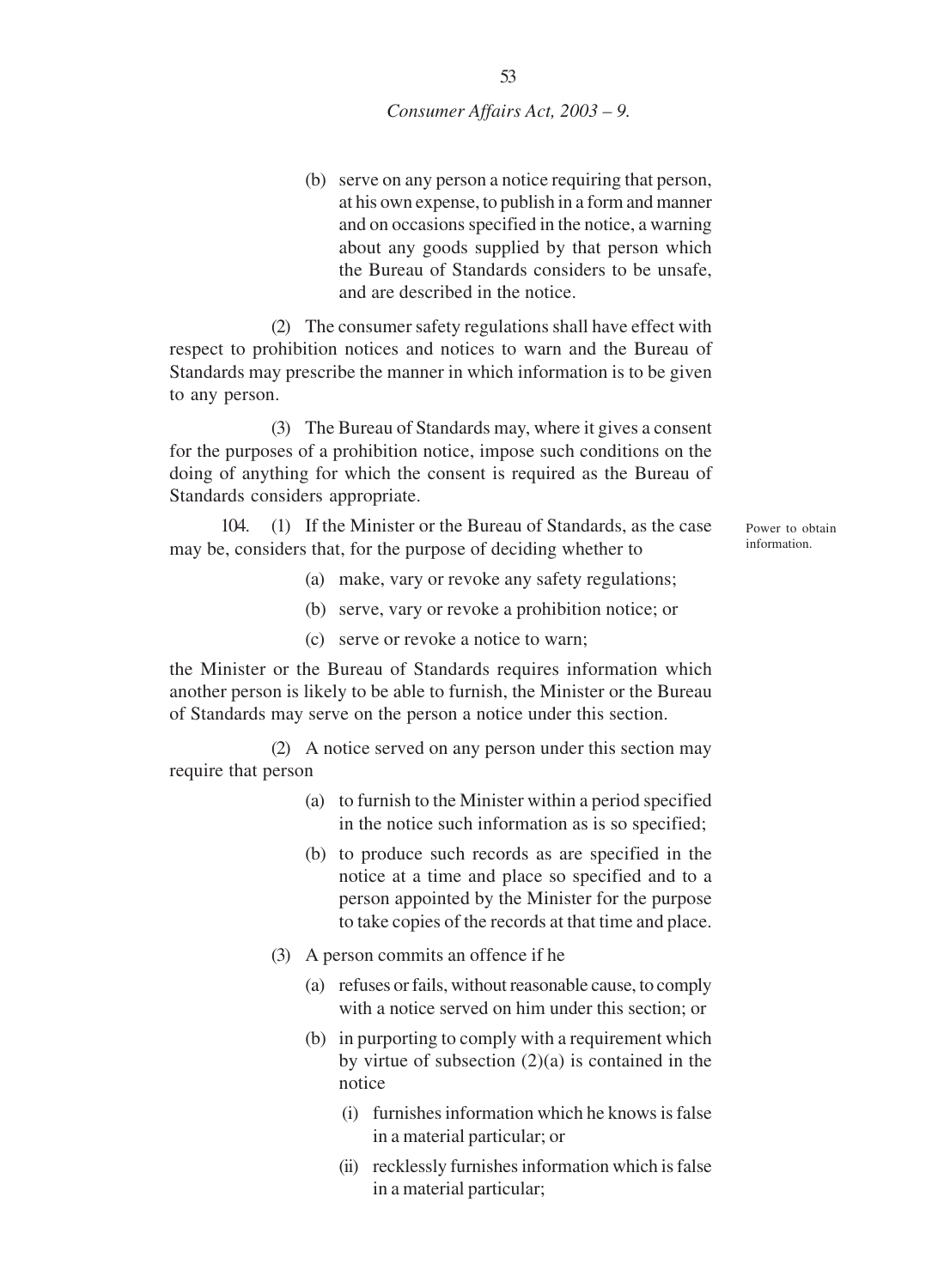(b) serve on any person a notice requiring that person, at his own expense, to publish in a form and manner and on occasions specified in the notice, a warning about any goods supplied by that person which the Bureau of Standards considers to be unsafe, and are described in the notice.

(2) The consumer safety regulations shall have effect with respect to prohibition notices and notices to warn and the Bureau of Standards may prescribe the manner in which information is to be given to any person.

(3) The Bureau of Standards may, where it gives a consent for the purposes of a prohibition notice, impose such conditions on the doing of anything for which the consent is required as the Bureau of Standards considers appropriate.

Power to obtain information.

104. (1) If the Minister or the Bureau of Standards, as the case may be, considers that, for the purpose of deciding whether to

(a) make, vary or revoke any safety regulations;

(b) serve, vary or revoke a prohibition notice; or

(c) serve or revoke a notice to warn;

the Minister or the Bureau of Standards requires information which another person is likely to be able to furnish, the Minister or the Bureau of Standards may serve on the person a notice under this section.

(2) A notice served on any person under this section may require that person

(a) to furnish to the Minister within a period specified in the notice such information as is so specified;

(b) to produce such records as are specified in the notice at a time and place so specified and to a person appointed by the Minister for the purpose to take copies of the records at that time and place.

(3) A person commits an offence if he

(a) refuses or fails, without reasonable cause, to comply with a notice served on him under this section; or

(b) in purporting to comply with a requirement which by virtue of subsection (2)(a) is contained in the notice

(i) furnishes information which he knows is false in a material particular; or

(ii) recklessly furnishes information which is false in a material particular;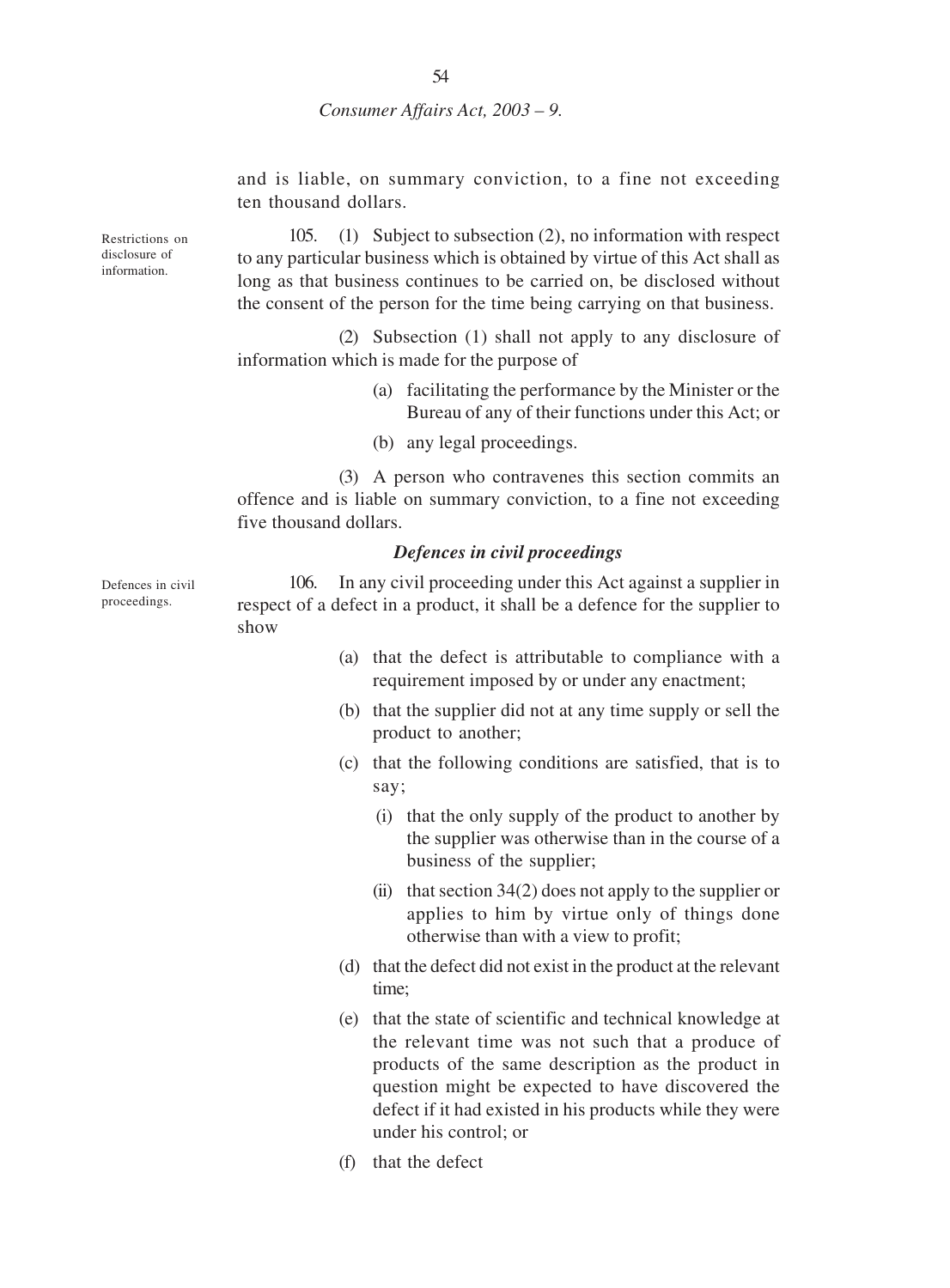and is liable, on summary conviction, to a fine not exceeding ten thousand dollars.

Restrictions on disclosure of information.

105. (1) Subject to subsection (2), no information with respect to any particular business which is obtained by virtue of this Act shall as long as that business continues to be carried on, be disclosed without the consent of the person for the time being carrying on that business.

(2) Subsection (1) shall not apply to any disclosure of information which is made for the purpose of

(a) facilitating the performance by the Minister or the Bureau of any of their functions under this Act; or

(b) any legal proceedings.

(3) A person who contravenes this section commits an offence and is liable on summary conviction, to a fine not exceeding five thousand dollars.

***Defences in civil proceedings***

Defences in civil proceedings.

106. In any civil proceeding under this Act against a supplier in respect of a defect in a product, it shall be a defence for the supplier to show

(a) that the defect is attributable to compliance with a requirement imposed by or under any enactment;

(b) that the supplier did not at any time supply or sell the product to another;

(c) that the following conditions are satisfied, that is to say;

(i) that the only supply of the product to another by the supplier was otherwise than in the course of a business of the supplier;

(ii) that section 34(2) does not apply to the supplier or applies to him by virtue only of things done otherwise than with a view to profit;

(d) that the defect did not exist in the product at the relevant time;

(e) that the state of scientific and technical knowledge at the relevant time was not such that a produce of products of the same description as the product in question might be expected to have discovered the defect if it had existed in his products while they were under his control; or

(f) that the defect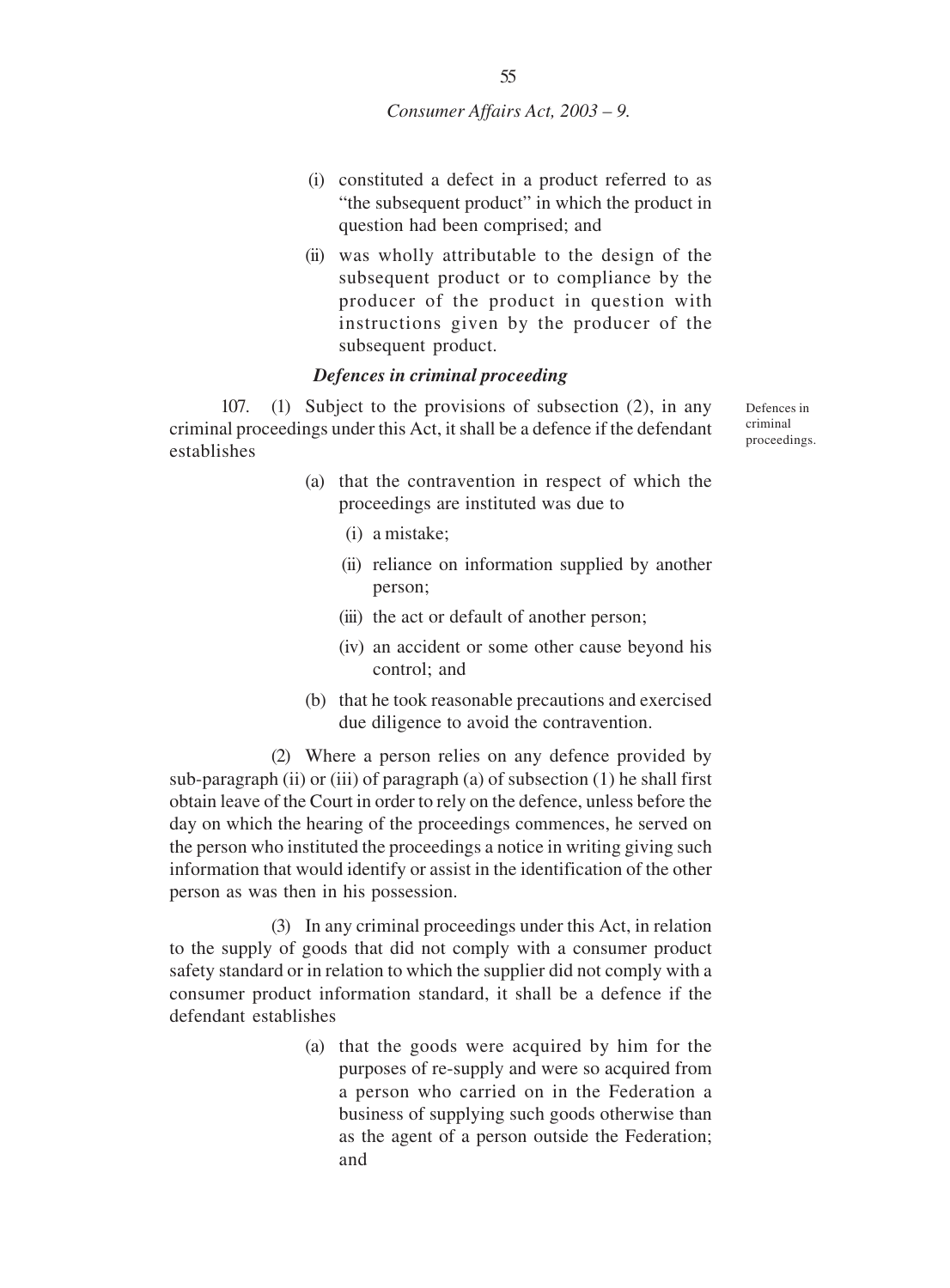(i) constituted a defect in a product referred to as "the subsequent product" in which the product in question had been comprised; and

(ii) was wholly attributable to the design of the subsequent product or to compliance by the producer of the product in question with instructions given by the producer of the subsequent product.

### *Defences in criminal proceeding*

Defences in criminal proceedings.

107. (1) Subject to the provisions of subsection (2), in any criminal proceedings under this Act, it shall be a defence if the defendant establishes

(a) that the contravention in respect of which the proceedings are instituted was due to

(i) a mistake;

(ii) reliance on information supplied by another person;

(iii) the act or default of another person;

(iv) an accident or some other cause beyond his control; and

(b) that he took reasonable precautions and exercised due diligence to avoid the contravention.

(2) Where a person relies on any defence provided by sub-paragraph (ii) or (iii) of paragraph (a) of subsection (1) he shall first obtain leave of the Court in order to rely on the defence, unless before the day on which the hearing of the proceedings commences, he served on the person who instituted the proceedings a notice in writing giving such information that would identify or assist in the identification of the other person as was then in his possession.

(3) In any criminal proceedings under this Act, in relation to the supply of goods that did not comply with a consumer product safety standard or in relation to which the supplier did not comply with a consumer product information standard, it shall be a defence if the defendant establishes

(a) that the goods were acquired by him for the purposes of re-supply and were so acquired from a person who carried on in the Federation a business of supplying such goods otherwise than as the agent of a person outside the Federation; and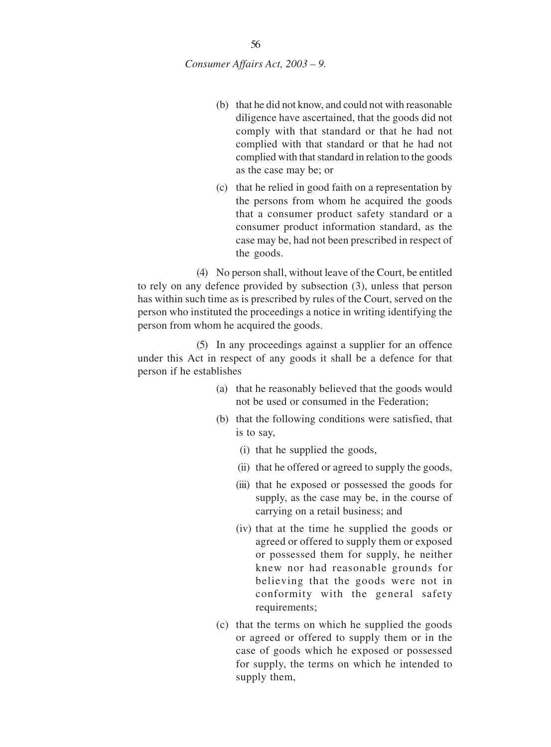(b) that he did not know, and could not with reasonable diligence have ascertained, that the goods did not comply with that standard or that he had not complied with that standard or that he had not complied with that standard in relation to the goods as the case may be; or

(c) that he relied in good faith on a representation by the persons from whom he acquired the goods that a consumer product safety standard or a consumer product information standard, as the case may be, had not been prescribed in respect of the goods.

(4) No person shall, without leave of the Court, be entitled to rely on any defence provided by subsection (3), unless that person has within such time as is prescribed by rules of the Court, served on the person who instituted the proceedings a notice in writing identifying the person from whom he acquired the goods.

(5) In any proceedings against a supplier for an offence under this Act in respect of any goods it shall be a defence for that person if he establishes

(a) that he reasonably believed that the goods would not be used or consumed in the Federation;

(b) that the following conditions were satisfied, that is to say,

(i) that he supplied the goods,

(ii) that he offered or agreed to supply the goods,

(iii) that he exposed or possessed the goods for supply, as the case may be, in the course of carrying on a retail business; and

(iv) that at the time he supplied the goods or agreed or offered to supply them or exposed or possessed them for supply, he neither knew nor had reasonable grounds for believing that the goods were not in conformity with the general safety requirements;

(c) that the terms on which he supplied the goods or agreed or offered to supply them or in the case of goods which he exposed or possessed for supply, the terms on which he intended to supply them,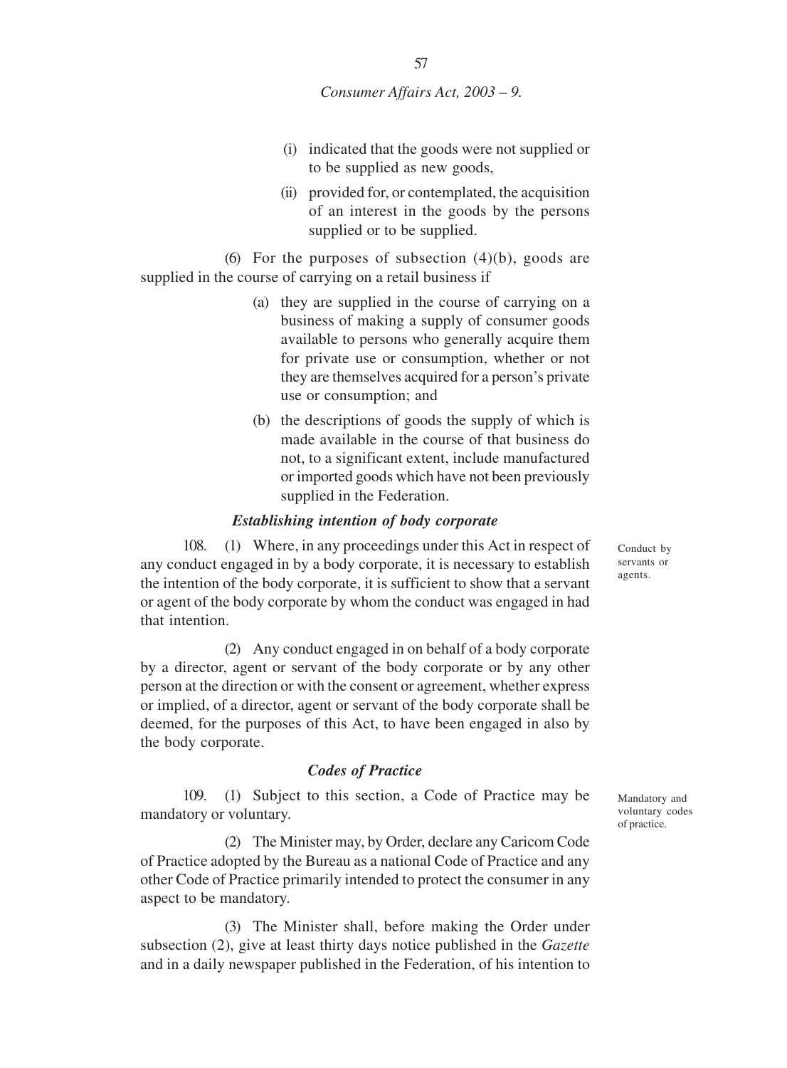(i) indicated that the goods were not supplied or to be supplied as new goods,

(ii) provided for, or contemplated, the acquisition of an interest in the goods by the persons supplied or to be supplied.

(6) For the purposes of subsection (4)(b), goods are supplied in the course of carrying on a retail business if

(a) they are supplied in the course of carrying on a business of making a supply of consumer goods available to persons who generally acquire them for private use or consumption, whether or not they are themselves acquired for a person's private use or consumption; and

(b) the descriptions of goods the supply of which is made available in the course of that business do not, to a significant extent, include manufactured or imported goods which have not been previously supplied in the Federation.

### *Establishing intention of body corporate*

Conduct by servants or agents.

108. (1) Where, in any proceedings under this Act in respect of any conduct engaged in by a body corporate, it is necessary to establish the intention of the body corporate, it is sufficient to show that a servant or agent of the body corporate by whom the conduct was engaged in had that intention.

(2) Any conduct engaged in on behalf of a body corporate by a director, agent or servant of the body corporate or by any other person at the direction or with the consent or agreement, whether express or implied, of a director, agent or servant of the body corporate shall be deemed, for the purposes of this Act, to have been engaged in also by the body corporate.

### *Codes of Practice*

Mandatory and voluntary codes of practice.

109. (1) Subject to this section, a Code of Practice may be mandatory or voluntary.

(2) The Minister may, by Order, declare any Caricom Code of Practice adopted by the Bureau as a national Code of Practice and any other Code of Practice primarily intended to protect the consumer in any aspect to be mandatory.

(3) The Minister shall, before making the Order under subsection (2), give at least thirty days notice published in the *Gazette* and in a daily newspaper published in the Federation, of his intention to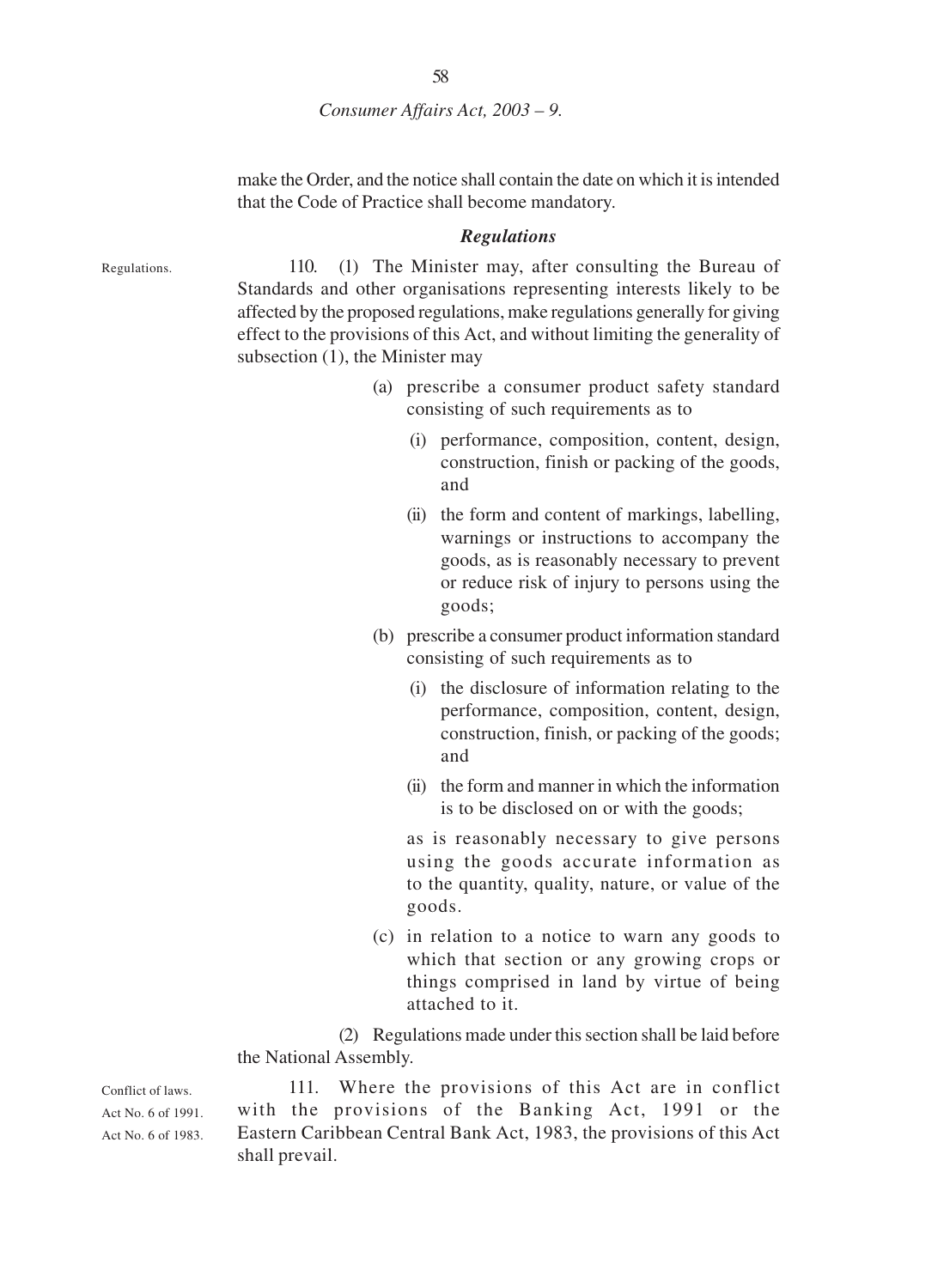make the Order, and the notice shall contain the date on which it is intended that the Code of Practice shall become mandatory.

### *Regulations*

Regulations.

110. (1) The Minister may, after consulting the Bureau of Standards and other organisations representing interests likely to be affected by the proposed regulations, make regulations generally for giving effect to the provisions of this Act, and without limiting the generality of subsection (1), the Minister may

(a) prescribe a consumer product safety standard consisting of such requirements as to

(i) performance, composition, content, design, construction, finish or packing of the goods, and

(ii) the form and content of markings, labelling, warnings or instructions to accompany the goods, as is reasonably necessary to prevent or reduce risk of injury to persons using the goods;

(b) prescribe a consumer product information standard consisting of such requirements as to

(i) the disclosure of information relating to the performance, composition, content, design, construction, finish, or packing of the goods; and

(ii) the form and manner in which the information is to be disclosed on or with the goods;

as is reasonably necessary to give persons using the goods accurate information as to the quantity, quality, nature, or value of the goods.

(c) in relation to a notice to warn any goods to which that section or any growing crops or things comprised in land by virtue of being attached to it.

(2) Regulations made under this section shall be laid before the National Assembly.

Conflict of laws.
Act No. 6 of 1991.
Act No. 6 of 1983.

111. Where the provisions of this Act are in conflict with the provisions of the Banking Act, 1991 or the Eastern Caribbean Central Bank Act, 1983, the provisions of this Act shall prevail.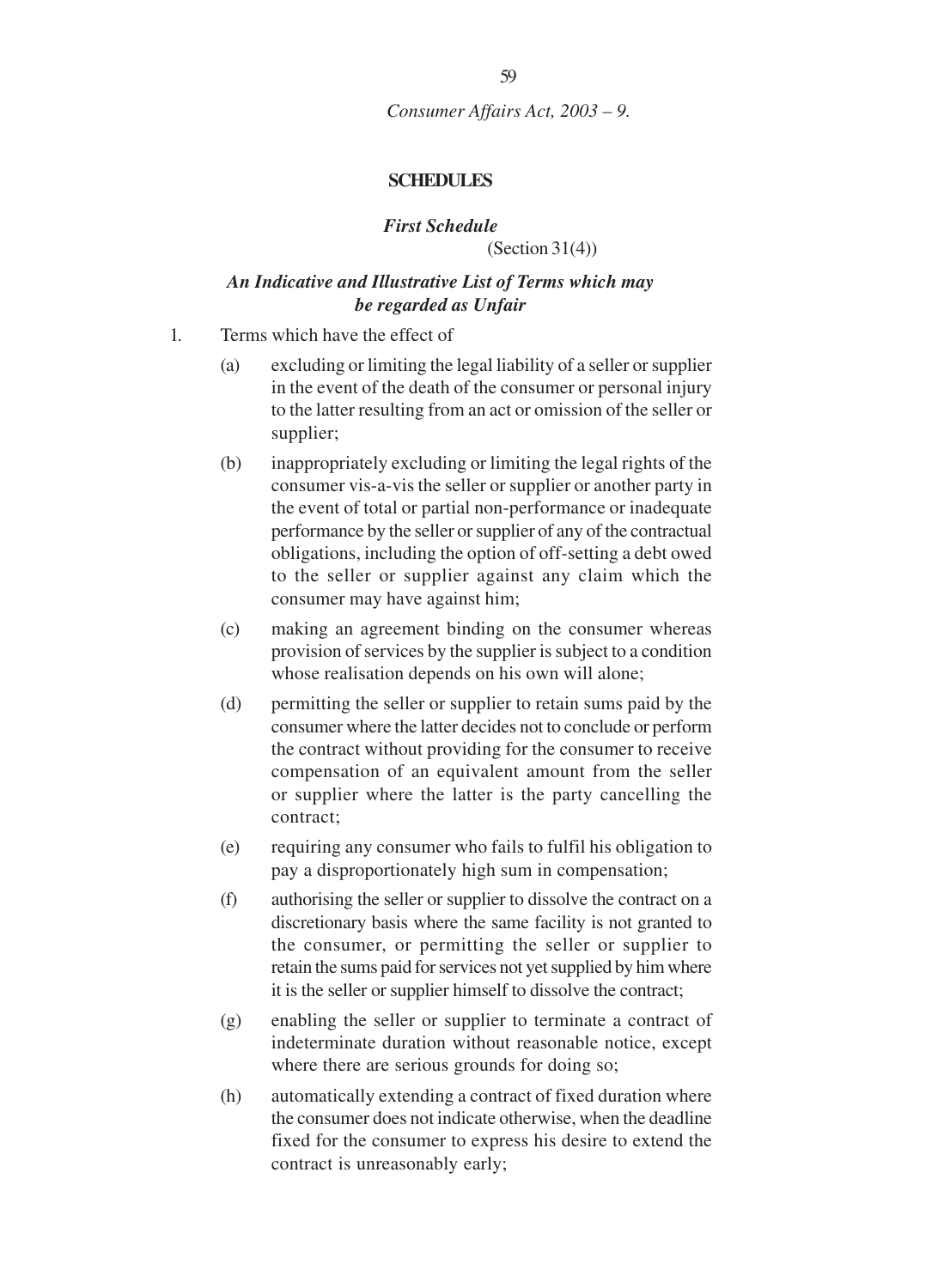## SCHEDULES

### *First Schedule*

(Section 31(4))

### *An Indicative and Illustrative List of Terms which may be regarded as Unfair*

1. Terms which have the effect of

   (a) excluding or limiting the legal liability of a seller or supplier in the event of the death of the consumer or personal injury to the latter resulting from an act or omission of the seller or supplier;

   (b) inappropriately excluding or limiting the legal rights of the consumer vis-a-vis the seller or supplier or another party in the event of total or partial non-performance or inadequate performance by the seller or supplier of any of the contractual obligations, including the option of off-setting a debt owed to the seller or supplier against any claim which the consumer may have against him;

   (c) making an agreement binding on the consumer whereas provision of services by the supplier is subject to a condition whose realisation depends on his own will alone;

   (d) permitting the seller or supplier to retain sums paid by the consumer where the latter decides not to conclude or perform the contract without providing for the consumer to receive compensation of an equivalent amount from the seller or supplier where the latter is the party cancelling the contract;

   (e) requiring any consumer who fails to fulfil his obligation to pay a disproportionately high sum in compensation;

   (f) authorising the seller or supplier to dissolve the contract on a discretionary basis where the same facility is not granted to the consumer, or permitting the seller or supplier to retain the sums paid for services not yet supplied by him where it is the seller or supplier himself to dissolve the contract;

   (g) enabling the seller or supplier to terminate a contract of indeterminate duration without reasonable notice, except where there are serious grounds for doing so;

   (h) automatically extending a contract of fixed duration where the consumer does not indicate otherwise, when the deadline fixed for the consumer to express his desire to extend the contract is unreasonably early;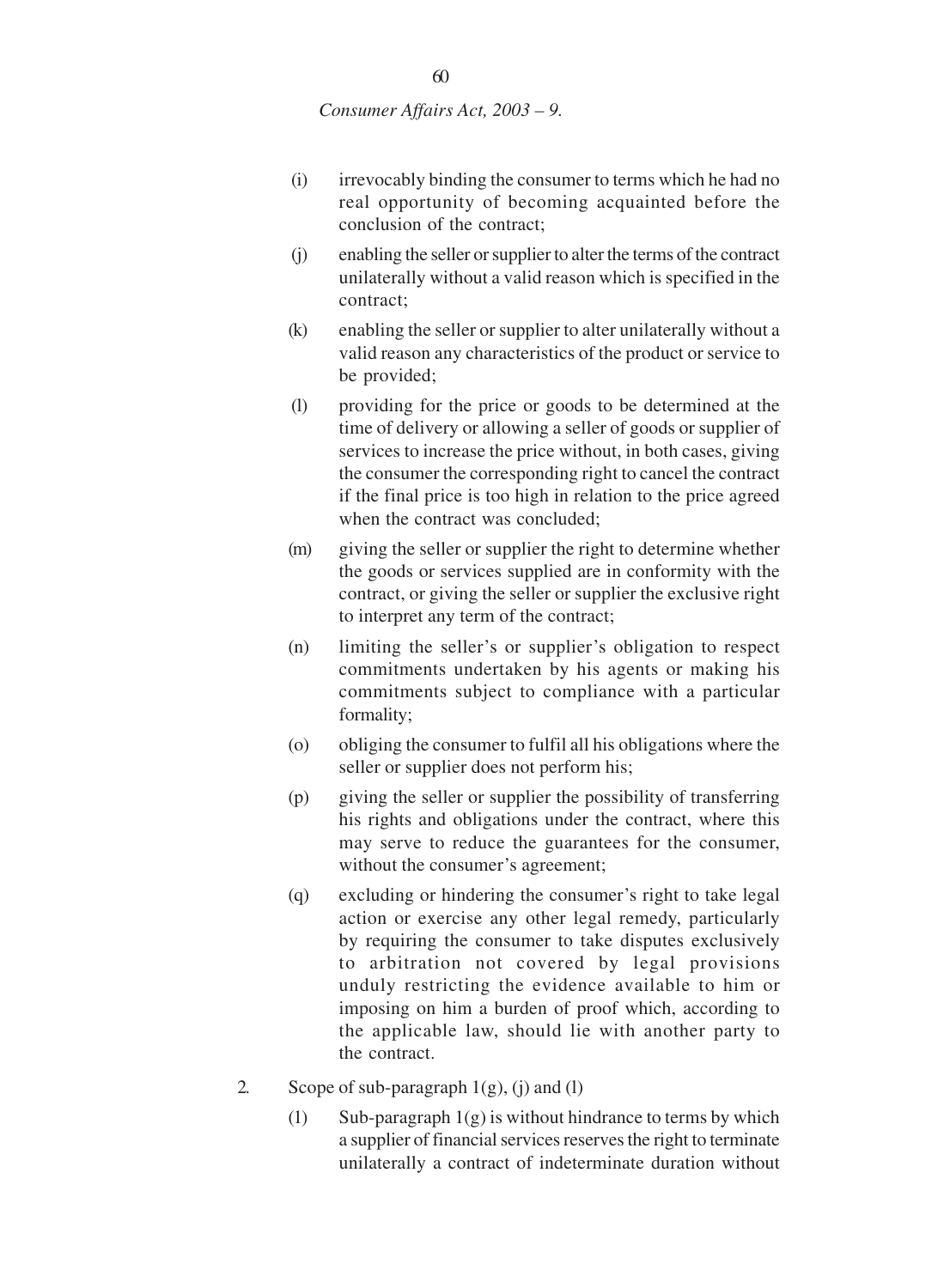(i) irrevocably binding the consumer to terms which he had no real opportunity of becoming acquainted before the conclusion of the contract;

(j) enabling the seller or supplier to alter the terms of the contract unilaterally without a valid reason which is specified in the contract;

(k) enabling the seller or supplier to alter unilaterally without a valid reason any characteristics of the product or service to be provided;

(l) providing for the price or goods to be determined at the time of delivery or allowing a seller of goods or supplier of services to increase the price without, in both cases, giving the consumer the corresponding right to cancel the contract if the final price is too high in relation to the price agreed when the contract was concluded;

(m) giving the seller or supplier the right to determine whether the goods or services supplied are in conformity with the contract, or giving the seller or supplier the exclusive right to interpret any term of the contract;

(n) limiting the seller's or supplier's obligation to respect commitments undertaken by his agents or making his commitments subject to compliance with a particular formality;

(o) obliging the consumer to fulfil all his obligations where the seller or supplier does not perform his;

(p) giving the seller or supplier the possibility of transferring his rights and obligations under the contract, where this may serve to reduce the guarantees for the consumer, without the consumer's agreement;

(q) excluding or hindering the consumer's right to take legal action or exercise any other legal remedy, particularly by requiring the consumer to take disputes exclusively to arbitration not covered by legal provisions unduly restricting the evidence available to him or imposing on him a burden of proof which, according to the applicable law, should lie with another party to the contract.

2. Scope of sub-paragraph 1(g), (j) and (l)

(1) Sub-paragraph 1(g) is without hindrance to terms by which a supplier of financial services reserves the right to terminate unilaterally a contract of indeterminate duration without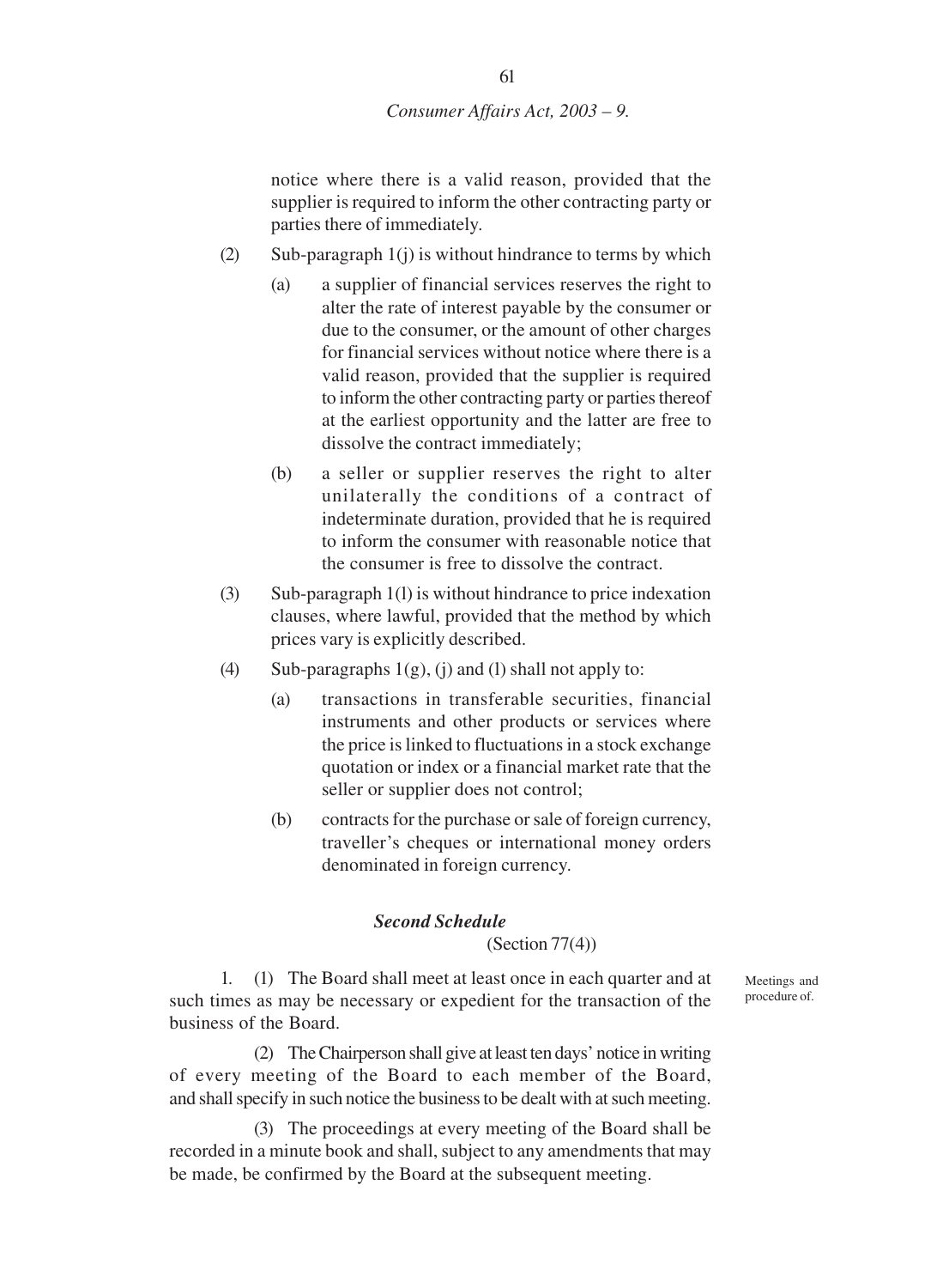notice where there is a valid reason, provided that the supplier is required to inform the other contracting party or parties there of immediately.

(2) Sub-paragraph 1(j) is without hindrance to terms by which

(a) a supplier of financial services reserves the right to alter the rate of interest payable by the consumer or due to the consumer, or the amount of other charges for financial services without notice where there is a valid reason, provided that the supplier is required to inform the other contracting party or parties thereof at the earliest opportunity and the latter are free to dissolve the contract immediately;

(b) a seller or supplier reserves the right to alter unilaterally the conditions of a contract of indeterminate duration, provided that he is required to inform the consumer with reasonable notice that the consumer is free to dissolve the contract.

(3) Sub-paragraph 1(l) is without hindrance to price indexation clauses, where lawful, provided that the method by which prices vary is explicitly described.

(4) Sub-paragraphs 1(g), (j) and (l) shall not apply to:

(a) transactions in transferable securities, financial instruments and other products or services where the price is linked to fluctuations in a stock exchange quotation or index or a financial market rate that the seller or supplier does not control;

(b) contracts for the purchase or sale of foreign currency, traveller's cheques or international money orders denominated in foreign currency.

## *Second Schedule*

(Section 77(4))

Meetings and procedure of.

1. (1) The Board shall meet at least once in each quarter and at such times as may be necessary or expedient for the transaction of the business of the Board.

(2) The Chairperson shall give at least ten days' notice in writing of every meeting of the Board to each member of the Board, and shall specify in such notice the business to be dealt with at such meeting.

(3) The proceedings at every meeting of the Board shall be recorded in a minute book and shall, subject to any amendments that may be made, be confirmed by the Board at the subsequent meeting.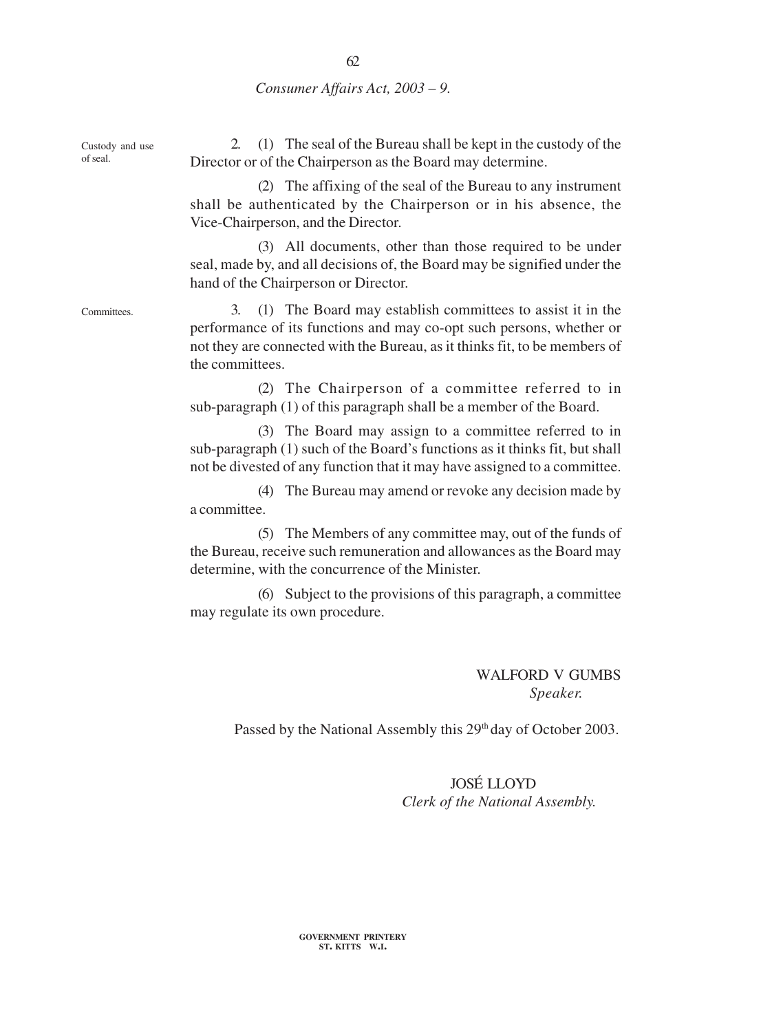Custody and use of seal.

2. (1) The seal of the Bureau shall be kept in the custody of the Director or of the Chairperson as the Board may determine.

(2) The affixing of the seal of the Bureau to any instrument shall be authenticated by the Chairperson or in his absence, the Vice-Chairperson, and the Director.

(3) All documents, other than those required to be under seal, made by, and all decisions of, the Board may be signified under the hand of the Chairperson or Director.

Committees.

3. (1) The Board may establish committees to assist it in the performance of its functions and may co-opt such persons, whether or not they are connected with the Bureau, as it thinks fit, to be members of the committees.

(2) The Chairperson of a committee referred to in sub-paragraph (1) of this paragraph shall be a member of the Board.

(3) The Board may assign to a committee referred to in sub-paragraph (1) such of the Board's functions as it thinks fit, but shall not be divested of any function that it may have assigned to a committee.

(4) The Bureau may amend or revoke any decision made by a committee.

(5) The Members of any committee may, out of the funds of the Bureau, receive such remuneration and allowances as the Board may determine, with the concurrence of the Minister.

(6) Subject to the provisions of this paragraph, a committee may regulate its own procedure.

WALFORD V GUMBS
*Speaker.*

Passed by the National Assembly this 29th day of October 2003.

JOSÉ LLOYD
*Clerk of the National Assembly.*

GOVERNMENT PRINTERY
ST. KITTS W.I.